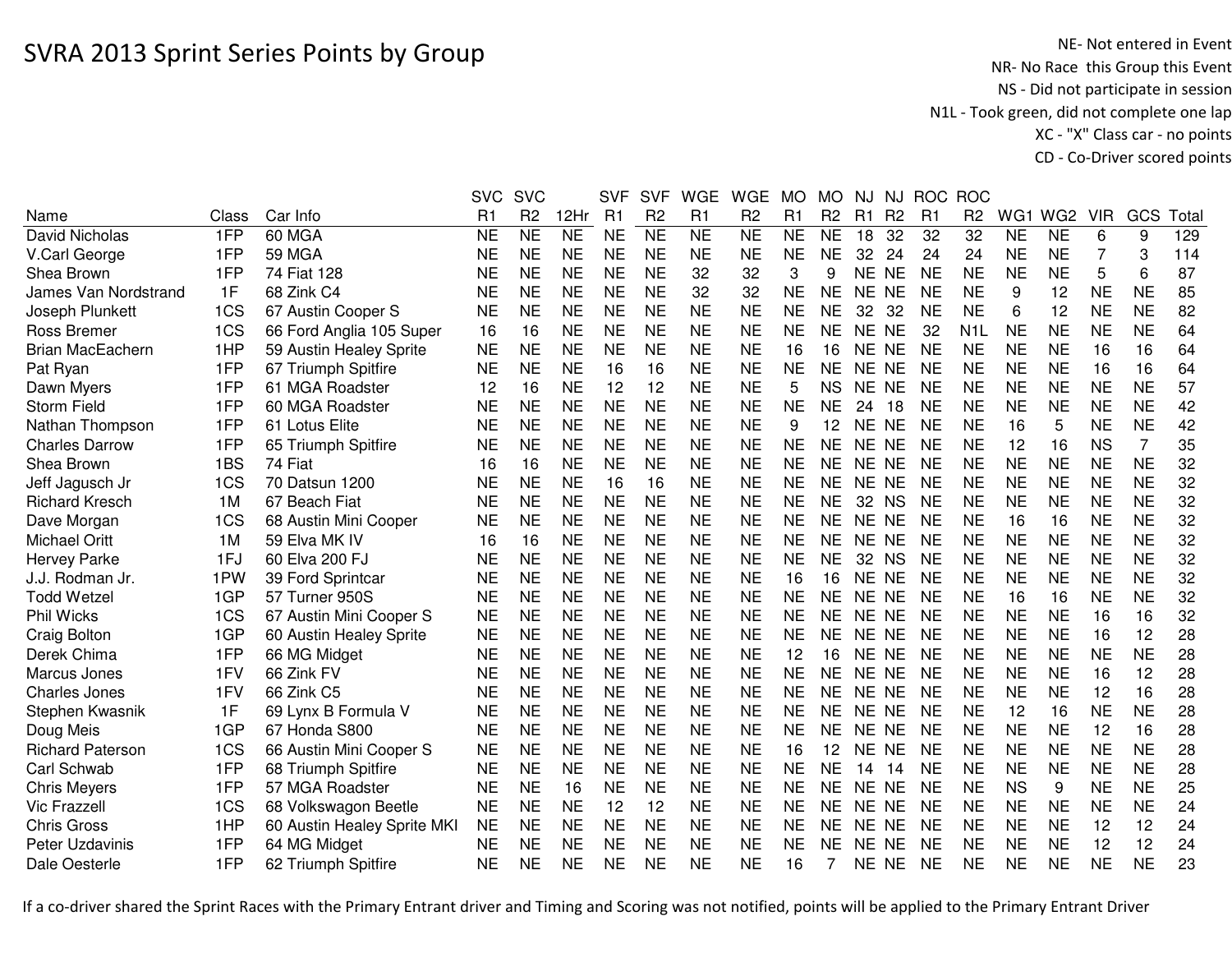# SVRA 2013 Sprint Series Points by Group

NE- Not entered in Event
NR- No Race this Group this Event
NS - Did not participate in session
N1L - Took green, did not complete one lap
XC - "X" Class car - no points
CD - Co-Driver scored points

| Name | Class | Car Info | SVC R1 | SVC R2 | 12Hr | SVF R1 | SVF R2 | WGE R1 | WGE R2 | MO R1 | MO R2 | NJ R1 | NJ R2 | ROC R1 | ROC R2 | WG1 | WG2 | VIR | GCS | Total |
|---|---|---|---|---|---|---|---|---|---|---|---|---|---|---|---|---|---|---|---|---|
| David Nicholas | 1FP | 60 MGA | NE | NE | NE | NE | NE | NE | NE | NE | NE | 18 | 32 | 32 | 32 | NE | NE | 6 | 9 | 129 |
| V.Carl George | 1FP | 59 MGA | NE | NE | NE | NE | NE | NE | NE | NE | NE | 32 | 24 | 24 | 24 | NE | NE | 7 | 3 | 114 |
| Shea Brown | 1FP | 74 Fiat 128 | NE | NE | NE | NE | NE | 32 | 32 | 3 | 9 | NE | NE | NE | NE | NE | NE | 5 | 6 | 87 |
| James Van Nordstrand | 1F | 68 Zink C4 | NE | NE | NE | NE | NE | 32 | 32 | NE | NE | NE | NE | NE | NE | 9 | 12 | NE | NE | 85 |
| Joseph Plunkett | 1CS | 67 Austin Cooper S | NE | NE | NE | NE | NE | NE | NE | NE | NE | 32 | 32 | NE | NE | 6 | 12 | NE | NE | 82 |
| Ross Bremer | 1CS | 66 Ford Anglia 105 Super | 16 | 16 | NE | NE | NE | NE | NE | NE | NE | NE | NE | 32 | N1L | NE | NE | NE | NE | 64 |
| Brian MacEachern | 1HP | 59 Austin Healey Sprite | NE | NE | NE | NE | NE | NE | NE | 16 | 16 | NE | NE | NE | NE | NE | NE | 16 | 16 | 64 |
| Pat Ryan | 1FP | 67 Triumph Spitfire | NE | NE | NE | 16 | 16 | NE | NE | NE | NE | NE | NE | NE | NE | NE | NE | 16 | 16 | 64 |
| Dawn Myers | 1FP | 61 MGA Roadster | 12 | 16 | NE | 12 | 12 | NE | NE | 5 | NS | NE | NE | NE | NE | NE | NE | NE | NE | 57 |
| Storm Field | 1FP | 60 MGA Roadster | NE | NE | NE | NE | NE | NE | NE | NE | NE | 24 | 18 | NE | NE | NE | NE | NE | NE | 42 |
| Nathan Thompson | 1FP | 61 Lotus Elite | NE | NE | NE | NE | NE | NE | NE | 9 | 12 | NE | NE | NE | NE | 16 | 5 | NE | NE | 42 |
| Charles Darrow | 1FP | 65 Triumph Spitfire | NE | NE | NE | NE | NE | NE | NE | NE | NE | NE | NE | NE | NE | 12 | 16 | NS | 7 | 35 |
| Shea Brown | 1BS | 74 Fiat | 16 | 16 | NE | NE | NE | NE | NE | NE | NE | NE | NE | NE | NE | NE | NE | NE | NE | 32 |
| Jeff Jagusch Jr | 1CS | 70 Datsun 1200 | NE | NE | NE | 16 | 16 | NE | NE | NE | NE | NE | NE | NE | NE | NE | NE | NE | NE | 32 |
| Richard Kresch | 1M | 67 Beach Fiat | NE | NE | NE | NE | NE | NE | NE | NE | NE | 32 | NS | NE | NE | NE | NE | NE | NE | 32 |
| Dave Morgan | 1CS | 68 Austin Mini Cooper | NE | NE | NE | NE | NE | NE | NE | NE | NE | NE | NE | NE | NE | 16 | 16 | NE | NE | 32 |
| Michael Oritt | 1M | 59 Elva MK IV | 16 | 16 | NE | NE | NE | NE | NE | NE | NE | NE | NE | NE | NE | NE | NE | NE | NE | 32 |
| Hervey Parke | 1FJ | 60 Elva 200 FJ | NE | NE | NE | NE | NE | NE | NE | NE | NE | 32 | NS | NE | NE | NE | NE | NE | NE | 32 |
| J.J. Rodman Jr. | 1PW | 39 Ford Sprintcar | NE | NE | NE | NE | NE | NE | NE | 16 | 16 | NE | NE | NE | NE | NE | NE | NE | NE | 32 |
| Todd Wetzel | 1GP | 57 Turner 950S | NE | NE | NE | NE | NE | NE | NE | NE | NE | NE | NE | NE | NE | 16 | 16 | NE | NE | 32 |
| Phil Wicks | 1CS | 67 Austin Mini Cooper S | NE | NE | NE | NE | NE | NE | NE | NE | NE | NE | NE | NE | NE | NE | NE | 16 | 16 | 32 |
| Craig Bolton | 1GP | 60 Austin Healey Sprite | NE | NE | NE | NE | NE | NE | NE | NE | NE | NE | NE | NE | NE | NE | NE | 16 | 12 | 28 |
| Derek Chima | 1FP | 66 MG Midget | NE | NE | NE | NE | NE | NE | NE | 12 | 16 | NE | NE | NE | NE | NE | NE | NE | NE | 28 |
| Marcus Jones | 1FV | 66 Zink FV | NE | NE | NE | NE | NE | NE | NE | NE | NE | NE | NE | NE | NE | NE | NE | 16 | 12 | 28 |
| Charles Jones | 1FV | 66 Zink C5 | NE | NE | NE | NE | NE | NE | NE | NE | NE | NE | NE | NE | NE | NE | NE | 12 | 16 | 28 |
| Stephen Kwasnik | 1F | 69 Lynx B Formula V | NE | NE | NE | NE | NE | NE | NE | NE | NE | NE | NE | NE | NE | 12 | 16 | NE | NE | 28 |
| Doug Meis | 1GP | 67 Honda S800 | NE | NE | NE | NE | NE | NE | NE | NE | NE | NE | NE | NE | NE | NE | NE | 12 | 16 | 28 |
| Richard Paterson | 1CS | 66 Austin Mini Cooper S | NE | NE | NE | NE | NE | NE | NE | 16 | 12 | NE | NE | NE | NE | NE | NE | NE | NE | 28 |
| Carl Schwab | 1FP | 68 Triumph Spitfire | NE | NE | NE | NE | NE | NE | NE | NE | NE | 14 | 14 | NE | NE | NE | NE | NE | NE | 28 |
| Chris Meyers | 1FP | 57 MGA Roadster | NE | NE | 16 | NE | NE | NE | NE | NE | NE | NE | NE | NE | NE | NS | 9 | NE | NE | 25 |
| Vic Frazzell | 1CS | 68 Volkswagon Beetle | NE | NE | NE | 12 | 12 | NE | NE | NE | NE | NE | NE | NE | NE | NE | NE | NE | NE | 24 |
| Chris Gross | 1HP | 60 Austin Healey Sprite MKI | NE | NE | NE | NE | NE | NE | NE | NE | NE | NE | NE | NE | NE | NE | NE | 12 | 12 | 24 |
| Peter Uzdavinis | 1FP | 64 MG Midget | NE | NE | NE | NE | NE | NE | NE | NE | NE | NE | NE | NE | NE | NE | NE | 12 | 12 | 24 |
| Dale Oesterle | 1FP | 62 Triumph Spitfire | NE | NE | NE | NE | NE | NE | NE | 16 | 7 | NE | NE | NE | NE | NE | NE | NE | NE | 23 |

If a co-driver shared the Sprint Races with the Primary Entrant driver and Timing and Scoring was not notified, points will be applied to the Primary Entrant Driver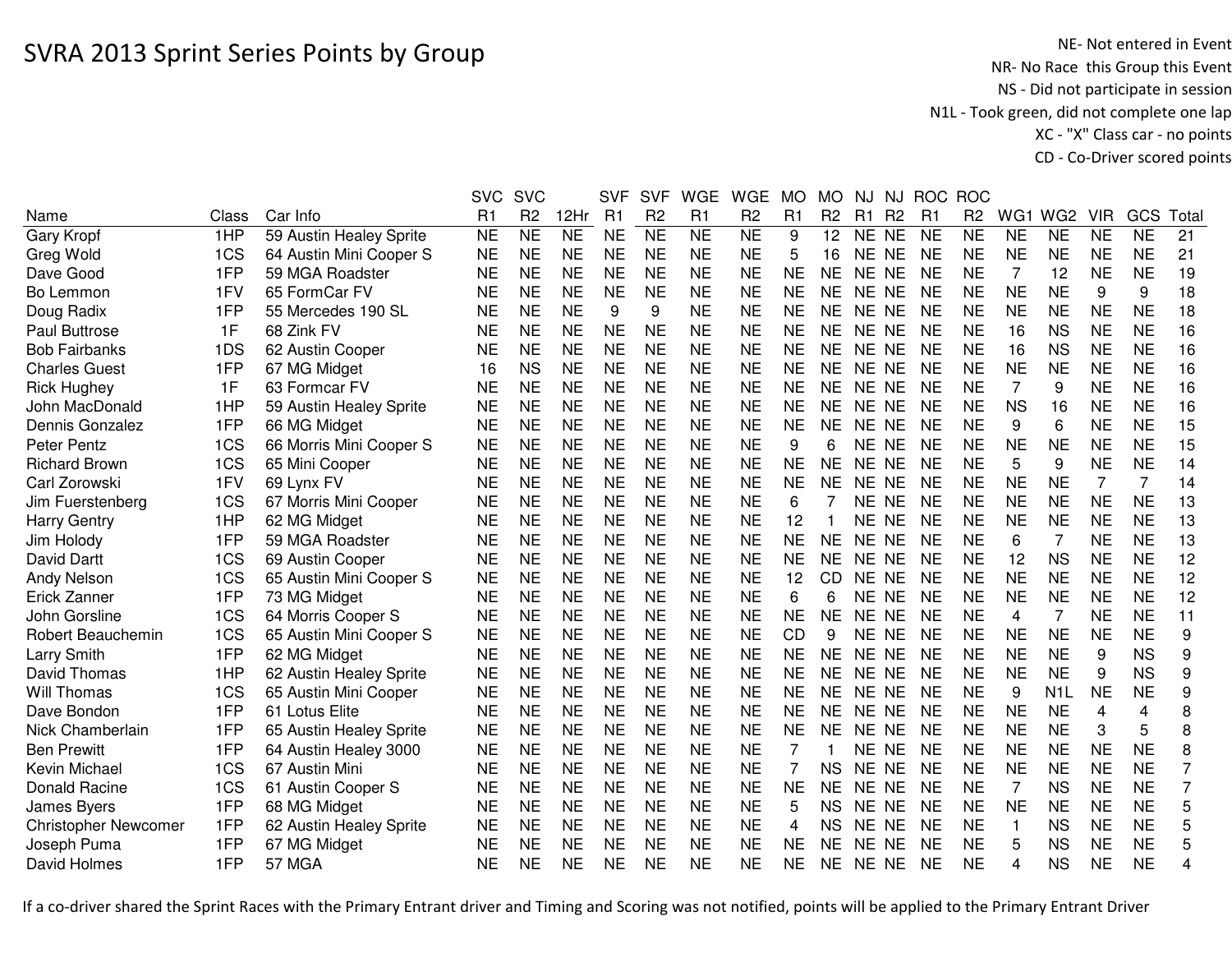# SVRA 2013 Sprint Series Points by Group

NE- Not entered in Event
NR- No Race this Group this Event
NS - Did not participate in session
N1L - Took green, did not complete one lap
XC - "X" Class car - no points
CD - Co-Driver scored points

| Name | Class | Car Info | SVC R1 | SVC R2 | 12Hr | SVF R1 | SVF R2 | WGE R1 | WGE R2 | MO R1 | MO R2 | NJ R1 | NJ R2 | ROC R1 | ROC R2 | WG1 | WG2 | VIR | GCS | Total |
|---|---|---|---|---|---|---|---|---|---|---|---|---|---|---|---|---|---|---|---|---|
| Gary Kropf | 1HP | 59 Austin Healey Sprite | NE | NE | NE | NE | NE | NE | NE | 9 | 12 | NE | NE | NE | NE | NE | NE | NE | NE | 21 |
| Greg Wold | 1CS | 64 Austin Mini Cooper S | NE | NE | NE | NE | NE | NE | NE | 5 | 16 | NE | NE | NE | NE | NE | NE | NE | NE | 21 |
| Dave Good | 1FP | 59 MGA Roadster | NE | NE | NE | NE | NE | NE | NE | NE | NE | NE | NE | NE | NE | 7 | 12 | NE | NE | 19 |
| Bo Lemmon | 1FV | 65 FormCar FV | NE | NE | NE | NE | NE | NE | NE | NE | NE | NE | NE | NE | NE | NE | NE | 9 | 9 | 18 |
| Doug Radix | 1FP | 55 Mercedes 190 SL | NE | NE | NE | 9 | 9 | NE | NE | NE | NE | NE | NE | NE | NE | NE | NE | NE | NE | 18 |
| Paul Buttrose | 1F | 68 Zink FV | NE | NE | NE | NE | NE | NE | NE | NE | NE | NE | NE | NE | NE | 16 | NS | NE | NE | 16 |
| Bob Fairbanks | 1DS | 62 Austin Cooper | NE | NE | NE | NE | NE | NE | NE | NE | NE | NE | NE | NE | NE | 16 | NS | NE | NE | 16 |
| Charles Guest | 1FP | 67 MG Midget | 16 | NS | NE | NE | NE | NE | NE | NE | NE | NE | NE | NE | NE | NE | NE | NE | NE | 16 |
| Rick Hughey | 1F | 63 Formcar FV | NE | NE | NE | NE | NE | NE | NE | NE | NE | NE | NE | NE | NE | 7 | 9 | NE | NE | 16 |
| John MacDonald | 1HP | 59 Austin Healey Sprite | NE | NE | NE | NE | NE | NE | NE | NE | NE | NE | NE | NE | NE | NS | 16 | NE | NE | 16 |
| Dennis Gonzalez | 1FP | 66 MG Midget | NE | NE | NE | NE | NE | NE | NE | NE | NE | NE | NE | NE | NE | 9 | 6 | NE | NE | 15 |
| Peter Pentz | 1CS | 66 Morris Mini Cooper S | NE | NE | NE | NE | NE | NE | NE | 9 | 6 | NE | NE | NE | NE | NE | NE | NE | NE | 15 |
| Richard Brown | 1CS | 65 Mini Cooper | NE | NE | NE | NE | NE | NE | NE | NE | NE | NE | NE | NE | NE | 5 | 9 | NE | NE | 14 |
| Carl Zorowski | 1FV | 69 Lynx FV | NE | NE | NE | NE | NE | NE | NE | NE | NE | NE | NE | NE | NE | NE | NE | 7 | 7 | 14 |
| Jim Fuerstenberg | 1CS | 67 Morris Mini Cooper | NE | NE | NE | NE | NE | NE | NE | 6 | 7 | NE | NE | NE | NE | NE | NE | NE | NE | 13 |
| Harry Gentry | 1HP | 62 MG Midget | NE | NE | NE | NE | NE | NE | NE | 12 | 1 | NE | NE | NE | NE | NE | NE | NE | NE | 13 |
| Jim Holody | 1FP | 59 MGA Roadster | NE | NE | NE | NE | NE | NE | NE | NE | NE | NE | NE | NE | NE | 6 | 7 | NE | NE | 13 |
| David Dartt | 1CS | 69 Austin Cooper | NE | NE | NE | NE | NE | NE | NE | NE | NE | NE | NE | NE | NE | 12 | NS | NE | NE | 12 |
| Andy Nelson | 1CS | 65 Austin Mini Cooper S | NE | NE | NE | NE | NE | NE | NE | 12 | CD | NE | NE | NE | NE | NE | NE | NE | NE | 12 |
| Erick Zanner | 1FP | 73 MG Midget | NE | NE | NE | NE | NE | NE | NE | 6 | 6 | NE | NE | NE | NE | NE | NE | NE | NE | 12 |
| John Gorsline | 1CS | 64 Morris Cooper S | NE | NE | NE | NE | NE | NE | NE | NE | NE | NE | NE | NE | NE | 4 | 7 | NE | NE | 11 |
| Robert Beauchemin | 1CS | 65 Austin Mini Cooper S | NE | NE | NE | NE | NE | NE | NE | CD | 9 | NE | NE | NE | NE | NE | NE | NE | NE | 9 |
| Larry Smith | 1FP | 62 MG Midget | NE | NE | NE | NE | NE | NE | NE | NE | NE | NE | NE | NE | NE | NE | NE | 9 | NS | 9 |
| David Thomas | 1HP | 62 Austin Healey Sprite | NE | NE | NE | NE | NE | NE | NE | NE | NE | NE | NE | NE | NE | NE | NE | 9 | NS | 9 |
| Will Thomas | 1CS | 65 Austin Mini Cooper | NE | NE | NE | NE | NE | NE | NE | NE | NE | NE | NE | NE | NE | 9 | N1L | NE | NE | 9 |
| Dave Bondon | 1FP | 61 Lotus Elite | NE | NE | NE | NE | NE | NE | NE | NE | NE | NE | NE | NE | NE | NE | NE | 4 | 4 | 8 |
| Nick Chamberlain | 1FP | 65 Austin Healey Sprite | NE | NE | NE | NE | NE | NE | NE | NE | NE | NE | NE | NE | NE | NE | NE | 3 | 5 | 8 |
| Ben Prewitt | 1FP | 64 Austin Healey 3000 | NE | NE | NE | NE | NE | NE | NE | 7 | 1 | NE | NE | NE | NE | NE | NE | NE | NE | 8 |
| Kevin Michael | 1CS | 67 Austin Mini | NE | NE | NE | NE | NE | NE | NE | 7 | NS | NE | NE | NE | NE | NE | NE | NE | NE | 7 |
| Donald Racine | 1CS | 61 Austin Cooper S | NE | NE | NE | NE | NE | NE | NE | NE | NE | NE | NE | NE | NE | 7 | NS | NE | NE | 7 |
| James Byers | 1FP | 68 MG Midget | NE | NE | NE | NE | NE | NE | NE | 5 | NS | NE | NE | NE | NE | NE | NE | NE | NE | 5 |
| Christopher Newcomer | 1FP | 62 Austin Healey Sprite | NE | NE | NE | NE | NE | NE | NE | 4 | NS | NE | NE | NE | NE | 1 | NS | NE | NE | 5 |
| Joseph Puma | 1FP | 67 MG Midget | NE | NE | NE | NE | NE | NE | NE | NE | NE | NE | NE | NE | NE | 5 | NS | NE | NE | 5 |
| David Holmes | 1FP | 57 MGA | NE | NE | NE | NE | NE | NE | NE | NE | NE | NE | NE | NE | NE | 4 | NS | NE | NE | 4 |

If a co-driver shared the Sprint Races with the Primary Entrant driver and Timing and Scoring was not notified, points will be applied to the Primary Entrant Driver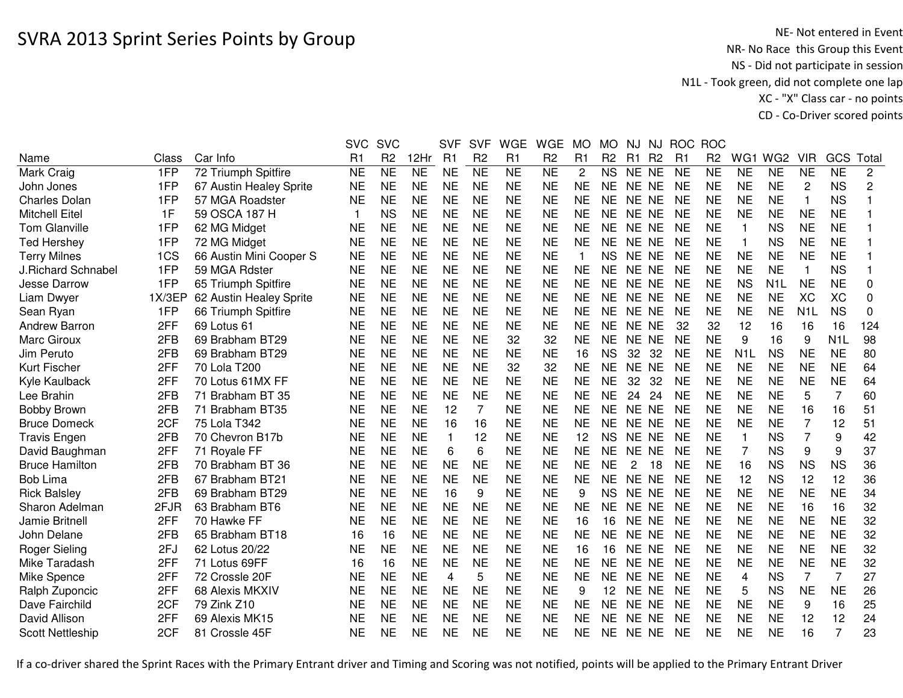# SVRA 2013 Sprint Series Points by Group

NE- Not entered in Event
NR- No Race this Group this Event
NS - Did not participate in session
N1L - Took green, did not complete one lap
XC - "X" Class car - no points
CD - Co-Driver scored points

| Name | Class | Car Info | SVC R1 | SVC R2 | 12Hr | SVF R1 | SVF R2 | WGE R1 | WGE R2 | MO R1 | MO R2 | NJ R1 | NJ R2 | ROC R1 | ROC R2 | WG1 | WG2 | VIR | GCS | Total |
|---|---|---|---|---|---|---|---|---|---|---|---|---|---|---|---|---|---|---|---|---|
| Mark Craig | 1FP | 72 Triumph Spitfire | NE | NE | NE | NE | NE | NE | NE | 2 | NS | NE | NE | NE | NE | NE | NE | NE | NE | 2 |
| John Jones | 1FP | 67 Austin Healey Sprite | NE | NE | NE | NE | NE | NE | NE | NE | NE | NE | NE | NE | NE | NE | NE | 2 | NS | 2 |
| Charles Dolan | 1FP | 57 MGA Roadster | NE | NE | NE | NE | NE | NE | NE | NE | NE | NE | NE | NE | NE | NE | NE | 1 | NS | 1 |
| Mitchell Eitel | 1F | 59 OSCA 187 H | 1 | NS | NE | NE | NE | NE | NE | NE | NE | NE | NE | NE | NE | NE | NE | NE | NE | 1 |
| Tom Glanville | 1FP | 62 MG Midget | NE | NE | NE | NE | NE | NE | NE | NE | NE | NE | NE | NE | NE | 1 | NS | NE | NE | 1 |
| Ted Hershey | 1FP | 72 MG Midget | NE | NE | NE | NE | NE | NE | NE | NE | NE | NE | NE | NE | NE | 1 | NS | NE | NE | 1 |
| Terry Milnes | 1CS | 66 Austin Mini Cooper S | NE | NE | NE | NE | NE | NE | NE | 1 | NS | NE | NE | NE | NE | NE | NE | NE | NE | 1 |
| J.Richard Schnabel | 1FP | 59 MGA Rdster | NE | NE | NE | NE | NE | NE | NE | NE | NE | NE | NE | NE | NE | NE | NE | 1 | NS | 1 |
| Jesse Darrow | 1FP | 65 Triumph Spitfire | NE | NE | NE | NE | NE | NE | NE | NE | NE | NE | NE | NE | NE | NS | N1L | NE | NE | 0 |
| Liam Dwyer | 1X/3EP | 62 Austin Healey Sprite | NE | NE | NE | NE | NE | NE | NE | NE | NE | NE | NE | NE | NE | NE | NE | XC | XC | 0 |
| Sean Ryan | 1FP | 66 Triumph Spitfire | NE | NE | NE | NE | NE | NE | NE | NE | NE | NE | NE | NE | NE | NE | NE | N1L | NS | 0 |
| Andrew Barron | 2FF | 69 Lotus 61 | NE | NE | NE | NE | NE | NE | NE | NE | NE | NE | NE | 32 | 32 | 12 | 16 | 16 | 16 | 124 |
| Marc Giroux | 2FB | 69 Brabham BT29 | NE | NE | NE | NE | NE | 32 | 32 | NE | NE | NE | NE | NE | NE | 9 | 16 | 9 | N1L | 98 |
| Jim Peruto | 2FB | 69 Brabham BT29 | NE | NE | NE | NE | NE | NE | NE | 16 | NS | 32 | 32 | NE | NE | N1L | NS | NE | NE | 80 |
| Kurt Fischer | 2FF | 70 Lola T200 | NE | NE | NE | NE | NE | 32 | 32 | NE | NE | NE | NE | NE | NE | NE | NE | NE | NE | 64 |
| Kyle Kaulback | 2FF | 70 Lotus 61MX FF | NE | NE | NE | NE | NE | NE | NE | NE | NE | 32 | 32 | NE | NE | NE | NE | NE | NE | 64 |
| Lee Brahin | 2FB | 71 Brabham BT 35 | NE | NE | NE | NE | NE | NE | NE | NE | NE | 24 | 24 | NE | NE | NE | NE | 5 | 7 | 60 |
| Bobby Brown | 2FB | 71 Brabham BT35 | NE | NE | NE | 12 | 7 | NE | NE | NE | NE | NE | NE | NE | NE | NE | NE | 16 | 16 | 51 |
| Bruce Domeck | 2CF | 75 Lola T342 | NE | NE | NE | 16 | 16 | NE | NE | NE | NE | NE | NE | NE | NE | NE | NE | 7 | 12 | 51 |
| Travis Engen | 2FB | 70 Chevron B17b | NE | NE | NE | 1 | 12 | NE | NE | 12 | NS | NE | NE | NE | NE | 1 | NS | 7 | 9 | 42 |
| David Baughman | 2FF | 71 Royale FF | NE | NE | NE | 6 | 6 | NE | NE | NE | NE | NE | NE | NE | NE | 7 | NS | 9 | 9 | 37 |
| Bruce Hamilton | 2FB | 70 Brabham BT 36 | NE | NE | NE | NE | NE | NE | NE | NE | NE | 2 | 18 | NE | NE | 16 | NS | NS | NS | 36 |
| Bob Lima | 2FB | 67 Brabham BT21 | NE | NE | NE | NE | NE | NE | NE | NE | NE | NE | NE | NE | NE | 12 | NS | 12 | 12 | 36 |
| Rick Balsley | 2FB | 69 Brabham BT29 | NE | NE | NE | 16 | 9 | NE | NE | 9 | NS | NE | NE | NE | NE | NE | NE | NE | NE | 34 |
| Sharon Adelman | 2FJR | 63 Brabham BT6 | NE | NE | NE | NE | NE | NE | NE | NE | NE | NE | NE | NE | NE | NE | NE | 16 | 16 | 32 |
| Jamie Britnell | 2FF | 70 Hawke FF | NE | NE | NE | NE | NE | NE | NE | 16 | 16 | NE | NE | NE | NE | NE | NE | NE | NE | 32 |
| John Delane | 2FB | 65 Brabham BT18 | 16 | 16 | NE | NE | NE | NE | NE | NE | NE | NE | NE | NE | NE | NE | NE | NE | NE | 32 |
| Roger Sieling | 2FJ | 62 Lotus 20/22 | NE | NE | NE | NE | NE | NE | NE | 16 | 16 | NE | NE | NE | NE | NE | NE | NE | NE | 32 |
| Mike Taradash | 2FF | 71 Lotus 69FF | 16 | 16 | NE | NE | NE | NE | NE | NE | NE | NE | NE | NE | NE | NE | NE | NE | NE | 32 |
| Mike Spence | 2FF | 72 Crossle 20F | NE | NE | NE | 4 | 5 | NE | NE | NE | NE | NE | NE | NE | NE | 4 | NS | 7 | 7 | 27 |
| Ralph Zuponcic | 2FF | 68 Alexis MKXIV | NE | NE | NE | NE | NE | NE | NE | 9 | 12 | NE | NE | NE | NE | 5 | NS | NE | NE | 26 |
| Dave Fairchild | 2CF | 79 Zink Z10 | NE | NE | NE | NE | NE | NE | NE | NE | NE | NE | NE | NE | NE | NE | NE | 9 | 16 | 25 |
| David Allison | 2FF | 69 Alexis MK15 | NE | NE | NE | NE | NE | NE | NE | NE | NE | NE | NE | NE | NE | NE | NE | 12 | 12 | 24 |
| Scott Nettleship | 2CF | 81 Crossle 45F | NE | NE | NE | NE | NE | NE | NE | NE | NE | NE | NE | NE | NE | NE | NE | 16 | 7 | 23 |

If a co-driver shared the Sprint Races with the Primary Entrant driver and Timing and Scoring was not notified, points will be applied to the Primary Entrant Driver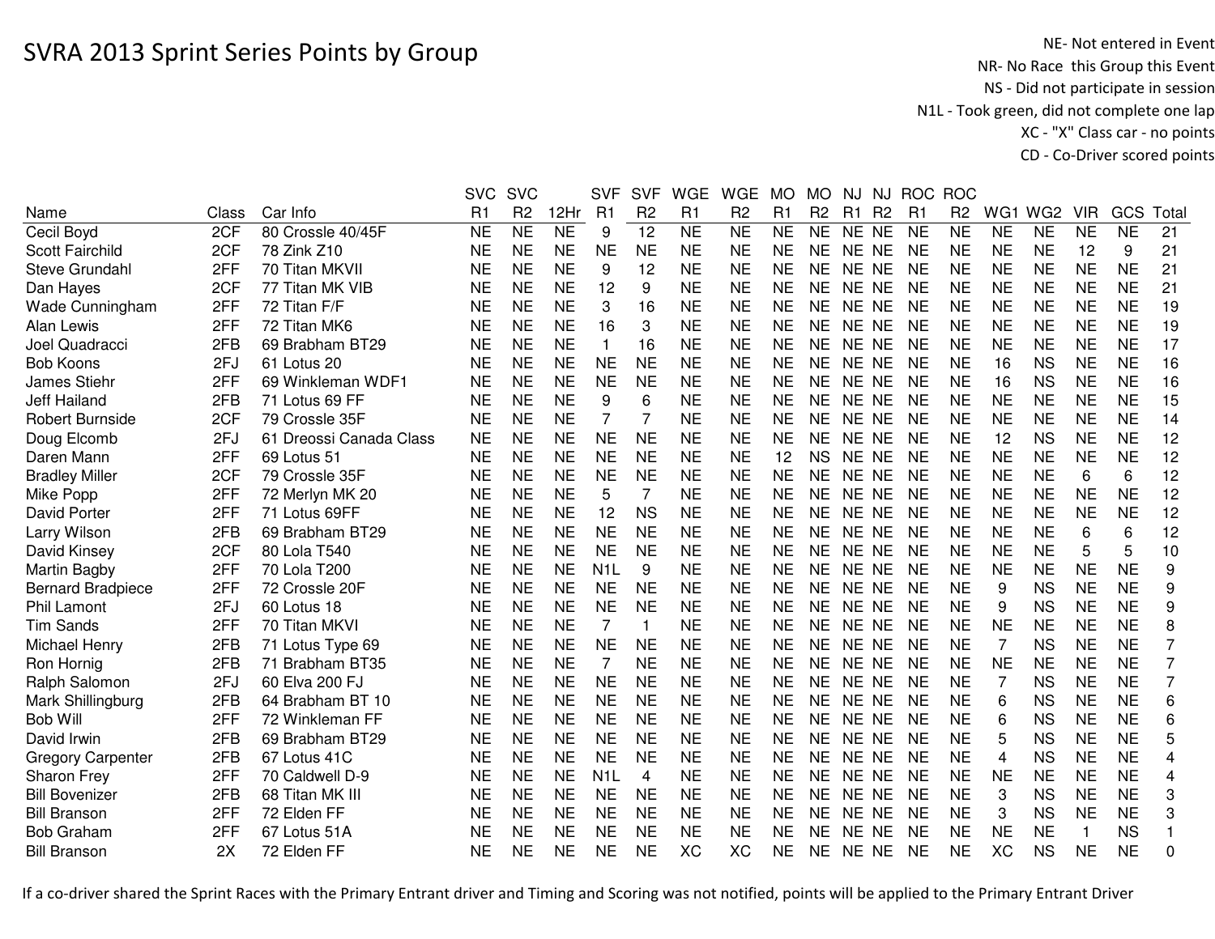# SVRA 2013 Sprint Series Points by Group

NE- Not entered in Event
NR- No Race this Group this Event
NS - Did not participate in session
N1L - Took green, did not complete one lap
XC - "X" Class car - no points
CD - Co-Driver scored points

| Name | Class | Car Info | SVC R1 | SVC R2 | 12Hr | SVF R1 | SVF R2 | WGE R1 | WGE R2 | MO R1 | MO R2 | NJ R1 | NJ R2 | ROC R1 | ROC R2 | WG1 | WG2 | VIR | GCS | Total |
|---|---|---|---|---|---|---|---|---|---|---|---|---|---|---|---|---|---|---|---|---|
| Cecil Boyd | 2CF | 80 Crossle 40/45F | NE | NE | NE | 9 | 12 | NE | NE | NE | NE | NE | NE | NE | NE | NE | NE | NE | NE | 21 |
| Scott Fairchild | 2CF | 78 Zink Z10 | NE | NE | NE | NE | NE | NE | NE | NE | NE | NE | NE | NE | NE | NE | NE | 12 | 9 | 21 |
| Steve Grundahl | 2FF | 70 Titan MKVII | NE | NE | NE | 9 | 12 | NE | NE | NE | NE | NE | NE | NE | NE | NE | NE | NE | NE | 21 |
| Dan Hayes | 2CF | 77 Titan MK VIB | NE | NE | NE | 12 | 9 | NE | NE | NE | NE | NE | NE | NE | NE | NE | NE | NE | NE | 21 |
| Wade Cunningham | 2FF | 72 Titan F/F | NE | NE | NE | 3 | 16 | NE | NE | NE | NE | NE | NE | NE | NE | NE | NE | NE | NE | 19 |
| Alan Lewis | 2FF | 72 Titan MK6 | NE | NE | NE | 16 | 3 | NE | NE | NE | NE | NE | NE | NE | NE | NE | NE | NE | NE | 19 |
| Joel Quadracci | 2FB | 69 Brabham BT29 | NE | NE | NE | 1 | 16 | NE | NE | NE | NE | NE | NE | NE | NE | NE | NE | NE | NE | 17 |
| Bob Koons | 2FJ | 61 Lotus 20 | NE | NE | NE | NE | NE | NE | NE | NE | NE | NE | NE | NE | NE | 16 | NS | NE | NE | 16 |
| James Stiehr | 2FF | 69 Winkleman WDF1 | NE | NE | NE | NE | NE | NE | NE | NE | NE | NE | NE | NE | NE | 16 | NS | NE | NE | 16 |
| Jeff Hailand | 2FB | 71 Lotus 69 FF | NE | NE | NE | 9 | 6 | NE | NE | NE | NE | NE | NE | NE | NE | NE | NE | NE | NE | 15 |
| Robert Burnside | 2CF | 79 Crossle 35F | NE | NE | NE | 7 | 7 | NE | NE | NE | NE | NE | NE | NE | NE | NE | NE | NE | NE | 14 |
| Doug Elcomb | 2FJ | 61 Dreossi Canada Class | NE | NE | NE | NE | NE | NE | NE | NE | NE | NE | NE | NE | NE | 12 | NS | NE | NE | 12 |
| Daren Mann | 2FF | 69 Lotus 51 | NE | NE | NE | NE | NE | NE | NE | 12 | NS | NE | NE | NE | NE | NE | NE | NE | NE | 12 |
| Bradley Miller | 2CF | 79 Crossle 35F | NE | NE | NE | NE | NE | NE | NE | NE | NE | NE | NE | NE | NE | NE | NE | 6 | 6 | 12 |
| Mike Popp | 2FF | 72 Merlyn MK 20 | NE | NE | NE | 5 | 7 | NE | NE | NE | NE | NE | NE | NE | NE | NE | NE | NE | NE | 12 |
| David Porter | 2FF | 71 Lotus 69FF | NE | NE | NE | 12 | NS | NE | NE | NE | NE | NE | NE | NE | NE | NE | NE | NE | NE | 12 |
| Larry Wilson | 2FB | 69 Brabham BT29 | NE | NE | NE | NE | NE | NE | NE | NE | NE | NE | NE | NE | NE | NE | NE | 6 | 6 | 12 |
| David Kinsey | 2CF | 80 Lola T540 | NE | NE | NE | NE | NE | NE | NE | NE | NE | NE | NE | NE | NE | NE | NE | 5 | 5 | 10 |
| Martin Bagby | 2FF | 70 Lola T200 | NE | NE | NE | N1L | 9 | NE | NE | NE | NE | NE | NE | NE | NE | NE | NE | NE | NE | 9 |
| Bernard Bradpiece | 2FF | 72 Crossle 20F | NE | NE | NE | NE | NE | NE | NE | NE | NE | NE | NE | NE | NE | 9 | NS | NE | NE | 9 |
| Phil Lamont | 2FJ | 60 Lotus 18 | NE | NE | NE | NE | NE | NE | NE | NE | NE | NE | NE | NE | NE | 9 | NS | NE | NE | 9 |
| Tim Sands | 2FF | 70 Titan MKVI | NE | NE | NE | 7 | 1 | NE | NE | NE | NE | NE | NE | NE | NE | NE | NE | NE | NE | 8 |
| Michael Henry | 2FB | 71 Lotus Type 69 | NE | NE | NE | NE | NE | NE | NE | NE | NE | NE | NE | NE | NE | 7 | NS | NE | NE | 7 |
| Ron Hornig | 2FB | 71 Brabham BT35 | NE | NE | NE | 7 | NE | NE | NE | NE | NE | NE | NE | NE | NE | NE | NE | NE | NE | 7 |
| Ralph Salomon | 2FJ | 60 Elva 200 FJ | NE | NE | NE | NE | NE | NE | NE | NE | NE | NE | NE | NE | NE | 7 | NS | NE | NE | 7 |
| Mark Shillingburg | 2FB | 64 Brabham BT 10 | NE | NE | NE | NE | NE | NE | NE | NE | NE | NE | NE | NE | NE | 6 | NS | NE | NE | 6 |
| Bob Will | 2FF | 72 Winkleman FF | NE | NE | NE | NE | NE | NE | NE | NE | NE | NE | NE | NE | NE | 6 | NS | NE | NE | 6 |
| David Irwin | 2FB | 69 Brabham BT29 | NE | NE | NE | NE | NE | NE | NE | NE | NE | NE | NE | NE | NE | 5 | NS | NE | NE | 5 |
| Gregory Carpenter | 2FB | 67 Lotus 41C | NE | NE | NE | NE | NE | NE | NE | NE | NE | NE | NE | NE | NE | 4 | NS | NE | NE | 4 |
| Sharon Frey | 2FF | 70 Caldwell D-9 | NE | NE | NE | N1L | 4 | NE | NE | NE | NE | NE | NE | NE | NE | NE | NE | NE | NE | 4 |
| Bill Bovenizer | 2FB | 68 Titan MK III | NE | NE | NE | NE | NE | NE | NE | NE | NE | NE | NE | NE | NE | 3 | NS | NE | NE | 3 |
| Bill Branson | 2FF | 72 Elden FF | NE | NE | NE | NE | NE | NE | NE | NE | NE | NE | NE | NE | NE | 3 | NS | NE | NE | 3 |
| Bob Graham | 2FF | 67 Lotus 51A | NE | NE | NE | NE | NE | NE | NE | NE | NE | NE | NE | NE | NE | NE | NE | 1 | NS | 1 |
| Bill Branson | 2X | 72 Elden FF | NE | NE | NE | NE | NE | XC | XC | NE | NE | NE | NE | NE | NE | XC | NS | NE | NE | 0 |

If a co-driver shared the Sprint Races with the Primary Entrant driver and Timing and Scoring was not notified, points will be applied to the Primary Entrant Driver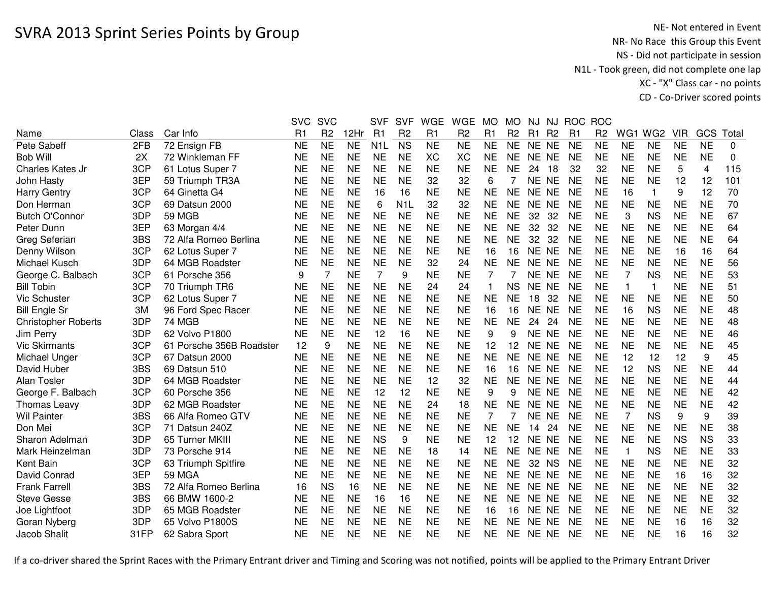# SVRA 2013 Sprint Series Points by Group

NE- Not entered in Event
NR- No Race this Group this Event
NS - Did not participate in session
N1L - Took green, did not complete one lap
XC - "X" Class car - no points
CD - Co-Driver scored points

| Name | Class | Car Info | SVC R1 | SVC R2 | 12Hr | SVF R1 | SVF R2 | WGE R1 | WGE R2 | MO R1 | MO R2 | NJ R1 | NJ R2 | ROC R1 | ROC R2 | WG1 | WG2 | VIR | GCS | Total |
|---|---|---|---|---|---|---|---|---|---|---|---|---|---|---|---|---|---|---|---|---|
| Pete Sabeff | 2FB | 72 Ensign FB | NE | NE | NE | N1L | NS | NE | NE | NE | NE | NE | NE | NE | NE | NE | NE | NE | NE | 0 |
| Bob Will | 2X | 72 Winkleman FF | NE | NE | NE | NE | NE | XC | XC | NE | NE | NE | NE | NE | NE | NE | NE | NE | NE | 0 |
| Charles Kates Jr | 3CP | 61 Lotus Super 7 | NE | NE | NE | NE | NE | NE | NE | NE | NE | 24 | 18 | 32 | 32 | NE | NE | 5 | 4 | 115 |
| John Hasty | 3EP | 59 Triumph TR3A | NE | NE | NE | NE | NE | 32 | 32 | 6 | 7 | NE | NE | NE | NE | NE | NE | 12 | 12 | 101 |
| Harry Gentry | 3CP | 64 Ginetta G4 | NE | NE | NE | 16 | 16 | NE | NE | NE | NE | NE | NE | NE | NE | 16 | 1 | 9 | 12 | 70 |
| Don Herman | 3CP | 69 Datsun 2000 | NE | NE | NE | 6 | N1L | 32 | 32 | NE | NE | NE | NE | NE | NE | NE | NE | NE | NE | 70 |
| Butch O'Connor | 3DP | 59 MGB | NE | NE | NE | NE | NE | NE | NE | NE | NE | 32 | 32 | NE | NE | 3 | NS | NE | NE | 67 |
| Peter Dunn | 3EP | 63 Morgan 4/4 | NE | NE | NE | NE | NE | NE | NE | NE | NE | 32 | 32 | NE | NE | NE | NE | NE | NE | 64 |
| Greg Seferian | 3BS | 72 Alfa Romeo Berlina | NE | NE | NE | NE | NE | NE | NE | NE | NE | 32 | 32 | NE | NE | NE | NE | NE | NE | 64 |
| Denny Wilson | 3CP | 62 Lotus Super 7 | NE | NE | NE | NE | NE | NE | NE | 16 | 16 | NE | NE | NE | NE | NE | NE | 16 | 16 | 64 |
| Michael Kusch | 3DP | 64 MGB Roadster | NE | NE | NE | NE | NE | 32 | 24 | NE | NE | NE | NE | NE | NE | NE | NE | NE | NE | 56 |
| George C. Balbach | 3CP | 61 Porsche 356 | 9 | 7 | NE | 7 | 9 | NE | NE | 7 | 7 | NE | NE | NE | NE | 7 | NS | NE | NE | 53 |
| Bill Tobin | 3CP | 70 Triumph TR6 | NE | NE | NE | NE | NE | 24 | 24 | 1 | NS | NE | NE | NE | NE | 1 | 1 | NE | NE | 51 |
| Vic Schuster | 3CP | 62 Lotus Super 7 | NE | NE | NE | NE | NE | NE | NE | NE | NE | 18 | 32 | NE | NE | NE | NE | NE | NE | 50 |
| Bill Engle Sr | 3M | 96 Ford Spec Racer | NE | NE | NE | NE | NE | NE | NE | 16 | 16 | NE | NE | NE | NE | 16 | NS | NE | NE | 48 |
| Christopher Roberts | 3DP | 74 MGB | NE | NE | NE | NE | NE | NE | NE | NE | NE | 24 | 24 | NE | NE | NE | NE | NE | NE | 48 |
| Jim Perry | 3DP | 62 Volvo P1800 | NE | NE | NE | 12 | 16 | NE | NE | 9 | 9 | NE | NE | NE | NE | NE | NE | NE | NE | 46 |
| Vic Skirmants | 3CP | 61 Porsche 356B Roadster | 12 | 9 | NE | NE | NE | NE | NE | 12 | 12 | NE | NE | NE | NE | NE | NE | NE | NE | 45 |
| Michael Unger | 3CP | 67 Datsun 2000 | NE | NE | NE | NE | NE | NE | NE | NE | NE | NE | NE | NE | NE | 12 | 12 | 12 | 9 | 45 |
| David Huber | 3BS | 69 Datsun 510 | NE | NE | NE | NE | NE | NE | NE | 16 | 16 | NE | NE | NE | NE | 12 | NS | NE | NE | 44 |
| Alan Tosler | 3DP | 64 MGB Roadster | NE | NE | NE | NE | NE | 12 | 32 | NE | NE | NE | NE | NE | NE | NE | NE | NE | NE | 44 |
| George F. Balbach | 3CP | 60 Porsche 356 | NE | NE | NE | 12 | 12 | NE | NE | 9 | 9 | NE | NE | NE | NE | NE | NE | NE | NE | 42 |
| Thomas Leavy | 3DP | 62 MGB Roadster | NE | NE | NE | NE | NE | 24 | 18 | NE | NE | NE | NE | NE | NE | NE | NE | NE | NE | 42 |
| Wil Painter | 3BS | 66 Alfa Romeo GTV | NE | NE | NE | NE | NE | NE | NE | 7 | 7 | NE | NE | NE | NE | 7 | NS | 9 | 9 | 39 |
| Don Mei | 3CP | 71 Datsun 240Z | NE | NE | NE | NE | NE | NE | NE | NE | NE | 14 | 24 | NE | NE | NE | NE | NE | NE | 38 |
| Sharon Adelman | 3DP | 65 Turner MKIII | NE | NE | NE | NS | 9 | NE | NE | 12 | 12 | NE | NE | NE | NE | NE | NE | NS | NS | 33 |
| Mark Heinzelman | 3DP | 73 Porsche 914 | NE | NE | NE | NE | NE | 18 | 14 | NE | NE | NE | NE | NE | NE | 1 | NS | NE | NE | 33 |
| Kent Bain | 3CP | 63 Triumph Spitfire | NE | NE | NE | NE | NE | NE | NE | NE | NE | 32 | NS | NE | NE | NE | NE | NE | NE | 32 |
| David Conrad | 3EP | 59 MGA | NE | NE | NE | NE | NE | NE | NE | NE | NE | NE | NE | NE | NE | NE | NE | 16 | 16 | 32 |
| Frank Farrell | 3BS | 72 Alfa Romeo Berlina | 16 | NS | 16 | NE | NE | NE | NE | NE | NE | NE | NE | NE | NE | NE | NE | NE | NE | 32 |
| Steve Gesse | 3BS | 66 BMW 1600-2 | NE | NE | NE | 16 | 16 | NE | NE | NE | NE | NE | NE | NE | NE | NE | NE | NE | NE | 32 |
| Joe Lightfoot | 3DP | 65 MGB Roadster | NE | NE | NE | NE | NE | NE | NE | 16 | 16 | NE | NE | NE | NE | NE | NE | NE | NE | 32 |
| Goran Nyberg | 3DP | 65 Volvo P1800S | NE | NE | NE | NE | NE | NE | NE | NE | NE | NE | NE | NE | NE | NE | NE | 16 | 16 | 32 |
| Jacob Shalit | 31FP | 62 Sabra Sport | NE | NE | NE | NE | NE | NE | NE | NE | NE | NE | NE | NE | NE | NE | NE | 16 | 16 | 32 |

If a co-driver shared the Sprint Races with the Primary Entrant driver and Timing and Scoring was not notified, points will be applied to the Primary Entrant Driver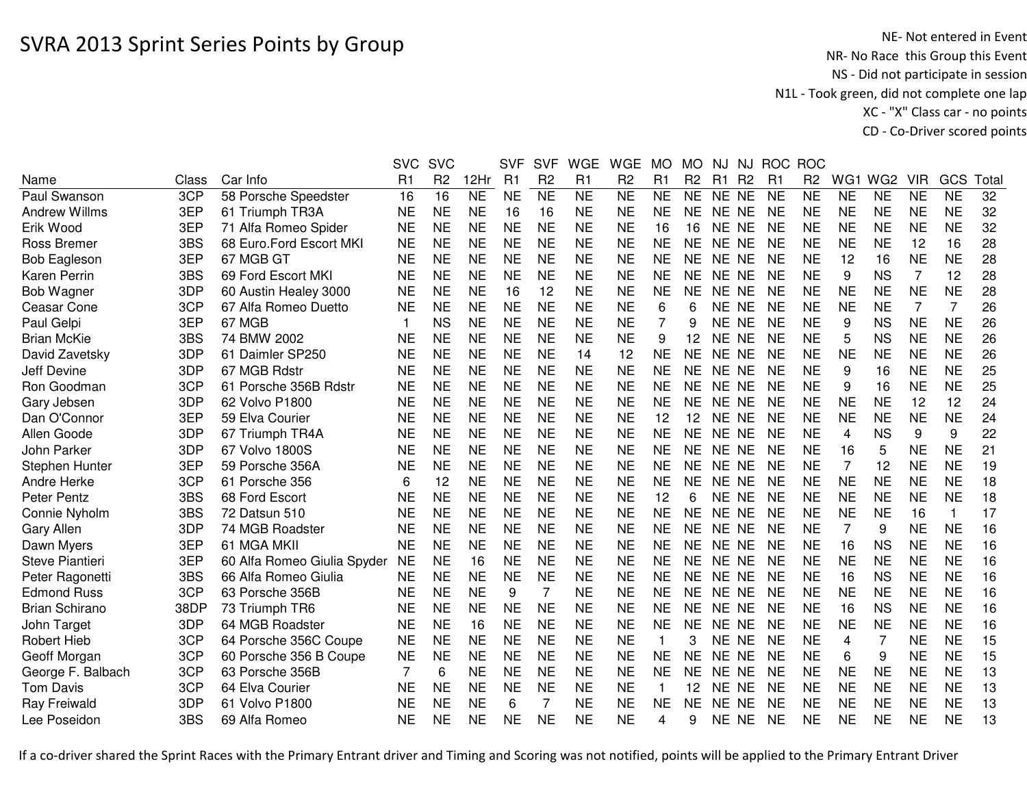# SVRA 2013 Sprint Series Points by Group

NE- Not entered in Event
NR- No Race this Group this Event
NS - Did not participate in session
N1L - Took green, did not complete one lap
XC - "X" Class car - no points
CD - Co-Driver scored points

| Name | Class | Car Info | SVC R1 | SVC R2 | 12Hr | SVF R1 | SVF R2 | WGE R1 | WGE R2 | MO R1 | MO R2 | NJ R1 | NJ R2 | ROC R1 | ROC R2 | WG1 | WG2 | VIR | GCS | Total |
|---|---|---|---|---|---|---|---|---|---|---|---|---|---|---|---|---|---|---|---|---|
| Paul Swanson | 3CP | 58 Porsche Speedster | 16 | 16 | NE | NE | NE | NE | NE | NE | NE | NE | NE | NE | NE | NE | NE | NE | NE | 32 |
| Andrew Willms | 3EP | 61 Triumph TR3A | NE | NE | NE | 16 | 16 | NE | NE | NE | NE | NE | NE | NE | NE | NE | NE | NE | NE | 32 |
| Erik Wood | 3EP | 71 Alfa Romeo Spider | NE | NE | NE | NE | NE | NE | NE | 16 | 16 | NE | NE | NE | NE | NE | NE | NE | NE | 32 |
| Ross Bremer | 3BS | 68 Euro.Ford Escort MKI | NE | NE | NE | NE | NE | NE | NE | NE | NE | NE | NE | NE | NE | NE | NE | 12 | 16 | 28 |
| Bob Eagleson | 3EP | 67 MGB GT | NE | NE | NE | NE | NE | NE | NE | NE | NE | NE | NE | NE | NE | 12 | 16 | NE | NE | 28 |
| Karen Perrin | 3BS | 69 Ford Escort MKI | NE | NE | NE | NE | NE | NE | NE | NE | NE | NE | NE | NE | NE | 9 | NS | 7 | 12 | 28 |
| Bob Wagner | 3DP | 60 Austin Healey 3000 | NE | NE | NE | 16 | 12 | NE | NE | NE | NE | NE | NE | NE | NE | NE | NE | NE | NE | 28 |
| Ceasar Cone | 3CP | 67 Alfa Romeo Duetto | NE | NE | NE | NE | NE | NE | NE | 6 | 6 | NE | NE | NE | NE | NE | NE | 7 | 7 | 26 |
| Paul Gelpi | 3EP | 67 MGB | 1 | NS | NE | NE | NE | NE | NE | 7 | 9 | NE | NE | NE | NE | 9 | NS | NE | NE | 26 |
| Brian McKie | 3BS | 74 BMW 2002 | NE | NE | NE | NE | NE | NE | NE | 9 | 12 | NE | NE | NE | NE | 5 | NS | NE | NE | 26 |
| David Zavetsky | 3DP | 61 Daimler SP250 | NE | NE | NE | NE | NE | 14 | 12 | NE | NE | NE | NE | NE | NE | NE | NE | NE | NE | 26 |
| Jeff Devine | 3DP | 67 MGB Rdstr | NE | NE | NE | NE | NE | NE | NE | NE | NE | NE | NE | NE | NE | 9 | 16 | NE | NE | 25 |
| Ron Goodman | 3CP | 61 Porsche 356B Rdstr | NE | NE | NE | NE | NE | NE | NE | NE | NE | NE | NE | NE | NE | 9 | 16 | NE | NE | 25 |
| Gary Jebsen | 3DP | 62 Volvo P1800 | NE | NE | NE | NE | NE | NE | NE | NE | NE | NE | NE | NE | NE | NE | NE | 12 | 12 | 24 |
| Dan O'Connor | 3EP | 59 Elva Courier | NE | NE | NE | NE | NE | NE | NE | 12 | 12 | NE | NE | NE | NE | NE | NE | NE | NE | 24 |
| Allen Goode | 3DP | 67 Triumph TR4A | NE | NE | NE | NE | NE | NE | NE | NE | NE | NE | NE | NE | NE | 4 | NS | 9 | 9 | 22 |
| John Parker | 3DP | 67 Volvo 1800S | NE | NE | NE | NE | NE | NE | NE | NE | NE | NE | NE | NE | NE | 16 | 5 | NE | NE | 21 |
| Stephen Hunter | 3EP | 59 Porsche 356A | NE | NE | NE | NE | NE | NE | NE | NE | NE | NE | NE | NE | NE | 7 | 12 | NE | NE | 19 |
| Andre Herke | 3CP | 61 Porsche 356 | 6 | 12 | NE | NE | NE | NE | NE | NE | NE | NE | NE | NE | NE | NE | NE | NE | NE | 18 |
| Peter Pentz | 3BS | 68 Ford Escort | NE | NE | NE | NE | NE | NE | NE | 12 | 6 | NE | NE | NE | NE | NE | NE | NE | NE | 18 |
| Connie Nyholm | 3BS | 72 Datsun 510 | NE | NE | NE | NE | NE | NE | NE | NE | NE | NE | NE | NE | NE | NE | NE | 16 | 1 | 17 |
| Gary Allen | 3DP | 74 MGB Roadster | NE | NE | NE | NE | NE | NE | NE | NE | NE | NE | NE | NE | NE | 7 | 9 | NE | NE | 16 |
| Dawn Myers | 3EP | 61 MGA MKII | NE | NE | NE | NE | NE | NE | NE | NE | NE | NE | NE | NE | NE | 16 | NS | NE | NE | 16 |
| Steve Piantieri | 3EP | 60 Alfa Romeo Giulia Spyder | NE | NE | 16 | NE | NE | NE | NE | NE | NE | NE | NE | NE | NE | NE | NE | NE | NE | 16 |
| Peter Ragonetti | 3BS | 66 Alfa Romeo Giulia | NE | NE | NE | NE | NE | NE | NE | NE | NE | NE | NE | NE | NE | 16 | NS | NE | NE | 16 |
| Edmond Russ | 3CP | 63 Porsche 356B | NE | NE | NE | 9 | 7 | NE | NE | NE | NE | NE | NE | NE | NE | NE | NE | NE | NE | 16 |
| Brian Schirano | 38DP | 73 Triumph TR6 | NE | NE | NE | NE | NE | NE | NE | NE | NE | NE | NE | NE | NE | 16 | NS | NE | NE | 16 |
| John Target | 3DP | 64 MGB Roadster | NE | NE | 16 | NE | NE | NE | NE | NE | NE | NE | NE | NE | NE | NE | NE | NE | NE | 16 |
| Robert Hieb | 3CP | 64 Porsche 356C Coupe | NE | NE | NE | NE | NE | NE | NE | 1 | 3 | NE | NE | NE | NE | 4 | 7 | NE | NE | 15 |
| Geoff Morgan | 3CP | 60 Porsche 356 B Coupe | NE | NE | NE | NE | NE | NE | NE | NE | NE | NE | NE | NE | NE | 6 | 9 | NE | NE | 15 |
| George F. Balbach | 3CP | 63 Porsche 356B | 7 | 6 | NE | NE | NE | NE | NE | NE | NE | NE | NE | NE | NE | NE | NE | NE | NE | 13 |
| Tom Davis | 3CP | 64 Elva Courier | NE | NE | NE | NE | NE | NE | NE | 1 | 12 | NE | NE | NE | NE | NE | NE | NE | NE | 13 |
| Ray Freiwald | 3DP | 61 Volvo P1800 | NE | NE | NE | 6 | 7 | NE | NE | NE | NE | NE | NE | NE | NE | NE | NE | NE | NE | 13 |
| Lee Poseidon | 3BS | 69 Alfa Romeo | NE | NE | NE | NE | NE | NE | NE | 4 | 9 | NE | NE | NE | NE | NE | NE | NE | NE | 13 |

If a co-driver shared the Sprint Races with the Primary Entrant driver and Timing and Scoring was not notified, points will be applied to the Primary Entrant Driver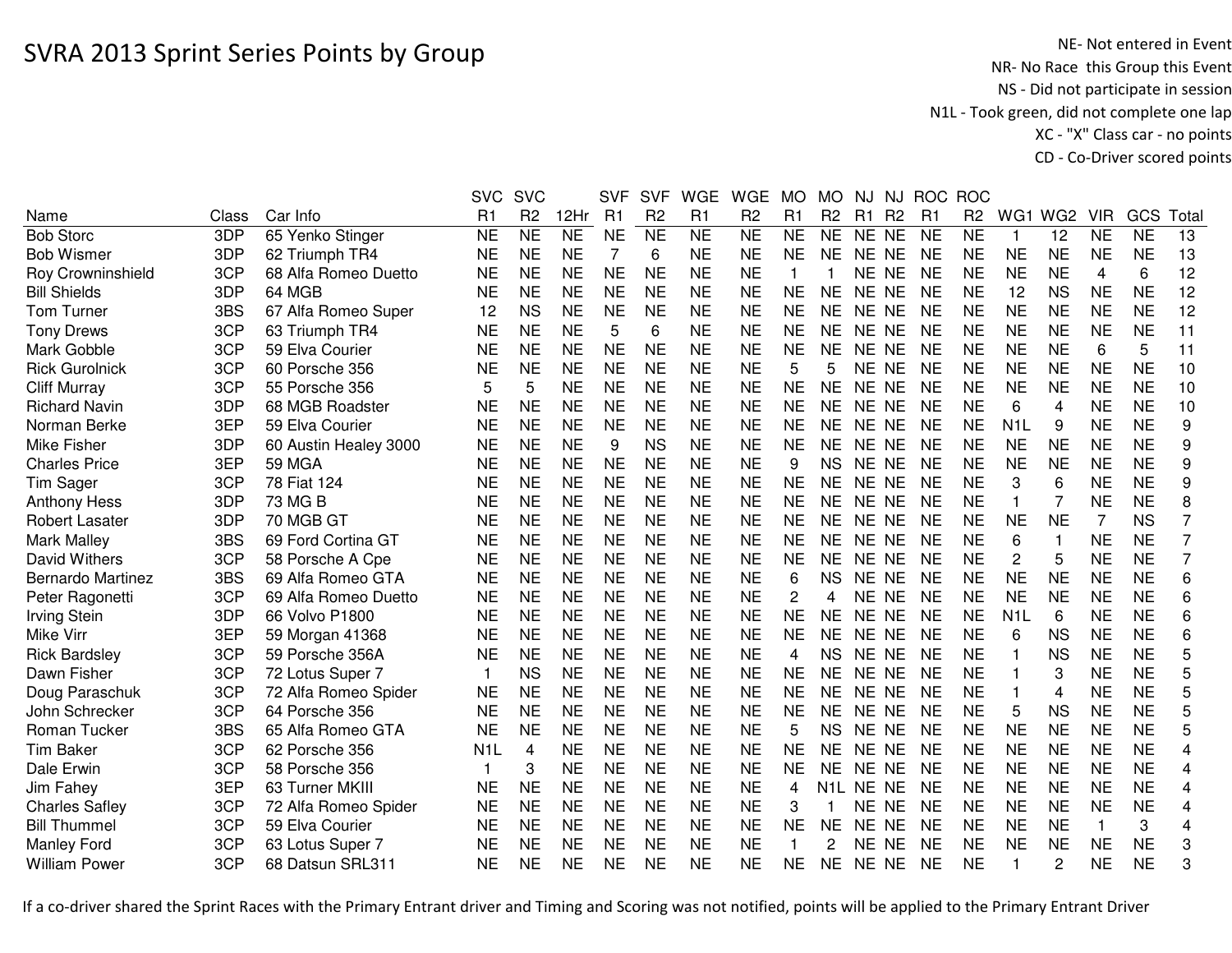# SVRA 2013 Sprint Series Points by Group

NE- Not entered in Event
NR- No Race this Group this Event
NS - Did not participate in session
N1L - Took green, did not complete one lap
XC - "X" Class car - no points
CD - Co-Driver scored points

| Name | Class | Car Info | SVC R1 | SVC R2 | 12Hr | SVF R1 | SVF R2 | WGE R1 | WGE R2 | MO R1 | MO R2 | NJ R1 | NJ R2 | ROC R1 | ROC R2 | WG1 | WG2 | VIR | GCS | Total |
|---|---|---|---|---|---|---|---|---|---|---|---|---|---|---|---|---|---|---|---|---|
| Bob Storc | 3DP | 65 Yenko Stinger | NE | NE | NE | NE | NE | NE | NE | NE | NE | NE | NE | NE | NE | 1 | 12 | NE | NE | 13 |
| Bob Wismer | 3DP | 62 Triumph TR4 | NE | NE | NE | 7 | 6 | NE | NE | NE | NE | NE | NE | NE | NE | NE | NE | NE | NE | 13 |
| Roy Crowninshield | 3CP | 68 Alfa Romeo Duetto | NE | NE | NE | NE | NE | NE | NE | 1 | 1 | NE | NE | NE | NE | NE | NE | 4 | 6 | 12 |
| Bill Shields | 3DP | 64 MGB | NE | NE | NE | NE | NE | NE | NE | NE | NE | NE | NE | NE | NE | 12 | NS | NE | NE | 12 |
| Tom Turner | 3BS | 67 Alfa Romeo Super | 12 | NS | NE | NE | NE | NE | NE | NE | NE | NE | NE | NE | NE | NE | NE | NE | NE | 12 |
| Tony Drews | 3CP | 63 Triumph TR4 | NE | NE | NE | 5 | 6 | NE | NE | NE | NE | NE | NE | NE | NE | NE | NE | NE | NE | 11 |
| Mark Gobble | 3CP | 59 Elva Courier | NE | NE | NE | NE | NE | NE | NE | NE | NE | NE | NE | NE | NE | NE | NE | 6 | 5 | 11 |
| Rick Gurolnick | 3CP | 60 Porsche 356 | NE | NE | NE | NE | NE | NE | NE | 5 | 5 | NE | NE | NE | NE | NE | NE | NE | NE | 10 |
| Cliff Murray | 3CP | 55 Porsche 356 | 5 | 5 | NE | NE | NE | NE | NE | NE | NE | NE | NE | NE | NE | NE | NE | NE | NE | 10 |
| Richard Navin | 3DP | 68 MGB Roadster | NE | NE | NE | NE | NE | NE | NE | NE | NE | NE | NE | NE | NE | 6 | 4 | NE | NE | 10 |
| Norman Berke | 3EP | 59 Elva Courier | NE | NE | NE | NE | NE | NE | NE | NE | NE | NE | NE | NE | NE | N1L | 9 | NE | NE | 9 |
| Mike Fisher | 3DP | 60 Austin Healey 3000 | NE | NE | NE | 9 | NS | NE | NE | NE | NE | NE | NE | NE | NE | NE | NE | NE | NE | 9 |
| Charles Price | 3EP | 59 MGA | NE | NE | NE | NE | NE | NE | NE | 9 | NS | NE | NE | NE | NE | NE | NE | NE | NE | 9 |
| Tim Sager | 3CP | 78 Fiat 124 | NE | NE | NE | NE | NE | NE | NE | NE | NE | NE | NE | NE | NE | 3 | 6 | NE | NE | 9 |
| Anthony Hess | 3DP | 73 MG B | NE | NE | NE | NE | NE | NE | NE | NE | NE | NE | NE | NE | NE | 1 | 7 | NE | NE | 8 |
| Robert Lasater | 3DP | 70 MGB GT | NE | NE | NE | NE | NE | NE | NE | NE | NE | NE | NE | NE | NE | NE | NE | 7 | NS | 7 |
| Mark Malley | 3BS | 69 Ford Cortina GT | NE | NE | NE | NE | NE | NE | NE | NE | NE | NE | NE | NE | NE | 6 | 1 | NE | NE | 7 |
| David Withers | 3CP | 58 Porsche A Cpe | NE | NE | NE | NE | NE | NE | NE | NE | NE | NE | NE | NE | NE | 2 | 5 | NE | NE | 7 |
| Bernardo Martinez | 3BS | 69 Alfa Romeo GTA | NE | NE | NE | NE | NE | NE | NE | 6 | NS | NE | NE | NE | NE | NE | NE | NE | NE | 6 |
| Peter Ragonetti | 3CP | 69 Alfa Romeo Duetto | NE | NE | NE | NE | NE | NE | NE | 2 | 4 | NE | NE | NE | NE | NE | NE | NE | NE | 6 |
| Irving Stein | 3DP | 66 Volvo P1800 | NE | NE | NE | NE | NE | NE | NE | NE | NE | NE | NE | NE | NE | N1L | 6 | NE | NE | 6 |
| Mike Virr | 3EP | 59 Morgan 41368 | NE | NE | NE | NE | NE | NE | NE | NE | NE | NE | NE | NE | NE | 6 | NS | NE | NE | 6 |
| Rick Bardsley | 3CP | 59 Porsche 356A | NE | NE | NE | NE | NE | NE | NE | 4 | NS | NE | NE | NE | NE | 1 | NS | NE | NE | 5 |
| Dawn Fisher | 3CP | 72 Lotus Super 7 | 1 | NS | NE | NE | NE | NE | NE | NE | NE | NE | NE | NE | NE | 1 | 3 | NE | NE | 5 |
| Doug Paraschuk | 3CP | 72 Alfa Romeo Spider | NE | NE | NE | NE | NE | NE | NE | NE | NE | NE | NE | NE | NE | 1 | 4 | NE | NE | 5 |
| John Schrecker | 3CP | 64 Porsche 356 | NE | NE | NE | NE | NE | NE | NE | NE | NE | NE | NE | NE | NE | 5 | NS | NE | NE | 5 |
| Roman Tucker | 3BS | 65 Alfa Romeo GTA | NE | NE | NE | NE | NE | NE | NE | 5 | NS | NE | NE | NE | NE | NE | NE | NE | NE | 5 |
| Tim Baker | 3CP | 62 Porsche 356 | N1L | 4 | NE | NE | NE | NE | NE | NE | NE | NE | NE | NE | NE | NE | NE | NE | NE | 4 |
| Dale Erwin | 3CP | 58 Porsche 356 | 1 | 3 | NE | NE | NE | NE | NE | NE | NE | NE | NE | NE | NE | NE | NE | NE | NE | 4 |
| Jim Fahey | 3EP | 63 Turner MKIII | NE | NE | NE | NE | NE | NE | NE | 4 | N1L | NE | NE | NE | NE | NE | NE | NE | NE | 4 |
| Charles Safley | 3CP | 72 Alfa Romeo Spider | NE | NE | NE | NE | NE | NE | NE | 3 | 1 | NE | NE | NE | NE | NE | NE | NE | NE | 4 |
| Bill Thummel | 3CP | 59 Elva Courier | NE | NE | NE | NE | NE | NE | NE | NE | NE | NE | NE | NE | NE | NE | NE | 1 | 3 | 4 |
| Manley Ford | 3CP | 63 Lotus Super 7 | NE | NE | NE | NE | NE | NE | NE | 1 | 2 | NE | NE | NE | NE | NE | NE | NE | NE | 3 |
| William Power | 3CP | 68 Datsun SRL311 | NE | NE | NE | NE | NE | NE | NE | NE | NE | NE | NE | NE | NE | 1 | 2 | NE | NE | 3 |

If a co-driver shared the Sprint Races with the Primary Entrant driver and Timing and Scoring was not notified, points will be applied to the Primary Entrant Driver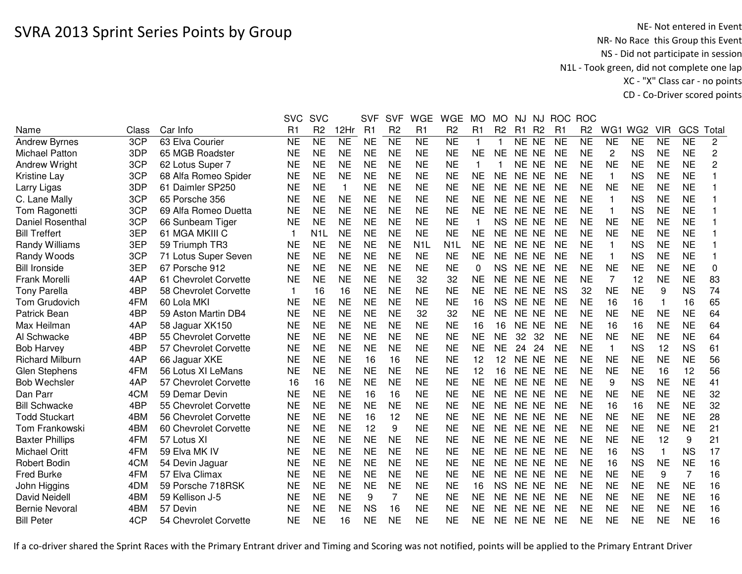# SVRA 2013 Sprint Series Points by Group

NE- Not entered in Event
NR- No Race this Group this Event
NS - Did not participate in session
N1L - Took green, did not complete one lap
XC - "X" Class car - no points
CD - Co-Driver scored points

| Name | Class | Car Info | SVC R1 | SVC R2 | 12Hr | SVF R1 | SVF R2 | WGE R1 | WGE R2 | MO R1 | MO R2 | NJ R1 | NJ R2 | ROC R1 | ROC R2 | WG1 | WG2 | VIR | GCS | Total |
|---|---|---|---|---|---|---|---|---|---|---|---|---|---|---|---|---|---|---|---|---|
| Andrew Byrnes | 3CP | 63 Elva Courier | NE | NE | NE | NE | NE | NE | NE | 1 | 1 | NE | NE | NE | NE | NE | NE | NE | NE | 2 |
| Michael Patton | 3DP | 65 MGB Roadster | NE | NE | NE | NE | NE | NE | NE | NE | NE | NE | NE | NE | NE | 2 | NS | NE | NE | 2 |
| Andrew Wright | 3CP | 62 Lotus Super 7 | NE | NE | NE | NE | NE | NE | NE | 1 | 1 | NE | NE | NE | NE | NE | NE | NE | NE | 2 |
| Kristine Lay | 3CP | 68 Alfa Romeo Spider | NE | NE | NE | NE | NE | NE | NE | NE | NE | NE | NE | NE | NE | 1 | NS | NE | NE | 1 |
| Larry Ligas | 3DP | 61 Daimler SP250 | NE | NE | 1 | NE | NE | NE | NE | NE | NE | NE | NE | NE | NE | NE | NE | NE | NE | 1 |
| C. Lane Mally | 3CP | 65 Porsche 356 | NE | NE | NE | NE | NE | NE | NE | NE | NE | NE | NE | NE | NE | 1 | NS | NE | NE | 1 |
| Tom Ragonetti | 3CP | 69 Alfa Romeo Duetta | NE | NE | NE | NE | NE | NE | NE | NE | NE | NE | NE | NE | NE | 1 | NS | NE | NE | 1 |
| Daniel Rosenthal | 3CP | 66 Sunbeam Tiger | NE | NE | NE | NE | NE | NE | NE | 1 | NS | NE | NE | NE | NE | NE | NE | NE | NE | 1 |
| Bill Treffert | 3EP | 61 MGA MKIII C | 1 | N1L | NE | NE | NE | NE | NE | NE | NE | NE | NE | NE | NE | NE | NE | NE | NE | 1 |
| Randy Williams | 3EP | 59 Triumph TR3 | NE | NE | NE | NE | NE | N1L | N1L | NE | NE | NE | NE | NE | NE | 1 | NS | NE | NE | 1 |
| Randy Woods | 3CP | 71 Lotus Super Seven | NE | NE | NE | NE | NE | NE | NE | NE | NE | NE | NE | NE | NE | 1 | NS | NE | NE | 1 |
| Bill Ironside | 3EP | 67 Porsche 912 | NE | NE | NE | NE | NE | NE | NE | 0 | NS | NE | NE | NE | NE | NE | NE | NE | NE | 0 |
| Frank Morelli | 4AP | 61 Chevrolet Corvette | NE | NE | NE | NE | NE | 32 | 32 | NE | NE | NE | NE | NE | NE | 7 | 12 | NE | NE | 83 |
| Tony Parella | 4BP | 58 Chevrolet Corvette | 1 | 16 | 16 | NE | NE | NE | NE | NE | NE | NE | NE | NS | 32 | NE | NE | 9 | NS | 74 |
| Tom Grudovich | 4FM | 60 Lola MKI | NE | NE | NE | NE | NE | NE | NE | 16 | NS | NE | NE | NE | NE | 16 | 16 | 1 | 16 | 65 |
| Patrick Bean | 4BP | 59 Aston Martin DB4 | NE | NE | NE | NE | NE | 32 | 32 | NE | NE | NE | NE | NE | NE | NE | NE | NE | NE | 64 |
| Max Heilman | 4AP | 58 Jaguar XK150 | NE | NE | NE | NE | NE | NE | NE | 16 | 16 | NE | NE | NE | NE | 16 | 16 | NE | NE | 64 |
| Al Schwacke | 4BP | 55 Chevrolet Corvette | NE | NE | NE | NE | NE | NE | NE | NE | NE | 32 | 32 | NE | NE | NE | NE | NE | NE | 64 |
| Bob Harvey | 4BP | 57 Chevrolet Corvette | NE | NE | NE | NE | NE | NE | NE | NE | NE | 24 | 24 | NE | NE | 1 | NS | 12 | NS | 61 |
| Richard Milburn | 4AP | 66 Jaguar XKE | NE | NE | NE | 16 | 16 | NE | NE | 12 | 12 | NE | NE | NE | NE | NE | NE | NE | NE | 56 |
| Glen Stephens | 4FM | 56 Lotus XI LeMans | NE | NE | NE | NE | NE | NE | NE | 12 | 16 | NE | NE | NE | NE | NE | NE | 16 | 12 | 56 |
| Bob Wechsler | 4AP | 57 Chevrolet Corvette | 16 | 16 | NE | NE | NE | NE | NE | NE | NE | NE | NE | NE | NE | 9 | NS | NE | NE | 41 |
| Dan Parr | 4CM | 59 Demar Devin | NE | NE | NE | 16 | 16 | NE | NE | NE | NE | NE | NE | NE | NE | NE | NE | NE | NE | 32 |
| Bill Schwacke | 4BP | 55 Chevrolet Corvette | NE | NE | NE | NE | NE | NE | NE | NE | NE | NE | NE | NE | NE | 16 | 16 | NE | NE | 32 |
| Todd Stuckart | 4BM | 56 Chevrolet Corvette | NE | NE | NE | 16 | 12 | NE | NE | NE | NE | NE | NE | NE | NE | NE | NE | NE | NE | 28 |
| Tom Frankowski | 4BM | 60 Chevrolet Corvette | NE | NE | NE | 12 | 9 | NE | NE | NE | NE | NE | NE | NE | NE | NE | NE | NE | NE | 21 |
| Baxter Phillips | 4FM | 57 Lotus XI | NE | NE | NE | NE | NE | NE | NE | NE | NE | NE | NE | NE | NE | NE | NE | 12 | 9 | 21 |
| Michael Oritt | 4FM | 59 Elva MK IV | NE | NE | NE | NE | NE | NE | NE | NE | NE | NE | NE | NE | NE | 16 | NS | 1 | NS | 17 |
| Robert Bodin | 4CM | 54 Devin Jaguar | NE | NE | NE | NE | NE | NE | NE | NE | NE | NE | NE | NE | NE | 16 | NS | NE | NE | 16 |
| Fred Burke | 4FM | 57 Elva Climax | NE | NE | NE | NE | NE | NE | NE | NE | NE | NE | NE | NE | NE | NE | NE | 9 | 7 | 16 |
| John Higgins | 4DM | 59 Porsche 718RSK | NE | NE | NE | NE | NE | NE | NE | 16 | NS | NE | NE | NE | NE | NE | NE | NE | NE | 16 |
| David Neidell | 4BM | 59 Kellison J-5 | NE | NE | NE | 9 | 7 | NE | NE | NE | NE | NE | NE | NE | NE | NE | NE | NE | NE | 16 |
| Bernie Nevoral | 4BM | 57 Devin | NE | NE | NE | NS | 16 | NE | NE | NE | NE | NE | NE | NE | NE | NE | NE | NE | NE | 16 |
| Bill Peter | 4CP | 54 Chevrolet Corvette | NE | NE | 16 | NE | NE | NE | NE | NE | NE | NE | NE | NE | NE | NE | NE | NE | NE | 16 |

If a co-driver shared the Sprint Races with the Primary Entrant driver and Timing and Scoring was not notified, points will be applied to the Primary Entrant Driver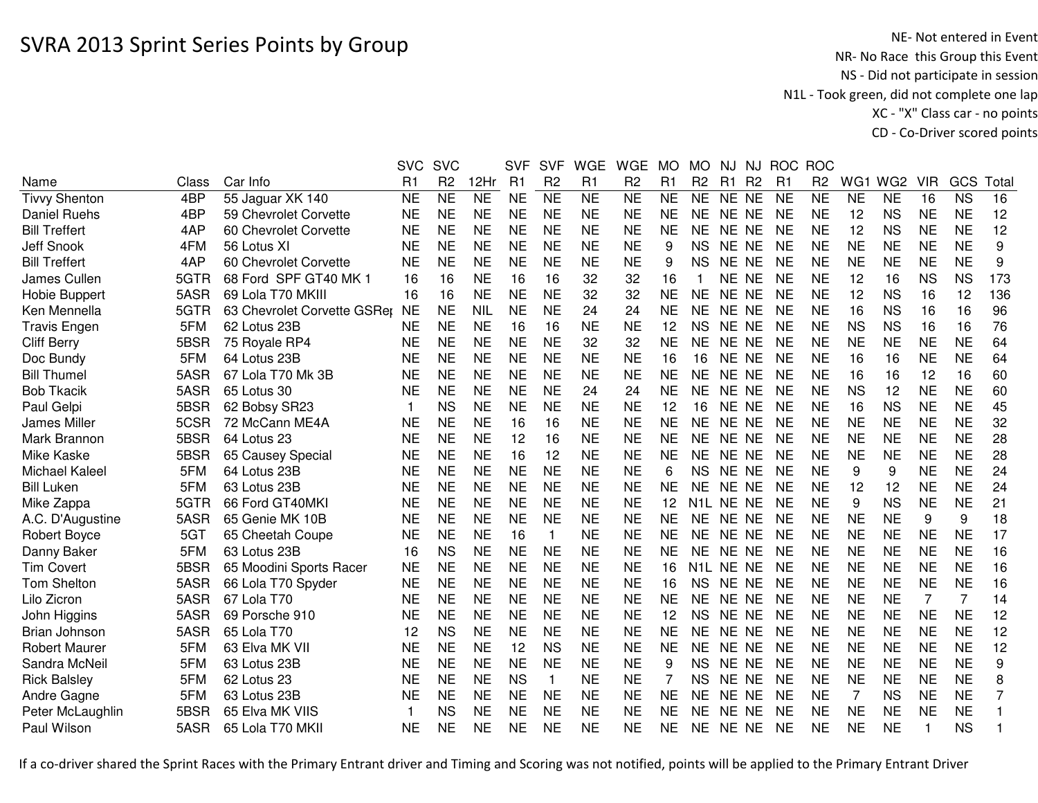# SVRA 2013 Sprint Series Points by Group

NE- Not entered in Event
NR- No Race this Group this Event
NS - Did not participate in session
N1L - Took green, did not complete one lap
XC - "X" Class car - no points
CD - Co-Driver scored points

| Name | Class | Car Info | SVC R1 | SVC R2 | 12Hr | SVF R1 | SVF R2 | WGE R1 | WGE R2 | MO R1 | MO R2 | NJ R1 | NJ R2 | ROC R1 | ROC R2 | WG1 | WG2 | VIR | GCS | Total |
|---|---|---|---|---|---|---|---|---|---|---|---|---|---|---|---|---|---|---|---|---|
| Tivvy Shenton | 4BP | 55 Jaguar XK 140 | NE | NE | NE | NE | NE | NE | NE | NE | NE | NE | NE | NE | NE | NE | NE | 16 | NS | 16 |
| Daniel Ruehs | 4BP | 59 Chevrolet Corvette | NE | NE | NE | NE | NE | NE | NE | NE | NE | NE | NE | NE | NE | 12 | NS | NE | NE | 12 |
| Bill Treffert | 4AP | 60 Chevrolet Corvette | NE | NE | NE | NE | NE | NE | NE | NE | NE | NE | NE | NE | NE | 12 | NS | NE | NE | 12 |
| Jeff Snook | 4FM | 56 Lotus XI | NE | NE | NE | NE | NE | NE | NE | 9 | NS | NE | NE | NE | NE | NE | NE | NE | NE | 9 |
| Bill Treffert | 4AP | 60 Chevrolet Corvette | NE | NE | NE | NE | NE | NE | NE | 9 | NS | NE | NE | NE | NE | NE | NE | NE | NE | 9 |
| James Cullen | 5GTR | 68 Ford SPF GT40 MK 1 | 16 | 16 | NE | 16 | 16 | 32 | 32 | 16 | 1 | NE | NE | NE | NE | 12 | 16 | NS | NS | 173 |
| Hobie Buppert | 5ASR | 69 Lola T70 MKIII | 16 | 16 | NE | NE | NE | 32 | 32 | NE | NE | NE | NE | NE | NE | 12 | NS | 16 | 12 | 136 |
| Ken Mennella | 5GTR | 63 Chevrolet Corvette GSRep | NE | NE | NIL | NE | NE | 24 | 24 | NE | NE | NE | NE | NE | NE | 16 | NS | 16 | 16 | 96 |
| Travis Engen | 5FM | 62 Lotus 23B | NE | NE | NE | 16 | 16 | NE | NE | 12 | NS | NE | NE | NE | NE | NS | NS | 16 | 16 | 76 |
| Cliff Berry | 5BSR | 75 Royale RP4 | NE | NE | NE | NE | NE | 32 | 32 | NE | NE | NE | NE | NE | NE | NE | NE | NE | NE | 64 |
| Doc Bundy | 5FM | 64 Lotus 23B | NE | NE | NE | NE | NE | NE | NE | 16 | 16 | NE | NE | NE | NE | 16 | 16 | NE | NE | 64 |
| Bill Thumel | 5ASR | 67 Lola T70 Mk 3B | NE | NE | NE | NE | NE | NE | NE | NE | NE | NE | NE | NE | NE | 16 | 16 | 12 | 16 | 60 |
| Bob Tkacik | 5ASR | 65 Lotus 30 | NE | NE | NE | NE | NE | 24 | 24 | NE | NE | NE | NE | NE | NE | NS | 12 | NE | NE | 60 |
| Paul Gelpi | 5BSR | 62 Bobsy SR23 | 1 | NS | NE | NE | NE | NE | NE | 12 | 16 | NE | NE | NE | NE | 16 | NS | NE | NE | 45 |
| James Miller | 5CSR | 72 McCann ME4A | NE | NE | NE | 16 | 16 | NE | NE | NE | NE | NE | NE | NE | NE | NE | NE | NE | NE | 32 |
| Mark Brannon | 5BSR | 64 Lotus 23 | NE | NE | NE | 12 | 16 | NE | NE | NE | NE | NE | NE | NE | NE | NE | NE | NE | NE | 28 |
| Mike Kaske | 5BSR | 65 Causey Special | NE | NE | NE | 16 | 12 | NE | NE | NE | NE | NE | NE | NE | NE | NE | NE | NE | NE | 28 |
| Michael Kaleel | 5FM | 64 Lotus 23B | NE | NE | NE | NE | NE | NE | NE | 6 | NS | NE | NE | NE | NE | 9 | 9 | NE | NE | 24 |
| Bill Luken | 5FM | 63 Lotus 23B | NE | NE | NE | NE | NE | NE | NE | NE | NE | NE | NE | NE | NE | 12 | 12 | NE | NE | 24 |
| Mike Zappa | 5GTR | 66 Ford GT40MKI | NE | NE | NE | NE | NE | NE | NE | 12 | N1L | NE | NE | NE | NE | 9 | NS | NE | NE | 21 |
| A.C. D'Augustine | 5ASR | 65 Genie MK 10B | NE | NE | NE | NE | NE | NE | NE | NE | NE | NE | NE | NE | NE | NE | NE | 9 | 9 | 18 |
| Robert Boyce | 5GT | 65 Cheetah Coupe | NE | NE | NE | 16 | 1 | NE | NE | NE | NE | NE | NE | NE | NE | NE | NE | NE | NE | 17 |
| Danny Baker | 5FM | 63 Lotus 23B | 16 | NS | NE | NE | NE | NE | NE | NE | NE | NE | NE | NE | NE | NE | NE | NE | NE | 16 |
| Tim Covert | 5BSR | 65 Moodini Sports Racer | NE | NE | NE | NE | NE | NE | NE | 16 | N1L | NE | NE | NE | NE | NE | NE | NE | NE | 16 |
| Tom Shelton | 5ASR | 66 Lola T70 Spyder | NE | NE | NE | NE | NE | NE | NE | 16 | NS | NE | NE | NE | NE | NE | NE | NE | NE | 16 |
| Lilo Zicron | 5ASR | 67 Lola T70 | NE | NE | NE | NE | NE | NE | NE | NE | NE | NE | NE | NE | NE | NE | NE | 7 | 7 | 14 |
| John Higgins | 5ASR | 69 Porsche 910 | NE | NE | NE | NE | NE | NE | NE | 12 | NS | NE | NE | NE | NE | NE | NE | NE | NE | 12 |
| Brian Johnson | 5ASR | 65 Lola T70 | 12 | NS | NE | NE | NE | NE | NE | NE | NE | NE | NE | NE | NE | NE | NE | NE | NE | 12 |
| Robert Maurer | 5FM | 63 Elva MK VII | NE | NE | NE | 12 | NS | NE | NE | NE | NE | NE | NE | NE | NE | NE | NE | NE | NE | 12 |
| Sandra McNeil | 5FM | 63 Lotus 23B | NE | NE | NE | NE | NE | NE | NE | 9 | NS | NE | NE | NE | NE | NE | NE | NE | NE | 9 |
| Rick Balsley | 5FM | 62 Lotus 23 | NE | NE | NE | NS | 1 | NE | NE | 7 | NS | NE | NE | NE | NE | NE | NE | NE | NE | 8 |
| Andre Gagne | 5FM | 63 Lotus 23B | NE | NE | NE | NE | NE | NE | NE | NE | NE | NE | NE | NE | NE | 7 | NS | NE | NE | 7 |
| Peter McLaughlin | 5BSR | 65 Elva MK VIIS | 1 | NS | NE | NE | NE | NE | NE | NE | NE | NE | NE | NE | NE | NE | NE | NE | NE | 1 |
| Paul Wilson | 5ASR | 65 Lola T70 MKII | NE | NE | NE | NE | NE | NE | NE | NE | NE | NE | NE | NE | NE | NE | NE | 1 | NS | 1 |

If a co-driver shared the Sprint Races with the Primary Entrant driver and Timing and Scoring was not notified, points will be applied to the Primary Entrant Driver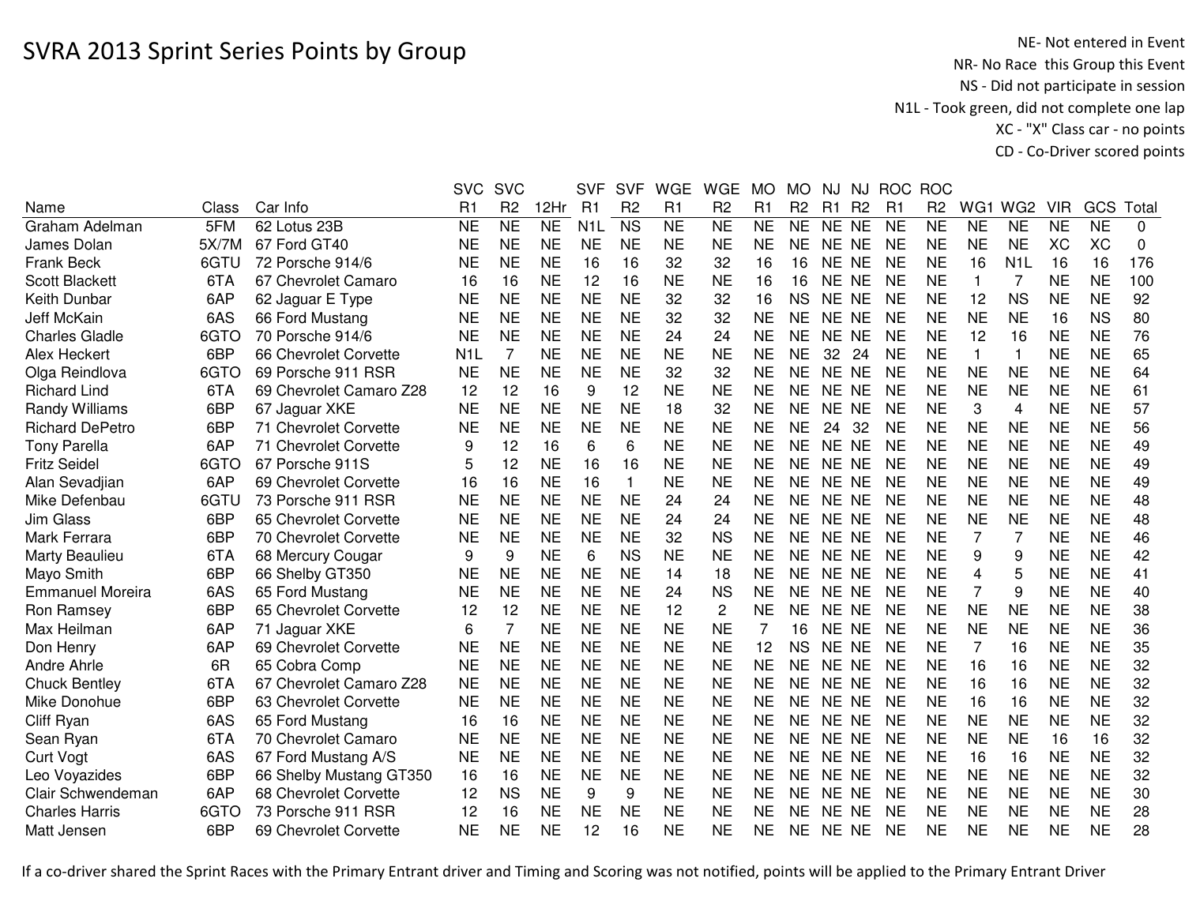# SVRA 2013 Sprint Series Points by Group

NE- Not entered in Event
NR- No Race this Group this Event
NS - Did not participate in session
N1L - Took green, did not complete one lap
XC - "X" Class car - no points
CD - Co-Driver scored points

| Name | Class | Car Info | SVC R1 | SVC R2 | 12Hr | SVF R1 | SVF R2 | WGE R1 | WGE R2 | MO R1 | MO R2 | NJ R1 | NJ R2 | ROC R1 | ROC R2 | WG1 | WG2 | VIR | GCS | Total |
|---|---|---|---|---|---|---|---|---|---|---|---|---|---|---|---|---|---|---|---|---|
| Graham Adelman | 5FM | 62 Lotus 23B | NE | NE | NE | N1L | NS | NE | NE | NE | NE | NE | NE | NE | NE | NE | NE | NE | NE | 0 |
| James Dolan | 5X/7M | 67 Ford GT40 | NE | NE | NE | NE | NE | NE | NE | NE | NE | NE | NE | NE | NE | NE | NE | XC | XC | 0 |
| Frank Beck | 6GTU | 72 Porsche 914/6 | NE | NE | NE | 16 | 16 | 32 | 32 | 16 | 16 | NE | NE | NE | NE | 16 | N1L | 16 | 16 | 176 |
| Scott Blackett | 6TA | 67 Chevrolet Camaro | 16 | 16 | NE | 12 | 16 | NE | NE | 16 | 16 | NE | NE | NE | NE | 1 | 7 | NE | NE | 100 |
| Keith Dunbar | 6AP | 62 Jaguar E Type | NE | NE | NE | NE | NE | 32 | 32 | 16 | NS | NE | NE | NE | NE | 12 | NS | NE | NE | 92 |
| Jeff McKain | 6AS | 66 Ford Mustang | NE | NE | NE | NE | NE | 32 | 32 | NE | NE | NE | NE | NE | NE | NE | NE | 16 | NS | 80 |
| Charles Gladle | 6GTO | 70 Porsche 914/6 | NE | NE | NE | NE | NE | 24 | 24 | NE | NE | NE | NE | NE | NE | 12 | 16 | NE | NE | 76 |
| Alex Heckert | 6BP | 66 Chevrolet Corvette | N1L | 7 | NE | NE | NE | NE | NE | NE | NE | 32 | 24 | NE | NE | 1 | 1 | NE | NE | 65 |
| Olga Reindlova | 6GTO | 69 Porsche 911 RSR | NE | NE | NE | NE | NE | 32 | 32 | NE | NE | NE | NE | NE | NE | NE | NE | NE | NE | 64 |
| Richard Lind | 6TA | 69 Chevrolet Camaro Z28 | 12 | 12 | 16 | 9 | 12 | NE | NE | NE | NE | NE | NE | NE | NE | NE | NE | NE | NE | 61 |
| Randy Williams | 6BP | 67 Jaguar XKE | NE | NE | NE | NE | NE | 18 | 32 | NE | NE | NE | NE | NE | NE | 3 | 4 | NE | NE | 57 |
| Richard DePetro | 6BP | 71 Chevrolet Corvette | NE | NE | NE | NE | NE | NE | NE | NE | NE | 24 | 32 | NE | NE | NE | NE | NE | NE | 56 |
| Tony Parella | 6AP | 71 Chevrolet Corvette | 9 | 12 | 16 | 6 | 6 | NE | NE | NE | NE | NE | NE | NE | NE | NE | NE | NE | NE | 49 |
| Fritz Seidel | 6GTO | 67 Porsche 911S | 5 | 12 | NE | 16 | 16 | NE | NE | NE | NE | NE | NE | NE | NE | NE | NE | NE | NE | 49 |
| Alan Sevadjian | 6AP | 69 Chevrolet Corvette | 16 | 16 | NE | 16 | 1 | NE | NE | NE | NE | NE | NE | NE | NE | NE | NE | NE | NE | 49 |
| Mike Defenbau | 6GTU | 73 Porsche 911 RSR | NE | NE | NE | NE | NE | 24 | 24 | NE | NE | NE | NE | NE | NE | NE | NE | NE | NE | 48 |
| Jim Glass | 6BP | 65 Chevrolet Corvette | NE | NE | NE | NE | NE | 24 | 24 | NE | NE | NE | NE | NE | NE | NE | NE | NE | NE | 48 |
| Mark Ferrara | 6BP | 70 Chevrolet Corvette | NE | NE | NE | NE | NE | 32 | NS | NE | NE | NE | NE | NE | NE | 7 | 7 | NE | NE | 46 |
| Marty Beaulieu | 6TA | 68 Mercury Cougar | 9 | 9 | NE | 6 | NS | NE | NE | NE | NE | NE | NE | NE | NE | 9 | 9 | NE | NE | 42 |
| Mayo Smith | 6BP | 66 Shelby GT350 | NE | NE | NE | NE | NE | 14 | 18 | NE | NE | NE | NE | NE | NE | 4 | 5 | NE | NE | 41 |
| Emmanuel Moreira | 6AS | 65 Ford Mustang | NE | NE | NE | NE | NE | 24 | NS | NE | NE | NE | NE | NE | NE | 7 | 9 | NE | NE | 40 |
| Ron Ramsey | 6BP | 65 Chevrolet Corvette | 12 | 12 | NE | NE | NE | 12 | 2 | NE | NE | NE | NE | NE | NE | NE | NE | NE | NE | 38 |
| Max Heilman | 6AP | 71 Jaguar XKE | 6 | 7 | NE | NE | NE | NE | NE | 7 | 16 | NE | NE | NE | NE | NE | NE | NE | NE | 36 |
| Don Henry | 6AP | 69 Chevrolet Corvette | NE | NE | NE | NE | NE | NE | NE | 12 | NS | NE | NE | NE | NE | 7 | 16 | NE | NE | 35 |
| Andre Ahrle | 6R | 65 Cobra Comp | NE | NE | NE | NE | NE | NE | NE | NE | NE | NE | NE | NE | NE | 16 | 16 | NE | NE | 32 |
| Chuck Bentley | 6TA | 67 Chevrolet Camaro Z28 | NE | NE | NE | NE | NE | NE | NE | NE | NE | NE | NE | NE | NE | 16 | 16 | NE | NE | 32 |
| Mike Donohue | 6BP | 63 Chevrolet Corvette | NE | NE | NE | NE | NE | NE | NE | NE | NE | NE | NE | NE | NE | 16 | 16 | NE | NE | 32 |
| Cliff Ryan | 6AS | 65 Ford Mustang | 16 | 16 | NE | NE | NE | NE | NE | NE | NE | NE | NE | NE | NE | NE | NE | NE | NE | 32 |
| Sean Ryan | 6TA | 70 Chevrolet Camaro | NE | NE | NE | NE | NE | NE | NE | NE | NE | NE | NE | NE | NE | NE | NE | 16 | 16 | 32 |
| Curt Vogt | 6AS | 67 Ford Mustang A/S | NE | NE | NE | NE | NE | NE | NE | NE | NE | NE | NE | NE | NE | 16 | 16 | NE | NE | 32 |
| Leo Voyazides | 6BP | 66 Shelby Mustang GT350 | 16 | 16 | NE | NE | NE | NE | NE | NE | NE | NE | NE | NE | NE | NE | NE | NE | NE | 32 |
| Clair Schwendeman | 6AP | 68 Chevrolet Corvette | 12 | NS | NE | 9 | 9 | NE | NE | NE | NE | NE | NE | NE | NE | NE | NE | NE | NE | 30 |
| Charles Harris | 6GTO | 73 Porsche 911 RSR | 12 | 16 | NE | NE | NE | NE | NE | NE | NE | NE | NE | NE | NE | NE | NE | NE | NE | 28 |
| Matt Jensen | 6BP | 69 Chevrolet Corvette | NE | NE | NE | 12 | 16 | NE | NE | NE | NE | NE | NE | NE | NE | NE | NE | NE | NE | 28 |

If a co-driver shared the Sprint Races with the Primary Entrant driver and Timing and Scoring was not notified, points will be applied to the Primary Entrant Driver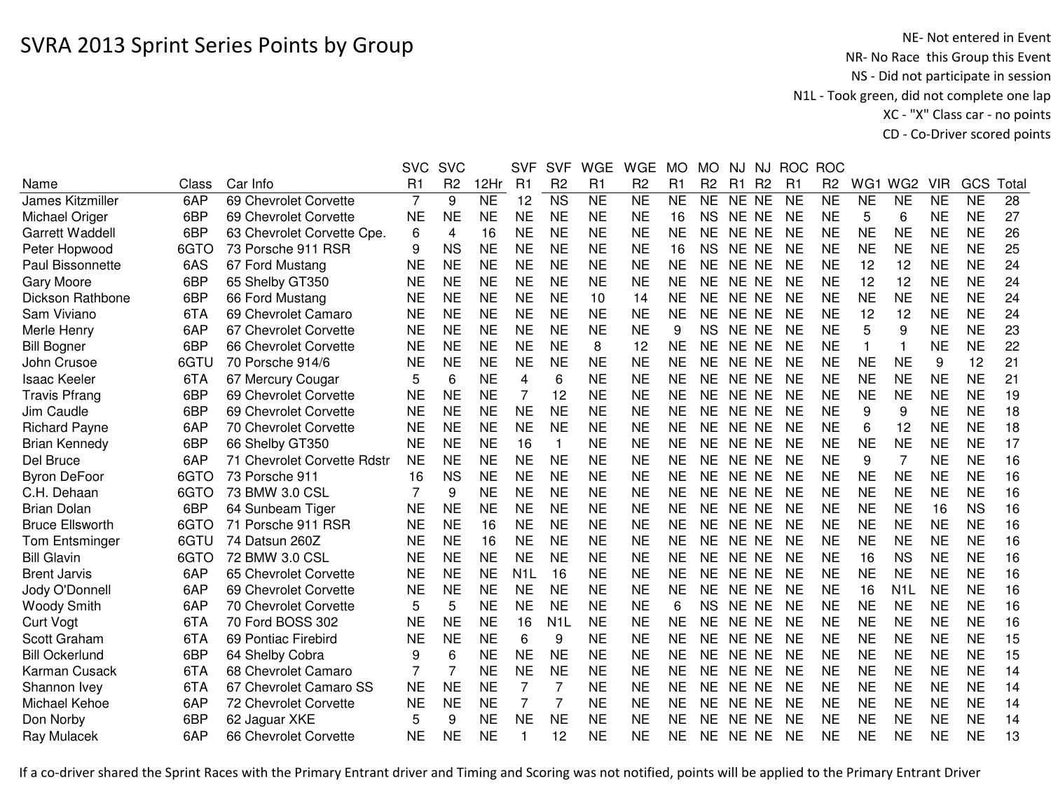# SVRA 2013 Sprint Series Points by Group

NE- Not entered in Event
NR- No Race this Group this Event
NS - Did not participate in session
N1L - Took green, did not complete one lap
XC - "X" Class car - no points
CD - Co-Driver scored points

| Name | Class | Car Info | SVC R1 | SVC R2 | 12Hr | SVF R1 | SVF R2 | WGE R1 | WGE R2 | MO R1 | MO R2 | NJ R1 | NJ R2 | ROC R1 | ROC R2 | WG1 | WG2 | VIR | GCS | Total |
|---|---|---|---|---|---|---|---|---|---|---|---|---|---|---|---|---|---|---|---|---|
| James Kitzmiller | 6AP | 69 Chevrolet Corvette | 7 | 9 | NE | 12 | NS | NE | NE | NE | NE | NE | NE | NE | NE | NE | NE | NE | NE | 28 |
| Michael Origer | 6BP | 69 Chevrolet Corvette | NE | NE | NE | NE | NE | NE | NE | 16 | NS | NE | NE | NE | NE | 5 | 6 | NE | NE | 27 |
| Garrett Waddell | 6BP | 63 Chevrolet Corvette Cpe. | 6 | 4 | 16 | NE | NE | NE | NE | NE | NE | NE | NE | NE | NE | NE | NE | NE | NE | 26 |
| Peter Hopwood | 6GTO | 73 Porsche 911 RSR | 9 | NS | NE | NE | NE | NE | NE | 16 | NS | NE | NE | NE | NE | NE | NE | NE | NE | 25 |
| Paul Bissonnette | 6AS | 67 Ford Mustang | NE | NE | NE | NE | NE | NE | NE | NE | NE | NE | NE | NE | NE | 12 | 12 | NE | NE | 24 |
| Gary Moore | 6BP | 65 Shelby GT350 | NE | NE | NE | NE | NE | NE | NE | NE | NE | NE | NE | NE | NE | 12 | 12 | NE | NE | 24 |
| Dickson Rathbone | 6BP | 66 Ford Mustang | NE | NE | NE | NE | NE | 10 | 14 | NE | NE | NE | NE | NE | NE | NE | NE | NE | NE | 24 |
| Sam Viviano | 6TA | 69 Chevrolet Camaro | NE | NE | NE | NE | NE | NE | NE | NE | NE | NE | NE | NE | NE | 12 | 12 | NE | NE | 24 |
| Merle Henry | 6AP | 67 Chevrolet Corvette | NE | NE | NE | NE | NE | NE | NE | 9 | NS | NE | NE | NE | NE | 5 | 9 | NE | NE | 23 |
| Bill Bogner | 6BP | 66 Chevrolet Corvette | NE | NE | NE | NE | NE | 8 | 12 | NE | NE | NE | NE | NE | NE | 1 | 1 | NE | NE | 22 |
| John Crusoe | 6GTU | 70 Porsche 914/6 | NE | NE | NE | NE | NE | NE | NE | NE | NE | NE | NE | NE | NE | NE | NE | 9 | 12 | 21 |
| Isaac Keeler | 6TA | 67 Mercury Cougar | 5 | 6 | NE | 4 | 6 | NE | NE | NE | NE | NE | NE | NE | NE | NE | NE | NE | NE | 21 |
| Travis Pfrang | 6BP | 69 Chevrolet Corvette | NE | NE | NE | 7 | 12 | NE | NE | NE | NE | NE | NE | NE | NE | NE | NE | NE | NE | 19 |
| Jim Caudle | 6BP | 69 Chevrolet Corvette | NE | NE | NE | NE | NE | NE | NE | NE | NE | NE | NE | NE | NE | 9 | 9 | NE | NE | 18 |
| Richard Payne | 6AP | 70 Chevrolet Corvette | NE | NE | NE | NE | NE | NE | NE | NE | NE | NE | NE | NE | NE | 6 | 12 | NE | NE | 18 |
| Brian Kennedy | 6BP | 66 Shelby GT350 | NE | NE | NE | 16 | 1 | NE | NE | NE | NE | NE | NE | NE | NE | NE | NE | NE | NE | 17 |
| Del Bruce | 6AP | 71 Chevrolet Corvette Rdstr | NE | NE | NE | NE | NE | NE | NE | NE | NE | NE | NE | NE | NE | 9 | 7 | NE | NE | 16 |
| Byron DeFoor | 6GTO | 73 Porsche 911 | 16 | NS | NE | NE | NE | NE | NE | NE | NE | NE | NE | NE | NE | NE | NE | NE | NE | 16 |
| C.H. Dehaan | 6GTO | 73 BMW 3.0 CSL | 7 | 9 | NE | NE | NE | NE | NE | NE | NE | NE | NE | NE | NE | NE | NE | NE | NE | 16 |
| Brian Dolan | 6BP | 64 Sunbeam Tiger | NE | NE | NE | NE | NE | NE | NE | NE | NE | NE | NE | NE | NE | NE | NE | 16 | NS | 16 |
| Bruce Ellsworth | 6GTO | 71 Porsche 911 RSR | NE | NE | 16 | NE | NE | NE | NE | NE | NE | NE | NE | NE | NE | NE | NE | NE | NE | 16 |
| Tom Entsminger | 6GTU | 74 Datsun 260Z | NE | NE | 16 | NE | NE | NE | NE | NE | NE | NE | NE | NE | NE | NE | NE | NE | NE | 16 |
| Bill Glavin | 6GTO | 72 BMW 3.0 CSL | NE | NE | NE | NE | NE | NE | NE | NE | NE | NE | NE | NE | NE | 16 | NS | NE | NE | 16 |
| Brent Jarvis | 6AP | 65 Chevrolet Corvette | NE | NE | NE | N1L | 16 | NE | NE | NE | NE | NE | NE | NE | NE | NE | NE | NE | NE | 16 |
| Jody O'Donnell | 6AP | 69 Chevrolet Corvette | NE | NE | NE | NE | NE | NE | NE | NE | NE | NE | NE | NE | NE | 16 | N1L | NE | NE | 16 |
| Woody Smith | 6AP | 70 Chevrolet Corvette | 5 | 5 | NE | NE | NE | NE | NE | 6 | NS | NE | NE | NE | NE | NE | NE | NE | NE | 16 |
| Curt Vogt | 6TA | 70 Ford BOSS 302 | NE | NE | NE | 16 | N1L | NE | NE | NE | NE | NE | NE | NE | NE | NE | NE | NE | NE | 16 |
| Scott Graham | 6TA | 69 Pontiac Firebird | NE | NE | NE | 6 | 9 | NE | NE | NE | NE | NE | NE | NE | NE | NE | NE | NE | NE | 15 |
| Bill Ockerlund | 6BP | 64 Shelby Cobra | 9 | 6 | NE | NE | NE | NE | NE | NE | NE | NE | NE | NE | NE | NE | NE | NE | NE | 15 |
| Karman Cusack | 6TA | 68 Chevrolet Camaro | 7 | 7 | NE | NE | NE | NE | NE | NE | NE | NE | NE | NE | NE | NE | NE | NE | NE | 14 |
| Shannon Ivey | 6TA | 67 Chevrolet Camaro SS | NE | NE | NE | 7 | 7 | NE | NE | NE | NE | NE | NE | NE | NE | NE | NE | NE | NE | 14 |
| Michael Kehoe | 6AP | 72 Chevrolet Corvette | NE | NE | NE | 7 | 7 | NE | NE | NE | NE | NE | NE | NE | NE | NE | NE | NE | NE | 14 |
| Don Norby | 6BP | 62 Jaguar XKE | 5 | 9 | NE | NE | NE | NE | NE | NE | NE | NE | NE | NE | NE | NE | NE | NE | NE | 14 |
| Ray Mulacek | 6AP | 66 Chevrolet Corvette | NE | NE | NE | 1 | 12 | NE | NE | NE | NE | NE | NE | NE | NE | NE | NE | NE | NE | 13 |

If a co-driver shared the Sprint Races with the Primary Entrant driver and Timing and Scoring was not notified, points will be applied to the Primary Entrant Driver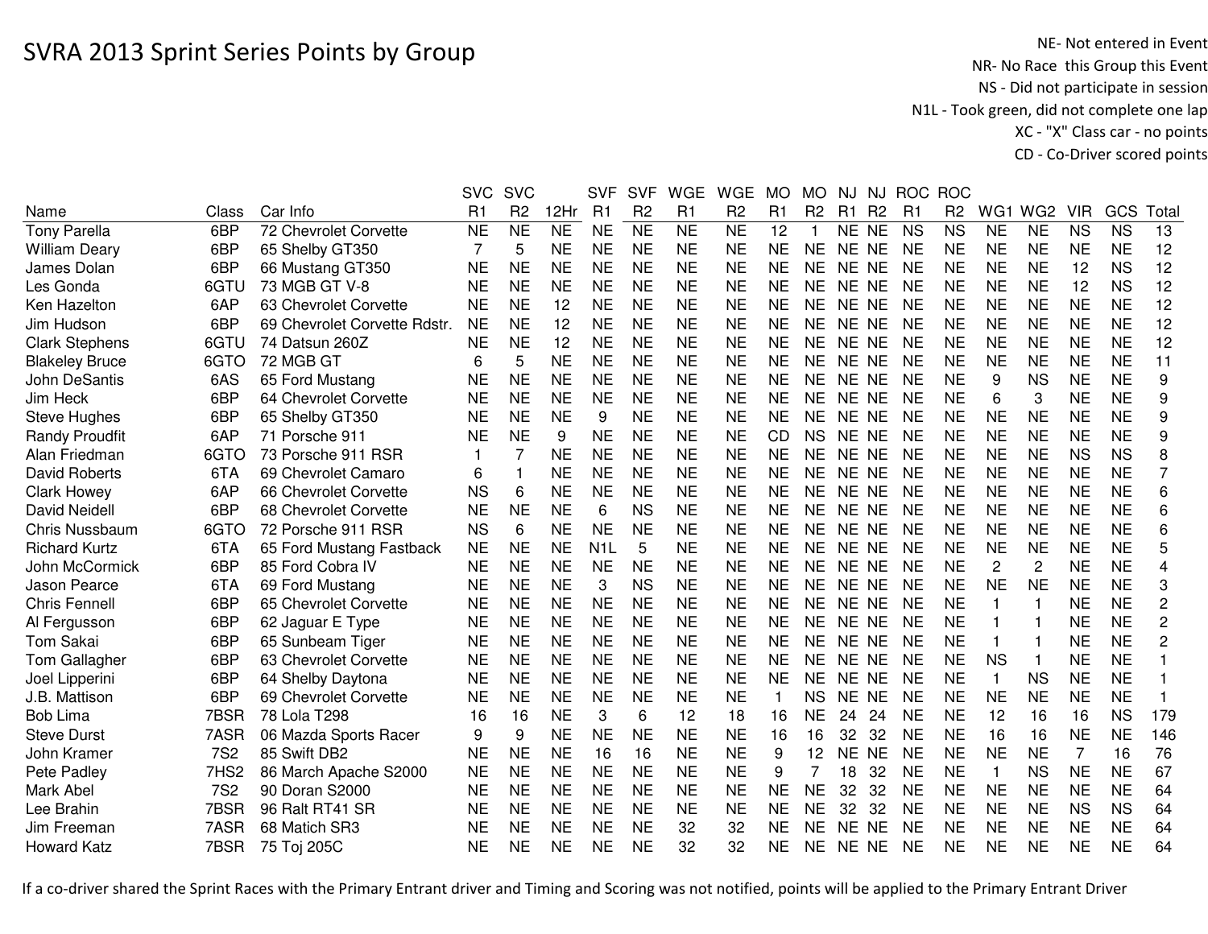# SVRA 2013 Sprint Series Points by Group

NE- Not entered in Event
NR- No Race this Group this Event
NS - Did not participate in session
N1L - Took green, did not complete one lap
XC - "X" Class car - no points
CD - Co-Driver scored points

| Name | Class | Car Info | SVC R1 | SVC R2 | 12Hr | SVF R1 | SVF R2 | WGE R1 | WGE R2 | MO R1 | MO R2 | NJ R1 | NJ R2 | ROC R1 | ROC R2 | WG1 | WG2 | VIR | GCS | Total |
|---|---|---|---|---|---|---|---|---|---|---|---|---|---|---|---|---|---|---|---|---|
| Tony Parella | 6BP | 72 Chevrolet Corvette | NE | NE | NE | NE | NE | NE | NE | 12 | 1 | NE | NE | NS | NS | NE | NE | NS | NS | 13 |
| William Deary | 6BP | 65 Shelby GT350 | 7 | 5 | NE | NE | NE | NE | NE | NE | NE | NE | NE | NE | NE | NE | NE | NE | NE | 12 |
| James Dolan | 6BP | 66 Mustang GT350 | NE | NE | NE | NE | NE | NE | NE | NE | NE | NE | NE | NE | NE | NE | NE | 12 | NS | 12 |
| Les Gonda | 6GTU | 73 MGB GT V-8 | NE | NE | NE | NE | NE | NE | NE | NE | NE | NE | NE | NE | NE | NE | NE | 12 | NS | 12 |
| Ken Hazelton | 6AP | 63 Chevrolet Corvette | NE | NE | 12 | NE | NE | NE | NE | NE | NE | NE | NE | NE | NE | NE | NE | NE | NE | 12 |
| Jim Hudson | 6BP | 69 Chevrolet Corvette Rdstr. | NE | NE | 12 | NE | NE | NE | NE | NE | NE | NE | NE | NE | NE | NE | NE | NE | NE | 12 |
| Clark Stephens | 6GTU | 74 Datsun 260Z | NE | NE | 12 | NE | NE | NE | NE | NE | NE | NE | NE | NE | NE | NE | NE | NE | NE | 12 |
| Blakeley Bruce | 6GTO | 72 MGB GT | 6 | 5 | NE | NE | NE | NE | NE | NE | NE | NE | NE | NE | NE | NE | NE | NE | NE | 11 |
| John DeSantis | 6AS | 65 Ford Mustang | NE | NE | NE | NE | NE | NE | NE | NE | NE | NE | NE | NE | NE | 9 | NS | NE | NE | 9 |
| Jim Heck | 6BP | 64 Chevrolet Corvette | NE | NE | NE | NE | NE | NE | NE | NE | NE | NE | NE | NE | NE | 6 | 3 | NE | NE | 9 |
| Steve Hughes | 6BP | 65 Shelby GT350 | NE | NE | NE | 9 | NE | NE | NE | NE | NE | NE | NE | NE | NE | NE | NE | NE | NE | 9 |
| Randy Proudfit | 6AP | 71 Porsche 911 | NE | NE | 9 | NE | NE | NE | NE | CD | NS | NE | NE | NE | NE | NE | NE | NE | NE | 9 |
| Alan Friedman | 6GTO | 73 Porsche 911 RSR | 1 | 7 | NE | NE | NE | NE | NE | NE | NE | NE | NE | NE | NE | NE | NE | NS | NS | 8 |
| David Roberts | 6TA | 69 Chevrolet Camaro | 6 | 1 | NE | NE | NE | NE | NE | NE | NE | NE | NE | NE | NE | NE | NE | NE | NE | 7 |
| Clark Howey | 6AP | 66 Chevrolet Corvette | NS | 6 | NE | NE | NE | NE | NE | NE | NE | NE | NE | NE | NE | NE | NE | NE | NE | 6 |
| David Neidell | 6BP | 68 Chevrolet Corvette | NE | NE | NE | 6 | NS | NE | NE | NE | NE | NE | NE | NE | NE | NE | NE | NE | NE | 6 |
| Chris Nussbaum | 6GTO | 72 Porsche 911 RSR | NS | 6 | NE | NE | NE | NE | NE | NE | NE | NE | NE | NE | NE | NE | NE | NE | NE | 6 |
| Richard Kurtz | 6TA | 65 Ford Mustang Fastback | NE | NE | NE | N1L | 5 | NE | NE | NE | NE | NE | NE | NE | NE | NE | NE | NE | NE | 5 |
| John McCormick | 6BP | 85 Ford Cobra IV | NE | NE | NE | NE | NE | NE | NE | NE | NE | NE | NE | NE | NE | 2 | 2 | NE | NE | 4 |
| Jason Pearce | 6TA | 69 Ford Mustang | NE | NE | NE | 3 | NS | NE | NE | NE | NE | NE | NE | NE | NE | NE | NE | NE | NE | 3 |
| Chris Fennell | 6BP | 65 Chevrolet Corvette | NE | NE | NE | NE | NE | NE | NE | NE | NE | NE | NE | NE | NE | 1 | 1 | NE | NE | 2 |
| Al Fergusson | 6BP | 62 Jaguar E Type | NE | NE | NE | NE | NE | NE | NE | NE | NE | NE | NE | NE | NE | 1 | 1 | NE | NE | 2 |
| Tom Sakai | 6BP | 65 Sunbeam Tiger | NE | NE | NE | NE | NE | NE | NE | NE | NE | NE | NE | NE | NE | 1 | 1 | NE | NE | 2 |
| Tom Gallagher | 6BP | 63 Chevrolet Corvette | NE | NE | NE | NE | NE | NE | NE | NE | NE | NE | NE | NE | NE | NS | 1 | NE | NE | 1 |
| Joel Lipperini | 6BP | 64 Shelby Daytona | NE | NE | NE | NE | NE | NE | NE | NE | NE | NE | NE | NE | NE | 1 | NS | NE | NE | 1 |
| J.B. Mattison | 6BP | 69 Chevrolet Corvette | NE | NE | NE | NE | NE | NE | NE | 1 | NS | NE | NE | NE | NE | NE | NE | NE | NE | 1 |
| Bob Lima | 7BSR | 78 Lola T298 | 16 | 16 | NE | 3 | 6 | 12 | 18 | 16 | NE | 24 | 24 | NE | NE | 12 | 16 | 16 | NS | 179 |
| Steve Durst | 7ASR | 06 Mazda Sports Racer | 9 | 9 | NE | NE | NE | NE | NE | 16 | 16 | 32 | 32 | NE | NE | 16 | 16 | NE | NE | 146 |
| John Kramer | 7S2 | 85 Swift DB2 | NE | NE | NE | 16 | 16 | NE | NE | 9 | 12 | NE | NE | NE | NE | NE | NE | 7 | 16 | 76 |
| Pete Padley | 7HS2 | 86 March Apache S2000 | NE | NE | NE | NE | NE | NE | NE | 9 | 7 | 18 | 32 | NE | NE | 1 | NS | NE | NE | 67 |
| Mark Abel | 7S2 | 90 Doran S2000 | NE | NE | NE | NE | NE | NE | NE | NE | NE | 32 | 32 | NE | NE | NE | NE | NE | NE | 64 |
| Lee Brahin | 7BSR | 96 Ralt RT41 SR | NE | NE | NE | NE | NE | NE | NE | NE | NE | 32 | 32 | NE | NE | NE | NE | NS | NS | 64 |
| Jim Freeman | 7ASR | 68 Matich SR3 | NE | NE | NE | NE | NE | 32 | 32 | NE | NE | NE | NE | NE | NE | NE | NE | NE | NE | 64 |
| Howard Katz | 7BSR | 75 Toj 205C | NE | NE | NE | NE | NE | 32 | 32 | NE | NE | NE | NE | NE | NE | NE | NE | NE | NE | 64 |

If a co-driver shared the Sprint Races with the Primary Entrant driver and Timing and Scoring was not notified, points will be applied to the Primary Entrant Driver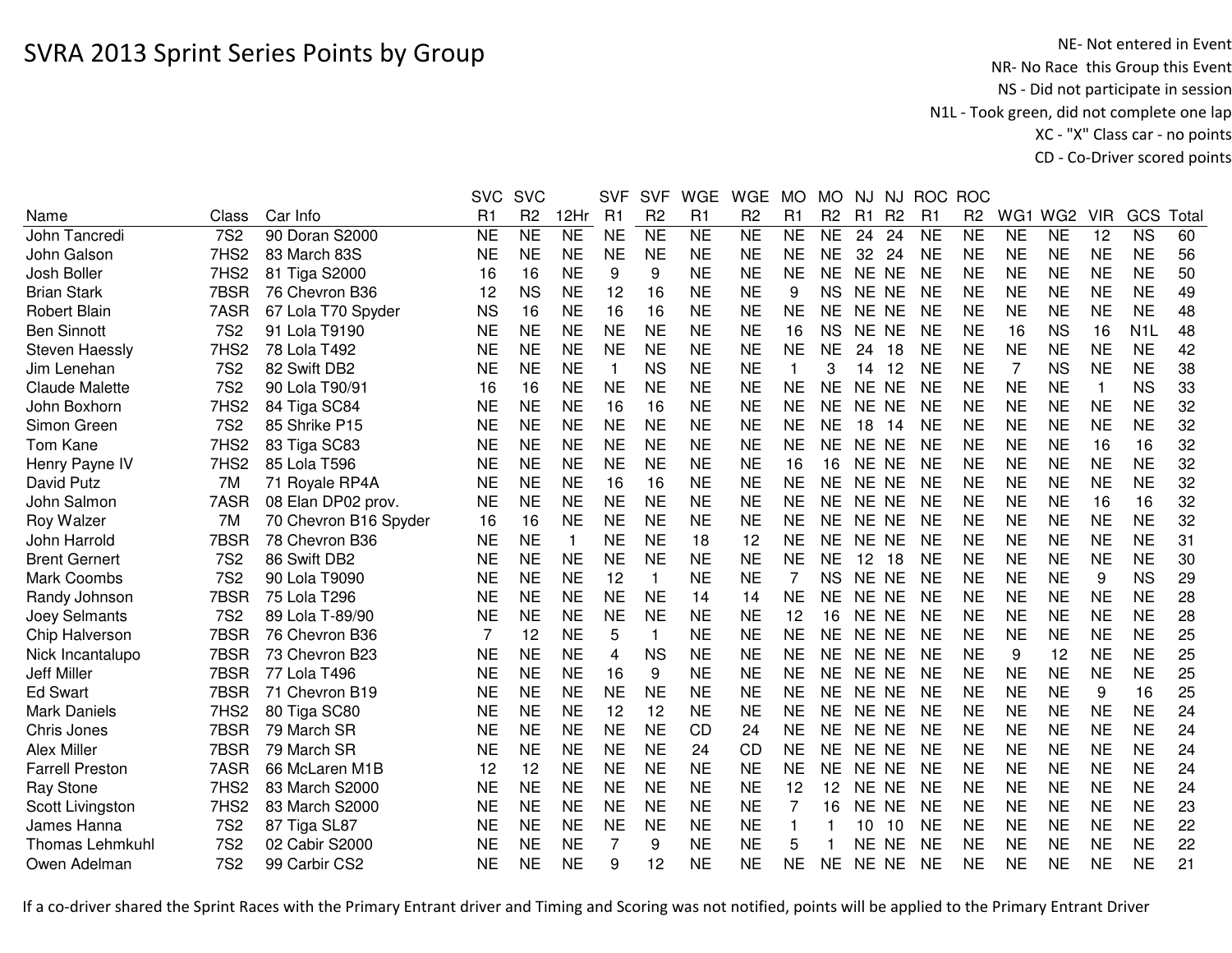# SVRA 2013 Sprint Series Points by Group

NE- Not entered in Event
NR- No Race this Group this Event
NS - Did not participate in session
N1L - Took green, did not complete one lap
XC - "X" Class car - no points
CD - Co-Driver scored points

| Name | Class | Car Info | SVC R1 | SVC R2 | 12Hr | SVF R1 | SVF R2 | WGE R1 | WGE R2 | MO R1 | MO R2 | NJ R1 | NJ R2 | ROC R1 | ROC R2 | WG1 | WG2 | VIR | GCS | Total |
|---|---|---|---|---|---|---|---|---|---|---|---|---|---|---|---|---|---|---|---|---|
| John Tancredi | 7S2 | 90 Doran S2000 | NE | NE | NE | NE | NE | NE | NE | NE | NE | 24 | 24 | NE | NE | NE | NE | 12 | NS | 60 |
| John Galson | 7HS2 | 83 March 83S | NE | NE | NE | NE | NE | NE | NE | NE | NE | 32 | 24 | NE | NE | NE | NE | NE | NE | 56 |
| Josh Boller | 7HS2 | 81 Tiga S2000 | 16 | 16 | NE | 9 | 9 | NE | NE | NE | NE | NE | NE | NE | NE | NE | NE | NE | NE | 50 |
| Brian Stark | 7BSR | 76 Chevron B36 | 12 | NS | NE | 12 | 16 | NE | NE | 9 | NS | NE | NE | NE | NE | NE | NE | NE | NE | 49 |
| Robert Blain | 7ASR | 67 Lola T70 Spyder | NS | 16 | NE | 16 | 16 | NE | NE | NE | NE | NE | NE | NE | NE | NE | NE | NE | NE | 48 |
| Ben Sinnott | 7S2 | 91 Lola T9190 | NE | NE | NE | NE | NE | NE | NE | 16 | NS | NE | NE | NE | NE | 16 | NS | 16 | N1L | 48 |
| Steven Haessly | 7HS2 | 78 Lola T492 | NE | NE | NE | NE | NE | NE | NE | NE | NE | 24 | 18 | NE | NE | NE | NE | NE | NE | 42 |
| Jim Lenehan | 7S2 | 82 Swift DB2 | NE | NE | NE | 1 | NS | NE | NE | 1 | 3 | 14 | 12 | NE | NE | 7 | NS | NE | NE | 38 |
| Claude Malette | 7S2 | 90 Lola T90/91 | 16 | 16 | NE | NE | NE | NE | NE | NE | NE | NE | NE | NE | NE | NE | NE | 1 | NS | 33 |
| John Boxhorn | 7HS2 | 84 Tiga SC84 | NE | NE | NE | 16 | 16 | NE | NE | NE | NE | NE | NE | NE | NE | NE | NE | NE | NE | 32 |
| Simon Green | 7S2 | 85 Shrike P15 | NE | NE | NE | NE | NE | NE | NE | NE | NE | 18 | 14 | NE | NE | NE | NE | NE | NE | 32 |
| Tom Kane | 7HS2 | 83 Tiga SC83 | NE | NE | NE | NE | NE | NE | NE | NE | NE | NE | NE | NE | NE | NE | NE | 16 | 16 | 32 |
| Henry Payne IV | 7HS2 | 85 Lola T596 | NE | NE | NE | NE | NE | NE | NE | 16 | 16 | NE | NE | NE | NE | NE | NE | NE | NE | 32 |
| David Putz | 7M | 71 Royale RP4A | NE | NE | NE | 16 | 16 | NE | NE | NE | NE | NE | NE | NE | NE | NE | NE | NE | NE | 32 |
| John Salmon | 7ASR | 08 Elan DP02 prov. | NE | NE | NE | NE | NE | NE | NE | NE | NE | NE | NE | NE | NE | NE | NE | 16 | 16 | 32 |
| Roy Walzer | 7M | 70 Chevron B16 Spyder | 16 | 16 | NE | NE | NE | NE | NE | NE | NE | NE | NE | NE | NE | NE | NE | NE | NE | 32 |
| John Harrold | 7BSR | 78 Chevron B36 | NE | NE | 1 | NE | NE | 18 | 12 | NE | NE | NE | NE | NE | NE | NE | NE | NE | NE | 31 |
| Brent Gernert | 7S2 | 86 Swift DB2 | NE | NE | NE | NE | NE | NE | NE | NE | NE | 12 | 18 | NE | NE | NE | NE | NE | NE | 30 |
| Mark Coombs | 7S2 | 90 Lola T9090 | NE | NE | NE | 12 | 1 | NE | NE | 7 | NS | NE | NE | NE | NE | NE | NE | 9 | NS | 29 |
| Randy Johnson | 7BSR | 75 Lola T296 | NE | NE | NE | NE | NE | 14 | 14 | NE | NE | NE | NE | NE | NE | NE | NE | NE | NE | 28 |
| Joey Selmants | 7S2 | 89 Lola T-89/90 | NE | NE | NE | NE | NE | NE | NE | 12 | 16 | NE | NE | NE | NE | NE | NE | NE | NE | 28 |
| Chip Halverson | 7BSR | 76 Chevron B36 | 7 | 12 | NE | 5 | 1 | NE | NE | NE | NE | NE | NE | NE | NE | NE | NE | NE | NE | 25 |
| Nick Incantalupo | 7BSR | 73 Chevron B23 | NE | NE | NE | 4 | NS | NE | NE | NE | NE | NE | NE | NE | NE | 9 | 12 | NE | NE | 25 |
| Jeff Miller | 7BSR | 77 Lola T496 | NE | NE | NE | 16 | 9 | NE | NE | NE | NE | NE | NE | NE | NE | NE | NE | NE | NE | 25 |
| Ed Swart | 7BSR | 71 Chevron B19 | NE | NE | NE | NE | NE | NE | NE | NE | NE | NE | NE | NE | NE | NE | NE | 9 | 16 | 25 |
| Mark Daniels | 7HS2 | 80 Tiga SC80 | NE | NE | NE | 12 | 12 | NE | NE | NE | NE | NE | NE | NE | NE | NE | NE | NE | NE | 24 |
| Chris Jones | 7BSR | 79 March SR | NE | NE | NE | NE | NE | CD | 24 | NE | NE | NE | NE | NE | NE | NE | NE | NE | NE | 24 |
| Alex Miller | 7BSR | 79 March SR | NE | NE | NE | NE | NE | 24 | CD | NE | NE | NE | NE | NE | NE | NE | NE | NE | NE | 24 |
| Farrell Preston | 7ASR | 66 McLaren M1B | 12 | 12 | NE | NE | NE | NE | NE | NE | NE | NE | NE | NE | NE | NE | NE | NE | NE | 24 |
| Ray Stone | 7HS2 | 83 March S2000 | NE | NE | NE | NE | NE | NE | NE | 12 | 12 | NE | NE | NE | NE | NE | NE | NE | NE | 24 |
| Scott Livingston | 7HS2 | 83 March S2000 | NE | NE | NE | NE | NE | NE | NE | 7 | 16 | NE | NE | NE | NE | NE | NE | NE | NE | 23 |
| James Hanna | 7S2 | 87 Tiga SL87 | NE | NE | NE | NE | NE | NE | NE | 1 | 1 | 10 | 10 | NE | NE | NE | NE | NE | NE | 22 |
| Thomas Lehmkuhl | 7S2 | 02 Cabir S2000 | NE | NE | NE | 7 | 9 | NE | NE | 5 | 1 | NE | NE | NE | NE | NE | NE | NE | NE | 22 |
| Owen Adelman | 7S2 | 99 Carbir CS2 | NE | NE | NE | 9 | 12 | NE | NE | NE | NE | NE | NE | NE | NE | NE | NE | NE | NE | 21 |

If a co-driver shared the Sprint Races with the Primary Entrant driver and Timing and Scoring was not notified, points will be applied to the Primary Entrant Driver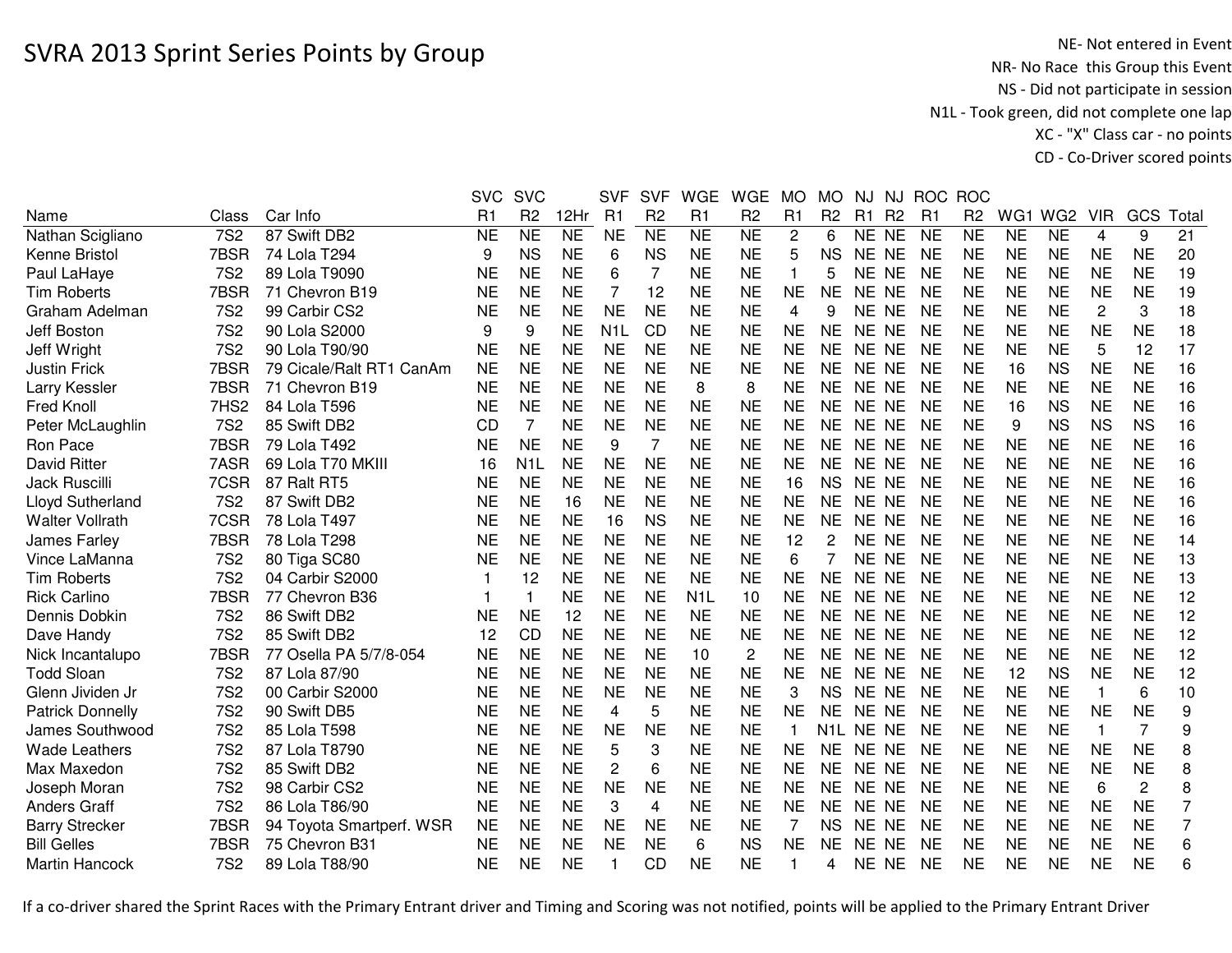# SVRA 2013 Sprint Series Points by Group

NE- Not entered in Event
NR- No Race this Group this Event
NS - Did not participate in session
N1L - Took green, did not complete one lap
XC - "X" Class car - no points
CD - Co-Driver scored points

| Name | Class | Car Info | SVC R1 | SVC R2 | 12Hr | SVF R1 | SVF R2 | WGE R1 | WGE R2 | MO R1 | MO R2 | NJ R1 | NJ R2 | ROC R1 | ROC R2 | WG1 | WG2 | VIR | GCS | Total |
|---|---|---|---|---|---|---|---|---|---|---|---|---|---|---|---|---|---|---|---|---|
| Nathan Scigliano | 7S2 | 87 Swift DB2 | NE | NE | NE | NE | NE | NE | NE | 2 | 6 | NE | NE | NE | NE | NE | NE | 4 | 9 | 21 |
| Kenne Bristol | 7BSR | 74 Lola T294 | 9 | NS | NE | 6 | NS | NE | NE | 5 | NS | NE | NE | NE | NE | NE | NE | NE | NE | 20 |
| Paul LaHaye | 7S2 | 89 Lola T9090 | NE | NE | NE | 6 | 7 | NE | NE | 1 | 5 | NE | NE | NE | NE | NE | NE | NE | NE | 19 |
| Tim Roberts | 7BSR | 71 Chevron B19 | NE | NE | NE | 7 | 12 | NE | NE | NE | NE | NE | NE | NE | NE | NE | NE | NE | NE | 19 |
| Graham Adelman | 7S2 | 99 Carbir CS2 | NE | NE | NE | NE | NE | NE | NE | 4 | 9 | NE | NE | NE | NE | NE | NE | 2 | 3 | 18 |
| Jeff Boston | 7S2 | 90 Lola S2000 | 9 | 9 | NE | N1L | CD | NE | NE | NE | NE | NE | NE | NE | NE | NE | NE | NE | NE | 18 |
| Jeff Wright | 7S2 | 90 Lola T90/90 | NE | NE | NE | NE | NE | NE | NE | NE | NE | NE | NE | NE | NE | NE | NE | 5 | 12 | 17 |
| Justin Frick | 7BSR | 79 Cicale/Ralt RT1 CanAm | NE | NE | NE | NE | NE | NE | NE | NE | NE | NE | NE | NE | NE | 16 | NS | NE | NE | 16 |
| Larry Kessler | 7BSR | 71 Chevron B19 | NE | NE | NE | NE | NE | 8 | 8 | NE | NE | NE | NE | NE | NE | NE | NE | NE | NE | 16 |
| Fred Knoll | 7HS2 | 84 Lola T596 | NE | NE | NE | NE | NE | NE | NE | NE | NE | NE | NE | NE | NE | 16 | NS | NE | NE | 16 |
| Peter McLaughlin | 7S2 | 85 Swift DB2 | CD | 7 | NE | NE | NE | NE | NE | NE | NE | NE | NE | NE | NE | 9 | NS | NS | NS | 16 |
| Ron Pace | 7BSR | 79 Lola T492 | NE | NE | NE | 9 | 7 | NE | NE | NE | NE | NE | NE | NE | NE | NE | NE | NE | NE | 16 |
| David Ritter | 7ASR | 69 Lola T70 MKIII | 16 | N1L | NE | NE | NE | NE | NE | NE | NE | NE | NE | NE | NE | NE | NE | NE | NE | 16 |
| Jack Ruscilli | 7CSR | 87 Ralt RT5 | NE | NE | NE | NE | NE | NE | NE | 16 | NS | NE | NE | NE | NE | NE | NE | NE | NE | 16 |
| Lloyd Sutherland | 7S2 | 87 Swift DB2 | NE | NE | 16 | NE | NE | NE | NE | NE | NE | NE | NE | NE | NE | NE | NE | NE | NE | 16 |
| Walter Vollrath | 7CSR | 78 Lola T497 | NE | NE | NE | 16 | NS | NE | NE | NE | NE | NE | NE | NE | NE | NE | NE | NE | NE | 16 |
| James Farley | 7BSR | 78 Lola T298 | NE | NE | NE | NE | NE | NE | NE | 12 | 2 | NE | NE | NE | NE | NE | NE | NE | NE | 14 |
| Vince LaManna | 7S2 | 80 Tiga SC80 | NE | NE | NE | NE | NE | NE | NE | 6 | 7 | NE | NE | NE | NE | NE | NE | NE | NE | 13 |
| Tim Roberts | 7S2 | 04 Carbir S2000 | 1 | 12 | NE | NE | NE | NE | NE | NE | NE | NE | NE | NE | NE | NE | NE | NE | NE | 13 |
| Rick Carlino | 7BSR | 77 Chevron B36 | 1 | 1 | NE | NE | NE | N1L | 10 | NE | NE | NE | NE | NE | NE | NE | NE | NE | NE | 12 |
| Dennis Dobkin | 7S2 | 86 Swift DB2 | NE | NE | 12 | NE | NE | NE | NE | NE | NE | NE | NE | NE | NE | NE | NE | NE | NE | 12 |
| Dave Handy | 7S2 | 85 Swift DB2 | 12 | CD | NE | NE | NE | NE | NE | NE | NE | NE | NE | NE | NE | NE | NE | NE | NE | 12 |
| Nick Incantalupo | 7BSR | 77 Osella PA 5/7/8-054 | NE | NE | NE | NE | NE | 10 | 2 | NE | NE | NE | NE | NE | NE | NE | NE | NE | NE | 12 |
| Todd Sloan | 7S2 | 87 Lola 87/90 | NE | NE | NE | NE | NE | NE | NE | NE | NE | NE | NE | NE | NE | 12 | NS | NE | NE | 12 |
| Glenn Jividen Jr | 7S2 | 00 Carbir S2000 | NE | NE | NE | NE | NE | NE | NE | 3 | NS | NE | NE | NE | NE | NE | NE | 1 | 6 | 10 |
| Patrick Donnelly | 7S2 | 90 Swift DB5 | NE | NE | NE | 4 | 5 | NE | NE | NE | NE | NE | NE | NE | NE | NE | NE | NE | NE | 9 |
| James Southwood | 7S2 | 85 Lola T598 | NE | NE | NE | NE | NE | NE | NE | 1 | N1L | NE | NE | NE | NE | NE | NE | 1 | 7 | 9 |
| Wade Leathers | 7S2 | 87 Lola T8790 | NE | NE | NE | 5 | 3 | NE | NE | NE | NE | NE | NE | NE | NE | NE | NE | NE | NE | 8 |
| Max Maxedon | 7S2 | 85 Swift DB2 | NE | NE | NE | 2 | 6 | NE | NE | NE | NE | NE | NE | NE | NE | NE | NE | NE | NE | 8 |
| Joseph Moran | 7S2 | 98 Carbir CS2 | NE | NE | NE | NE | NE | NE | NE | NE | NE | NE | NE | NE | NE | NE | NE | 6 | 2 | 8 |
| Anders Graff | 7S2 | 86 Lola T86/90 | NE | NE | NE | 3 | 4 | NE | NE | NE | NE | NE | NE | NE | NE | NE | NE | NE | NE | 7 |
| Barry Strecker | 7BSR | 94 Toyota Smartperf. WSR | NE | NE | NE | NE | NE | NE | NE | 7 | NS | NE | NE | NE | NE | NE | NE | NE | NE | 7 |
| Bill Gelles | 7BSR | 75 Chevron B31 | NE | NE | NE | NE | NE | 6 | NS | NE | NE | NE | NE | NE | NE | NE | NE | NE | NE | 6 |
| Martin Hancock | 7S2 | 89 Lola T88/90 | NE | NE | NE | 1 | CD | NE | NE | 1 | 4 | NE | NE | NE | NE | NE | NE | NE | NE | 6 |

If a co-driver shared the Sprint Races with the Primary Entrant driver and Timing and Scoring was not notified, points will be applied to the Primary Entrant Driver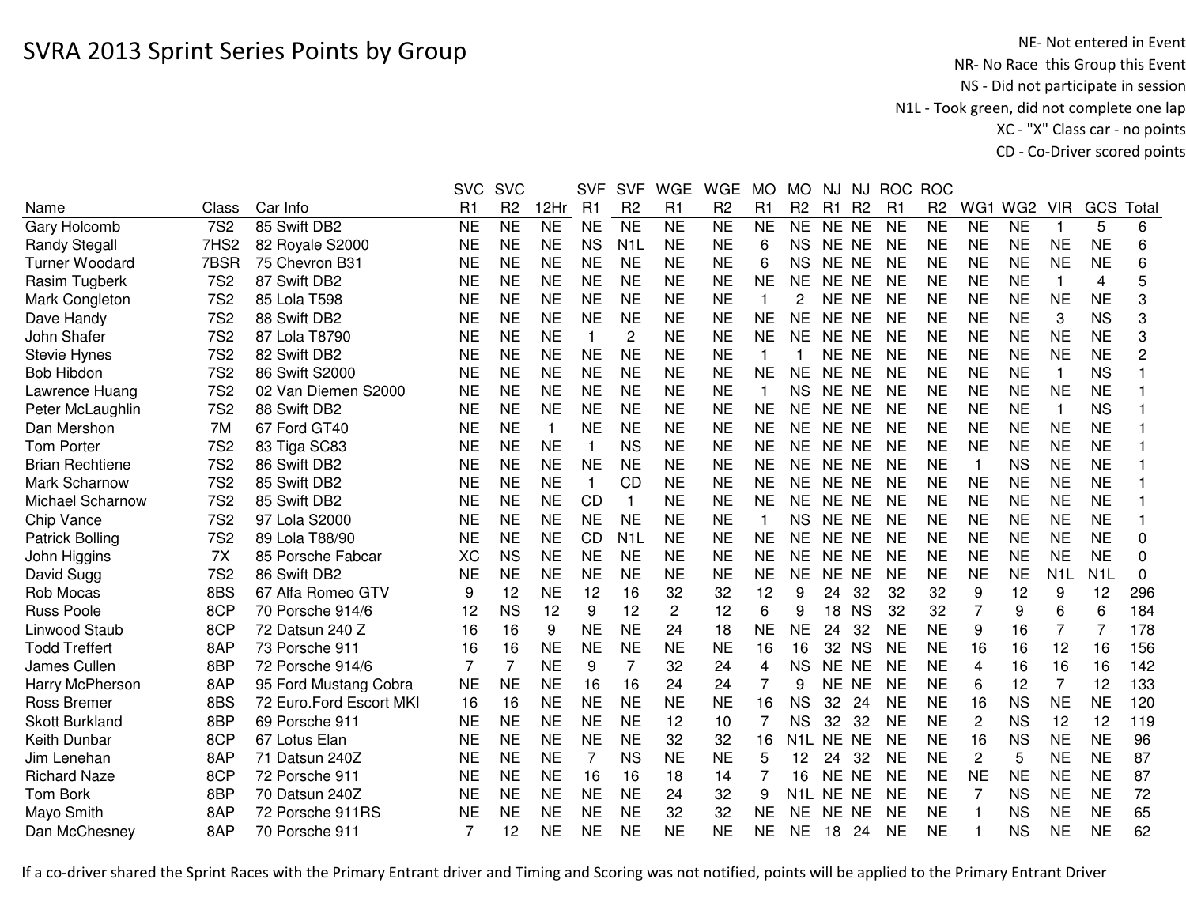# SVRA 2013 Sprint Series Points by Group

NE- Not entered in Event
NR- No Race this Group this Event
NS - Did not participate in session
N1L - Took green, did not complete one lap
XC - "X" Class car - no points
CD - Co-Driver scored points

| Name | Class | Car Info | SVC R1 | SVC R2 | 12Hr | SVF R1 | SVF R2 | WGE R1 | WGE R2 | MO R1 | MO R2 | NJ R1 | NJ R2 | ROC R1 | ROC R2 | WG1 | WG2 | VIR | GCS | Total |
|---|---|---|---|---|---|---|---|---|---|---|---|---|---|---|---|---|---|---|---|---|
| Gary Holcomb | 7S2 | 85 Swift DB2 | NE | NE | NE | NE | NE | NE | NE | NE | NE | NE | NE | NE | NE | NE | NE | 1 | 5 | 6 |
| Randy Stegall | 7HS2 | 82 Royale S2000 | NE | NE | NE | NS | N1L | NE | NE | 6 | NS | NE | NE | NE | NE | NE | NE | NE | NE | 6 |
| Turner Woodard | 7BSR | 75 Chevron B31 | NE | NE | NE | NE | NE | NE | NE | 6 | NS | NE | NE | NE | NE | NE | NE | NE | NE | 6 |
| Rasim Tugberk | 7S2 | 87 Swift DB2 | NE | NE | NE | NE | NE | NE | NE | NE | NE | NE | NE | NE | NE | NE | NE | 1 | 4 | 5 |
| Mark Congleton | 7S2 | 85 Lola T598 | NE | NE | NE | NE | NE | NE | NE | 1 | 2 | NE | NE | NE | NE | NE | NE | NE | NE | 3 |
| Dave Handy | 7S2 | 88 Swift DB2 | NE | NE | NE | NE | NE | NE | NE | NE | NE | NE | NE | NE | NE | NE | NE | 3 | NS | 3 |
| John Shafer | 7S2 | 87 Lola T8790 | NE | NE | NE | 1 | 2 | NE | NE | NE | NE | NE | NE | NE | NE | NE | NE | NE | NE | 3 |
| Stevie Hynes | 7S2 | 82 Swift DB2 | NE | NE | NE | NE | NE | NE | NE | 1 | 1 | NE | NE | NE | NE | NE | NE | NE | NE | 2 |
| Bob Hibdon | 7S2 | 86 Swift S2000 | NE | NE | NE | NE | NE | NE | NE | NE | NE | NE | NE | NE | NE | NE | NE | 1 | NS | 1 |
| Lawrence Huang | 7S2 | 02 Van Diemen S2000 | NE | NE | NE | NE | NE | NE | NE | 1 | NS | NE | NE | NE | NE | NE | NE | NE | NE | 1 |
| Peter McLaughlin | 7S2 | 88 Swift DB2 | NE | NE | NE | NE | NE | NE | NE | NE | NE | NE | NE | NE | NE | NE | NE | 1 | NS | 1 |
| Dan Mershon | 7M | 67 Ford GT40 | NE | NE | 1 | NE | NE | NE | NE | NE | NE | NE | NE | NE | NE | NE | NE | NE | NE | 1 |
| Tom Porter | 7S2 | 83 Tiga SC83 | NE | NE | NE | 1 | NS | NE | NE | NE | NE | NE | NE | NE | NE | NE | NE | NE | NE | 1 |
| Brian Rechtiene | 7S2 | 86 Swift DB2 | NE | NE | NE | NE | NE | NE | NE | NE | NE | NE | NE | NE | NE | 1 | NS | NE | NE | 1 |
| Mark Scharnow | 7S2 | 85 Swift DB2 | NE | NE | NE | 1 | CD | NE | NE | NE | NE | NE | NE | NE | NE | NE | NE | NE | NE | 1 |
| Michael Scharnow | 7S2 | 85 Swift DB2 | NE | NE | NE | CD | 1 | NE | NE | NE | NE | NE | NE | NE | NE | NE | NE | NE | NE | 1 |
| Chip Vance | 7S2 | 97 Lola S2000 | NE | NE | NE | NE | NE | NE | NE | 1 | NS | NE | NE | NE | NE | NE | NE | NE | NE | 1 |
| Patrick Bolling | 7S2 | 89 Lola T88/90 | NE | NE | NE | CD | N1L | NE | NE | NE | NE | NE | NE | NE | NE | NE | NE | NE | NE | 0 |
| John Higgins | 7X | 85 Porsche Fabcar | XC | NS | NE | NE | NE | NE | NE | NE | NE | NE | NE | NE | NE | NE | NE | NE | NE | 0 |
| David Sugg | 7S2 | 86 Swift DB2 | NE | NE | NE | NE | NE | NE | NE | NE | NE | NE | NE | NE | NE | NE | NE | N1L | N1L | 0 |
| Rob Mocas | 8BS | 67 Alfa Romeo GTV | 9 | 12 | NE | 12 | 16 | 32 | 32 | 12 | 9 | 24 | 32 | 32 | 32 | 9 | 12 | 9 | 12 | 296 |
| Russ Poole | 8CP | 70 Porsche 914/6 | 12 | NS | 12 | 9 | 12 | 2 | 12 | 6 | 9 | 18 | NS | 32 | 32 | 7 | 9 | 6 | 6 | 184 |
| Linwood Staub | 8CP | 72 Datsun 240 Z | 16 | 16 | 9 | NE | NE | 24 | 18 | NE | NE | 24 | 32 | NE | NE | 9 | 16 | 7 | 7 | 178 |
| Todd Treffert | 8AP | 73 Porsche 911 | 16 | 16 | NE | NE | NE | NE | NE | 16 | 16 | 32 | NS | NE | NE | 16 | 16 | 12 | 16 | 156 |
| James Cullen | 8BP | 72 Porsche 914/6 | 7 | 7 | NE | 9 | 7 | 32 | 24 | 4 | NS | NE | NE | NE | NE | 4 | 16 | 16 | 16 | 142 |
| Harry McPherson | 8AP | 95 Ford Mustang Cobra | NE | NE | NE | 16 | 16 | 24 | 24 | 7 | 9 | NE | NE | NE | NE | 6 | 12 | 7 | 12 | 133 |
| Ross Bremer | 8BS | 72 Euro.Ford Escort MKI | 16 | 16 | NE | NE | NE | NE | NE | 16 | NS | 32 | 24 | NE | NE | 16 | NS | NE | NE | 120 |
| Skott Burkland | 8BP | 69 Porsche 911 | NE | NE | NE | NE | NE | 12 | 10 | 7 | NS | 32 | 32 | NE | NE | 2 | NS | 12 | 12 | 119 |
| Keith Dunbar | 8CP | 67 Lotus Elan | NE | NE | NE | NE | NE | 32 | 32 | 16 | N1L | NE | NE | NE | NE | 16 | NS | NE | NE | 96 |
| Jim Lenehan | 8AP | 71 Datsun 240Z | NE | NE | NE | 7 | NS | NE | NE | 5 | 12 | 24 | 32 | NE | NE | 2 | 5 | NE | NE | 87 |
| Richard Naze | 8CP | 72 Porsche 911 | NE | NE | NE | 16 | 16 | 18 | 14 | 7 | 16 | NE | NE | NE | NE | NE | NE | NE | NE | 87 |
| Tom Bork | 8BP | 70 Datsun 240Z | NE | NE | NE | NE | NE | 24 | 32 | 9 | N1L | NE | NE | NE | NE | 7 | NS | NE | NE | 72 |
| Mayo Smith | 8AP | 72 Porsche 911RS | NE | NE | NE | NE | NE | 32 | 32 | NE | NE | NE | NE | NE | NE | 1 | NS | NE | NE | 65 |
| Dan McChesney | 8AP | 70 Porsche 911 | 7 | 12 | NE | NE | NE | NE | NE | NE | NE | 18 | 24 | NE | NE | 1 | NS | NE | NE | 62 |

If a co-driver shared the Sprint Races with the Primary Entrant driver and Timing and Scoring was not notified, points will be applied to the Primary Entrant Driver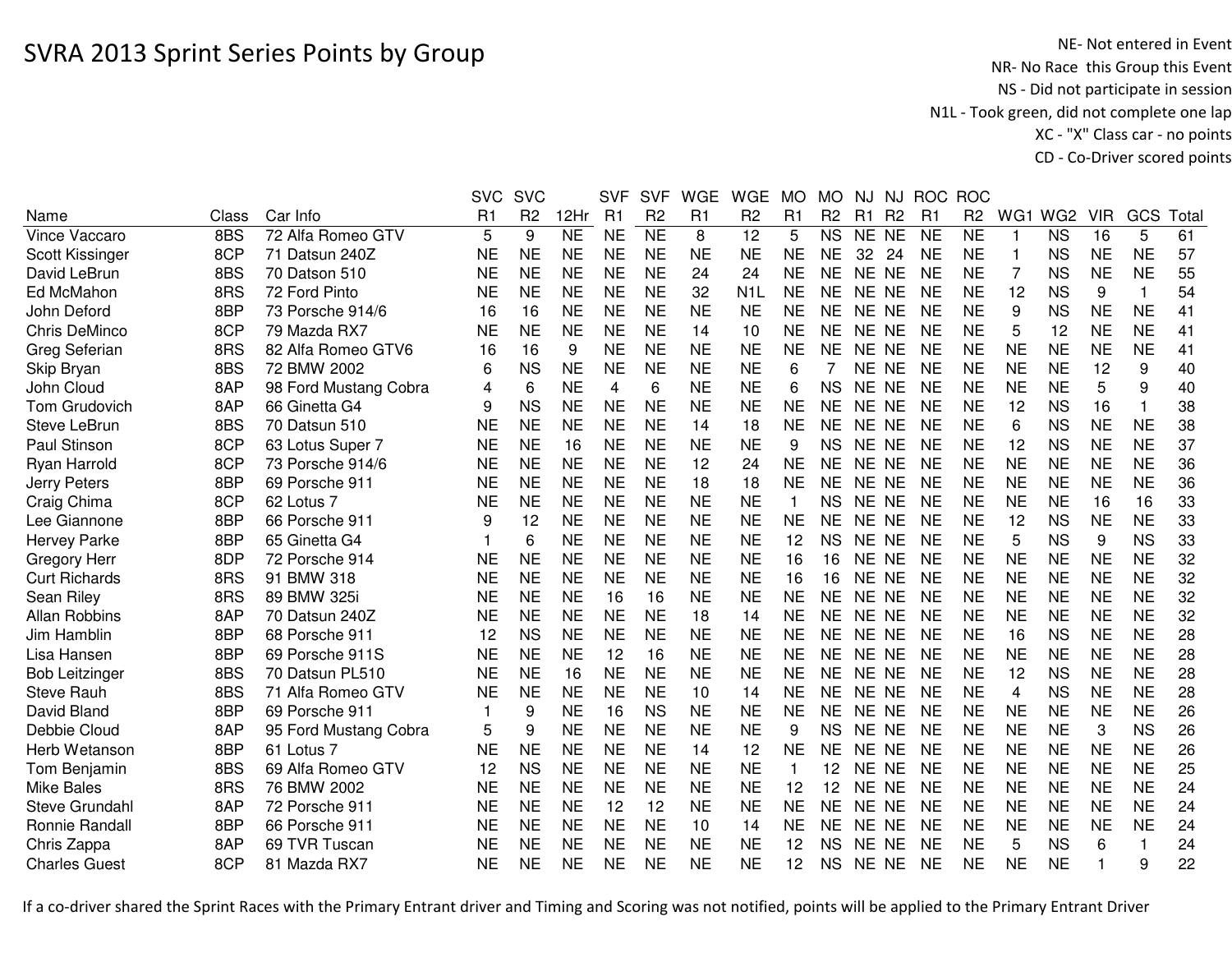# SVRA 2013 Sprint Series Points by Group

NE- Not entered in Event
NR- No Race this Group this Event
NS - Did not participate in session
N1L - Took green, did not complete one lap
XC - "X" Class car - no points
CD - Co-Driver scored points

| Name | Class | Car Info | SVC R1 | SVC R2 | 12Hr | SVF R1 | SVF R2 | WGE R1 | WGE R2 | MO R1 | MO R2 | NJ R1 | NJ R2 | ROC R1 | ROC R2 | WG1 | WG2 | VIR | GCS | Total |
|---|---|---|---|---|---|---|---|---|---|---|---|---|---|---|---|---|---|---|---|---|
| Vince Vaccaro | 8BS | 72 Alfa Romeo GTV | 5 | 9 | NE | NE | NE | 8 | 12 | 5 | NS | NE | NE | NE | NE | 1 | NS | 16 | 5 | 61 |
| Scott Kissinger | 8CP | 71 Datsun 240Z | NE | NE | NE | NE | NE | NE | NE | NE | NE | 32 | 24 | NE | NE | 1 | NS | NE | NE | 57 |
| David LeBrun | 8BS | 70 Datson 510 | NE | NE | NE | NE | NE | 24 | 24 | NE | NE | NE | NE | NE | NE | 7 | NS | NE | NE | 55 |
| Ed McMahon | 8RS | 72 Ford Pinto | NE | NE | NE | NE | NE | 32 | N1L | NE | NE | NE | NE | NE | NE | 12 | NS | 9 | 1 | 54 |
| John Deford | 8BP | 73 Porsche 914/6 | 16 | 16 | NE | NE | NE | NE | NE | NE | NE | NE | NE | NE | NE | 9 | NS | NE | NE | 41 |
| Chris DeMinco | 8CP | 79 Mazda RX7 | NE | NE | NE | NE | NE | 14 | 10 | NE | NE | NE | NE | NE | NE | 5 | 12 | NE | NE | 41 |
| Greg Seferian | 8RS | 82 Alfa Romeo GTV6 | 16 | 16 | 9 | NE | NE | NE | NE | NE | NE | NE | NE | NE | NE | NE | NE | NE | NE | 41 |
| Skip Bryan | 8BS | 72 BMW 2002 | 6 | NS | NE | NE | NE | NE | NE | 6 | 7 | NE | NE | NE | NE | NE | NE | 12 | 9 | 40 |
| John Cloud | 8AP | 98 Ford Mustang Cobra | 4 | 6 | NE | 4 | 6 | NE | NE | 6 | NS | NE | NE | NE | NE | NE | NE | 5 | 9 | 40 |
| Tom Grudovich | 8AP | 66 Ginetta G4 | 9 | NS | NE | NE | NE | NE | NE | NE | NE | NE | NE | NE | NE | 12 | NS | 16 | 1 | 38 |
| Steve LeBrun | 8BS | 70 Datsun 510 | NE | NE | NE | NE | NE | 14 | 18 | NE | NE | NE | NE | NE | NE | 6 | NS | NE | NE | 38 |
| Paul Stinson | 8CP | 63 Lotus Super 7 | NE | NE | 16 | NE | NE | NE | NE | 9 | NS | NE | NE | NE | NE | 12 | NS | NE | NE | 37 |
| Ryan Harrold | 8CP | 73 Porsche 914/6 | NE | NE | NE | NE | NE | 12 | 24 | NE | NE | NE | NE | NE | NE | NE | NE | NE | NE | 36 |
| Jerry Peters | 8BP | 69 Porsche 911 | NE | NE | NE | NE | NE | 18 | 18 | NE | NE | NE | NE | NE | NE | NE | NE | NE | NE | 36 |
| Craig Chima | 8CP | 62 Lotus 7 | NE | NE | NE | NE | NE | NE | NE | 1 | NS | NE | NE | NE | NE | NE | NE | 16 | 16 | 33 |
| Lee Giannone | 8BP | 66 Porsche 911 | 9 | 12 | NE | NE | NE | NE | NE | NE | NE | NE | NE | NE | NE | 12 | NS | NE | NE | 33 |
| Hervey Parke | 8BP | 65 Ginetta G4 | 1 | 6 | NE | NE | NE | NE | NE | 12 | NS | NE | NE | NE | NE | 5 | NS | 9 | NS | 33 |
| Gregory Herr | 8DP | 72 Porsche 914 | NE | NE | NE | NE | NE | NE | NE | 16 | 16 | NE | NE | NE | NE | NE | NE | NE | NE | 32 |
| Curt Richards | 8RS | 91 BMW 318 | NE | NE | NE | NE | NE | NE | NE | 16 | 16 | NE | NE | NE | NE | NE | NE | NE | NE | 32 |
| Sean Riley | 8RS | 89 BMW 325i | NE | NE | NE | 16 | 16 | NE | NE | NE | NE | NE | NE | NE | NE | NE | NE | NE | NE | 32 |
| Allan Robbins | 8AP | 70 Datsun 240Z | NE | NE | NE | NE | NE | 18 | 14 | NE | NE | NE | NE | NE | NE | NE | NE | NE | NE | 32 |
| Jim Hamblin | 8BP | 68 Porsche 911 | 12 | NS | NE | NE | NE | NE | NE | NE | NE | NE | NE | NE | NE | 16 | NS | NE | NE | 28 |
| Lisa Hansen | 8BP | 69 Porsche 911S | NE | NE | NE | 12 | 16 | NE | NE | NE | NE | NE | NE | NE | NE | NE | NE | NE | NE | 28 |
| Bob Leitzinger | 8BS | 70 Datsun PL510 | NE | NE | 16 | NE | NE | NE | NE | NE | NE | NE | NE | NE | NE | 12 | NS | NE | NE | 28 |
| Steve Rauh | 8BS | 71 Alfa Romeo GTV | NE | NE | NE | NE | NE | 10 | 14 | NE | NE | NE | NE | NE | NE | 4 | NS | NE | NE | 28 |
| David Bland | 8BP | 69 Porsche 911 | 1 | 9 | NE | 16 | NS | NE | NE | NE | NE | NE | NE | NE | NE | NE | NE | NE | NE | 26 |
| Debbie Cloud | 8AP | 95 Ford Mustang Cobra | 5 | 9 | NE | NE | NE | NE | NE | 9 | NS | NE | NE | NE | NE | NE | NE | 3 | NS | 26 |
| Herb Wetanson | 8BP | 61 Lotus 7 | NE | NE | NE | NE | NE | 14 | 12 | NE | NE | NE | NE | NE | NE | NE | NE | NE | NE | 26 |
| Tom Benjamin | 8BS | 69 Alfa Romeo GTV | 12 | NS | NE | NE | NE | NE | NE | 1 | 12 | NE | NE | NE | NE | NE | NE | NE | NE | 25 |
| Mike Bales | 8RS | 76 BMW 2002 | NE | NE | NE | NE | NE | NE | NE | 12 | 12 | NE | NE | NE | NE | NE | NE | NE | NE | 24 |
| Steve Grundahl | 8AP | 72 Porsche 911 | NE | NE | NE | 12 | 12 | NE | NE | NE | NE | NE | NE | NE | NE | NE | NE | NE | NE | 24 |
| Ronnie Randall | 8BP | 66 Porsche 911 | NE | NE | NE | NE | NE | 10 | 14 | NE | NE | NE | NE | NE | NE | NE | NE | NE | NE | 24 |
| Chris Zappa | 8AP | 69 TVR Tuscan | NE | NE | NE | NE | NE | NE | NE | 12 | NS | NE | NE | NE | NE | 5 | NS | 6 | 1 | 24 |
| Charles Guest | 8CP | 81 Mazda RX7 | NE | NE | NE | NE | NE | NE | NE | 12 | NS | NE | NE | NE | NE | NE | NE | 1 | 9 | 22 |

If a co-driver shared the Sprint Races with the Primary Entrant driver and Timing and Scoring was not notified, points will be applied to the Primary Entrant Driver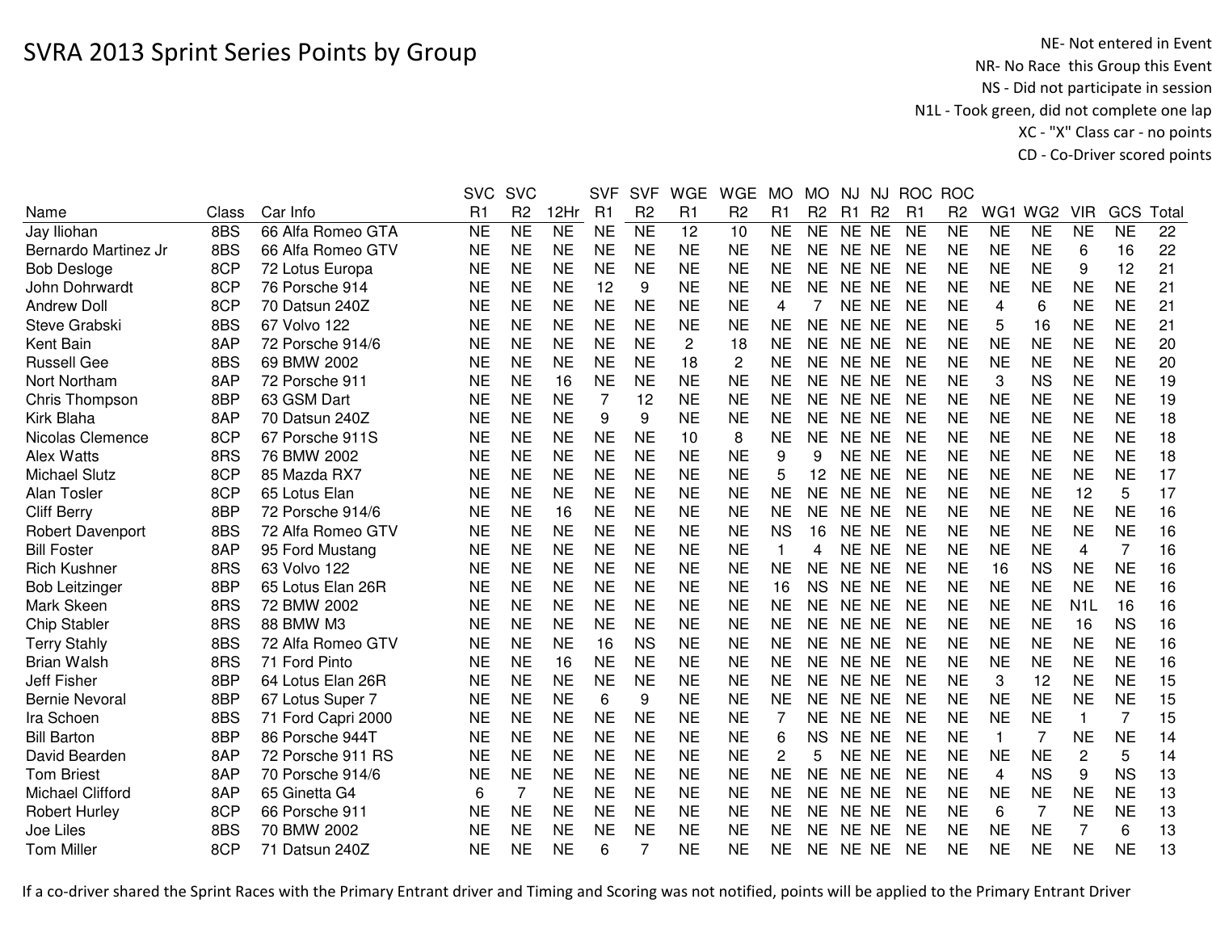# SVRA 2013 Sprint Series Points by Group

NE- Not entered in Event
NR- No Race this Group this Event
NS - Did not participate in session
N1L - Took green, did not complete one lap
XC - "X" Class car - no points
CD - Co-Driver scored points

| Name | Class | Car Info | SVC R1 | SVC R2 | 12Hr | SVF R1 | SVF R2 | WGE R1 | WGE R2 | MO R1 | MO R2 | NJ R1 | NJ R2 | ROC R1 | ROC R2 | WG1 | WG2 | VIR | GCS | Total |
|---|---|---|---|---|---|---|---|---|---|---|---|---|---|---|---|---|---|---|---|---|
| Jay Iliohan | 8BS | 66 Alfa Romeo GTA | NE | NE | NE | NE | NE | 12 | 10 | NE | NE | NE | NE | NE | NE | NE | NE | NE | NE | 22 |
| Bernardo Martinez Jr | 8BS | 66 Alfa Romeo GTV | NE | NE | NE | NE | NE | NE | NE | NE | NE | NE | NE | NE | NE | NE | NE | 6 | 16 | 22 |
| Bob Desloge | 8CP | 72 Lotus Europa | NE | NE | NE | NE | NE | NE | NE | NE | NE | NE | NE | NE | NE | NE | NE | 9 | 12 | 21 |
| John Dohrwardt | 8CP | 76 Porsche 914 | NE | NE | NE | 12 | 9 | NE | NE | NE | NE | NE | NE | NE | NE | NE | NE | NE | NE | 21 |
| Andrew Doll | 8CP | 70 Datsun 240Z | NE | NE | NE | NE | NE | NE | NE | 4 | 7 | NE | NE | NE | NE | 4 | 6 | NE | NE | 21 |
| Steve Grabski | 8BS | 67 Volvo 122 | NE | NE | NE | NE | NE | NE | NE | NE | NE | NE | NE | NE | NE | 5 | 16 | NE | NE | 21 |
| Kent Bain | 8AP | 72 Porsche 914/6 | NE | NE | NE | NE | NE | 2 | 18 | NE | NE | NE | NE | NE | NE | NE | NE | NE | NE | 20 |
| Russell Gee | 8BS | 69 BMW 2002 | NE | NE | NE | NE | NE | 18 | 2 | NE | NE | NE | NE | NE | NE | NE | NE | NE | NE | 20 |
| Nort Northam | 8AP | 72 Porsche 911 | NE | NE | 16 | NE | NE | NE | NE | NE | NE | NE | NE | NE | NE | 3 | NS | NE | NE | 19 |
| Chris Thompson | 8BP | 63 GSM Dart | NE | NE | NE | 7 | 12 | NE | NE | NE | NE | NE | NE | NE | NE | NE | NE | NE | NE | 19 |
| Kirk Blaha | 8AP | 70 Datsun 240Z | NE | NE | NE | 9 | 9 | NE | NE | NE | NE | NE | NE | NE | NE | NE | NE | NE | NE | 18 |
| Nicolas Clemence | 8CP | 67 Porsche 911S | NE | NE | NE | NE | NE | 10 | 8 | NE | NE | NE | NE | NE | NE | NE | NE | NE | NE | 18 |
| Alex Watts | 8RS | 76 BMW 2002 | NE | NE | NE | NE | NE | NE | NE | 9 | 9 | NE | NE | NE | NE | NE | NE | NE | NE | 18 |
| Michael Slutz | 8CP | 85 Mazda RX7 | NE | NE | NE | NE | NE | NE | NE | 5 | 12 | NE | NE | NE | NE | NE | NE | NE | NE | 17 |
| Alan Tosler | 8CP | 65 Lotus Elan | NE | NE | NE | NE | NE | NE | NE | NE | NE | NE | NE | NE | NE | NE | NE | 12 | 5 | 17 |
| Cliff Berry | 8BP | 72 Porsche 914/6 | NE | NE | 16 | NE | NE | NE | NE | NE | NE | NE | NE | NE | NE | NE | NE | NE | NE | 16 |
| Robert Davenport | 8BS | 72 Alfa Romeo GTV | NE | NE | NE | NE | NE | NE | NE | NS | 16 | NE | NE | NE | NE | NE | NE | NE | NE | 16 |
| Bill Foster | 8AP | 95 Ford Mustang | NE | NE | NE | NE | NE | NE | NE | 1 | 4 | NE | NE | NE | NE | NE | NE | 4 | 7 | 16 |
| Rich Kushner | 8RS | 63 Volvo 122 | NE | NE | NE | NE | NE | NE | NE | NE | NE | NE | NE | NE | NE | 16 | NS | NE | NE | 16 |
| Bob Leitzinger | 8BP | 65 Lotus Elan 26R | NE | NE | NE | NE | NE | NE | NE | 16 | NS | NE | NE | NE | NE | NE | NE | NE | NE | 16 |
| Mark Skeen | 8RS | 72 BMW 2002 | NE | NE | NE | NE | NE | NE | NE | NE | NE | NE | NE | NE | NE | NE | NE | N1L | 16 | 16 |
| Chip Stabler | 8RS | 88 BMW M3 | NE | NE | NE | NE | NE | NE | NE | NE | NE | NE | NE | NE | NE | NE | NE | 16 | NS | 16 |
| Terry Stahly | 8BS | 72 Alfa Romeo GTV | NE | NE | NE | 16 | NS | NE | NE | NE | NE | NE | NE | NE | NE | NE | NE | NE | NE | 16 |
| Brian Walsh | 8RS | 71 Ford Pinto | NE | NE | 16 | NE | NE | NE | NE | NE | NE | NE | NE | NE | NE | NE | NE | NE | NE | 16 |
| Jeff Fisher | 8BP | 64 Lotus Elan 26R | NE | NE | NE | NE | NE | NE | NE | NE | NE | NE | NE | NE | NE | 3 | 12 | NE | NE | 15 |
| Bernie Nevoral | 8BP | 67 Lotus Super 7 | NE | NE | NE | 6 | 9 | NE | NE | NE | NE | NE | NE | NE | NE | NE | NE | NE | NE | 15 |
| Ira Schoen | 8BS | 71 Ford Capri 2000 | NE | NE | NE | NE | NE | NE | NE | 7 | NE | NE | NE | NE | NE | NE | NE | 1 | 7 | 15 |
| Bill Barton | 8BP | 86 Porsche 944T | NE | NE | NE | NE | NE | NE | NE | 6 | NS | NE | NE | NE | NE | 1 | 7 | NE | NE | 14 |
| David Bearden | 8AP | 72 Porsche 911 RS | NE | NE | NE | NE | NE | NE | NE | 2 | 5 | NE | NE | NE | NE | NE | NE | 2 | 5 | 14 |
| Tom Briest | 8AP | 70 Porsche 914/6 | NE | NE | NE | NE | NE | NE | NE | NE | NE | NE | NE | NE | NE | 4 | NS | 9 | NS | 13 |
| Michael Clifford | 8AP | 65 Ginetta G4 | 6 | 7 | NE | NE | NE | NE | NE | NE | NE | NE | NE | NE | NE | NE | NE | NE | NE | 13 |
| Robert Hurley | 8CP | 66 Porsche 911 | NE | NE | NE | NE | NE | NE | NE | NE | NE | NE | NE | NE | NE | 6 | 7 | NE | NE | 13 |
| Joe Liles | 8BS | 70 BMW 2002 | NE | NE | NE | NE | NE | NE | NE | NE | NE | NE | NE | NE | NE | NE | NE | 7 | 6 | 13 |
| Tom Miller | 8CP | 71 Datsun 240Z | NE | NE | NE | 6 | 7 | NE | NE | NE | NE | NE | NE | NE | NE | NE | NE | NE | NE | 13 |

If a co-driver shared the Sprint Races with the Primary Entrant driver and Timing and Scoring was not notified, points will be applied to the Primary Entrant Driver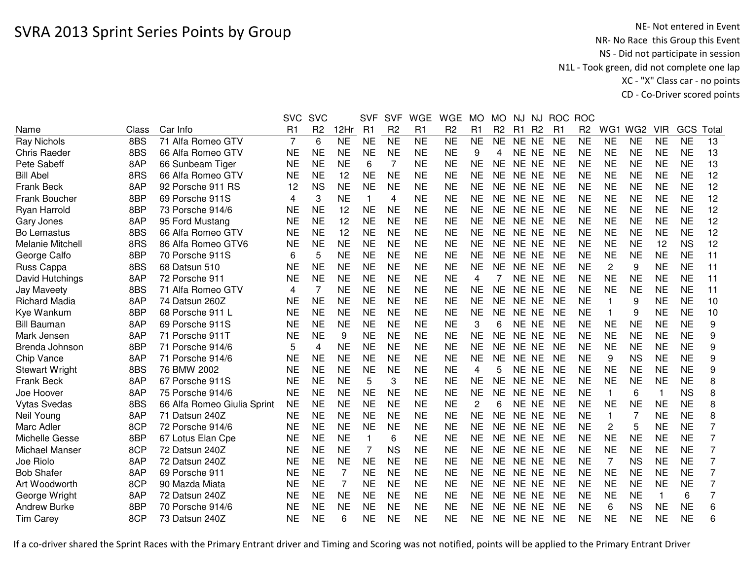# SVRA 2013 Sprint Series Points by Group

NE- Not entered in Event
NR- No Race this Group this Event
NS - Did not participate in session
N1L - Took green, did not complete one lap
XC - "X" Class car - no points
CD - Co-Driver scored points

| Name | Class | Car Info | SVC R1 | SVC R2 | 12Hr | SVF R1 | SVF R2 | WGE R1 | WGE R2 | MO R1 | MO R2 | NJ R1 | NJ R2 | ROC R1 | ROC R2 | WG1 | WG2 | VIR | GCS | Total |
|---|---|---|---|---|---|---|---|---|---|---|---|---|---|---|---|---|---|---|---|---|
| Ray Nichols | 8BS | 71 Alfa Romeo GTV | 7 | 6 | NE | NE | NE | NE | NE | NE | NE | NE | NE | NE | NE | NE | NE | NE | NE | 13 |
| Chris Raeder | 8BS | 66 Alfa Romeo GTV | NE | NE | NE | NE | NE | NE | NE | 9 | 4 | NE | NE | NE | NE | NE | NE | NE | NE | 13 |
| Pete Sabeff | 8AP | 66 Sunbeam Tiger | NE | NE | NE | 6 | 7 | NE | NE | NE | NE | NE | NE | NE | NE | NE | NE | NE | NE | 13 |
| Bill Abel | 8RS | 66 Alfa Romeo GTV | NE | NE | 12 | NE | NE | NE | NE | NE | NE | NE | NE | NE | NE | NE | NE | NE | NE | 12 |
| Frank Beck | 8AP | 92 Porsche 911 RS | 12 | NS | NE | NE | NE | NE | NE | NE | NE | NE | NE | NE | NE | NE | NE | NE | NE | 12 |
| Frank Boucher | 8BP | 69 Porsche 911S | 4 | 3 | NE | 1 | 4 | NE | NE | NE | NE | NE | NE | NE | NE | NE | NE | NE | NE | 12 |
| Ryan Harrold | 8BP | 73 Porsche 914/6 | NE | NE | 12 | NE | NE | NE | NE | NE | NE | NE | NE | NE | NE | NE | NE | NE | NE | 12 |
| Gary Jones | 8AP | 95 Ford Mustang | NE | NE | 12 | NE | NE | NE | NE | NE | NE | NE | NE | NE | NE | NE | NE | NE | NE | 12 |
| Bo Lemastus | 8BS | 66 Alfa Romeo GTV | NE | NE | 12 | NE | NE | NE | NE | NE | NE | NE | NE | NE | NE | NE | NE | NE | NE | 12 |
| Melanie Mitchell | 8RS | 86 Alfa Romeo GTV6 | NE | NE | NE | NE | NE | NE | NE | NE | NE | NE | NE | NE | NE | NE | NE | 12 | NS | 12 |
| George Calfo | 8BP | 70 Porsche 911S | 6 | 5 | NE | NE | NE | NE | NE | NE | NE | NE | NE | NE | NE | NE | NE | NE | NE | 11 |
| Russ Cappa | 8BS | 68 Datsun 510 | NE | NE | NE | NE | NE | NE | NE | NE | NE | NE | NE | NE | NE | 2 | 9 | NE | NE | 11 |
| David Hutchings | 8AP | 72 Porsche 911 | NE | NE | NE | NE | NE | NE | NE | 4 | 7 | NE | NE | NE | NE | NE | NE | NE | NE | 11 |
| Jay Maveety | 8BS | 71 Alfa Romeo GTV | 4 | 7 | NE | NE | NE | NE | NE | NE | NE | NE | NE | NE | NE | NE | NE | NE | NE | 11 |
| Richard Madia | 8AP | 74 Datsun 260Z | NE | NE | NE | NE | NE | NE | NE | NE | NE | NE | NE | NE | NE | 1 | 9 | NE | NE | 10 |
| Kye Wankum | 8BP | 68 Porsche 911 L | NE | NE | NE | NE | NE | NE | NE | NE | NE | NE | NE | NE | NE | 1 | 9 | NE | NE | 10 |
| Bill Bauman | 8AP | 69 Porsche 911S | NE | NE | NE | NE | NE | NE | NE | 3 | 6 | NE | NE | NE | NE | NE | NE | NE | NE | 9 |
| Mark Jensen | 8AP | 71 Porsche 911T | NE | NE | 9 | NE | NE | NE | NE | NE | NE | NE | NE | NE | NE | NE | NE | NE | NE | 9 |
| Brenda Johnson | 8BP | 71 Porsche 914/6 | 5 | 4 | NE | NE | NE | NE | NE | NE | NE | NE | NE | NE | NE | NE | NE | NE | NE | 9 |
| Chip Vance | 8AP | 71 Porsche 914/6 | NE | NE | NE | NE | NE | NE | NE | NE | NE | NE | NE | NE | NE | 9 | NS | NE | NE | 9 |
| Stewart Wright | 8BS | 76 BMW 2002 | NE | NE | NE | NE | NE | NE | NE | 4 | 5 | NE | NE | NE | NE | NE | NE | NE | NE | 9 |
| Frank Beck | 8AP | 67 Porsche 911S | NE | NE | NE | 5 | 3 | NE | NE | NE | NE | NE | NE | NE | NE | NE | NE | NE | NE | 8 |
| Joe Hoover | 8AP | 75 Porsche 914/6 | NE | NE | NE | NE | NE | NE | NE | NE | NE | NE | NE | NE | NE | 1 | 6 | 1 | NS | 8 |
| Vytas Svedas | 8BS | 66 Alfa Romeo Giulia Sprint | NE | NE | NE | NE | NE | NE | NE | 2 | 6 | NE | NE | NE | NE | NE | NE | NE | NE | 8 |
| Neil Young | 8AP | 71 Datsun 240Z | NE | NE | NE | NE | NE | NE | NE | NE | NE | NE | NE | NE | NE | 1 | 7 | NE | NE | 8 |
| Marc Adler | 8CP | 72 Porsche 914/6 | NE | NE | NE | NE | NE | NE | NE | NE | NE | NE | NE | NE | NE | 2 | 5 | NE | NE | 7 |
| Michelle Gesse | 8BP | 67 Lotus Elan Cpe | NE | NE | NE | 1 | 6 | NE | NE | NE | NE | NE | NE | NE | NE | NE | NE | NE | NE | 7 |
| Michael Manser | 8CP | 72 Datsun 240Z | NE | NE | NE | 7 | NS | NE | NE | NE | NE | NE | NE | NE | NE | NE | NE | NE | NE | 7 |
| Joe Riolo | 8AP | 72 Datsun 240Z | NE | NE | NE | NE | NE | NE | NE | NE | NE | NE | NE | NE | NE | 7 | NS | NE | NE | 7 |
| Bob Shafer | 8AP | 69 Porsche 911 | NE | NE | 7 | NE | NE | NE | NE | NE | NE | NE | NE | NE | NE | NE | NE | NE | NE | 7 |
| Art Woodworth | 8CP | 90 Mazda Miata | NE | NE | 7 | NE | NE | NE | NE | NE | NE | NE | NE | NE | NE | NE | NE | NE | NE | 7 |
| George Wright | 8AP | 72 Datsun 240Z | NE | NE | NE | NE | NE | NE | NE | NE | NE | NE | NE | NE | NE | NE | NE | 1 | 6 | 7 |
| Andrew Burke | 8BP | 70 Porsche 914/6 | NE | NE | NE | NE | NE | NE | NE | NE | NE | NE | NE | NE | NE | 6 | NS | NE | NE | 6 |
| Tim Carey | 8CP | 73 Datsun 240Z | NE | NE | 6 | NE | NE | NE | NE | NE | NE | NE | NE | NE | NE | NE | NE | NE | NE | 6 |

If a co-driver shared the Sprint Races with the Primary Entrant driver and Timing and Scoring was not notified, points will be applied to the Primary Entrant Driver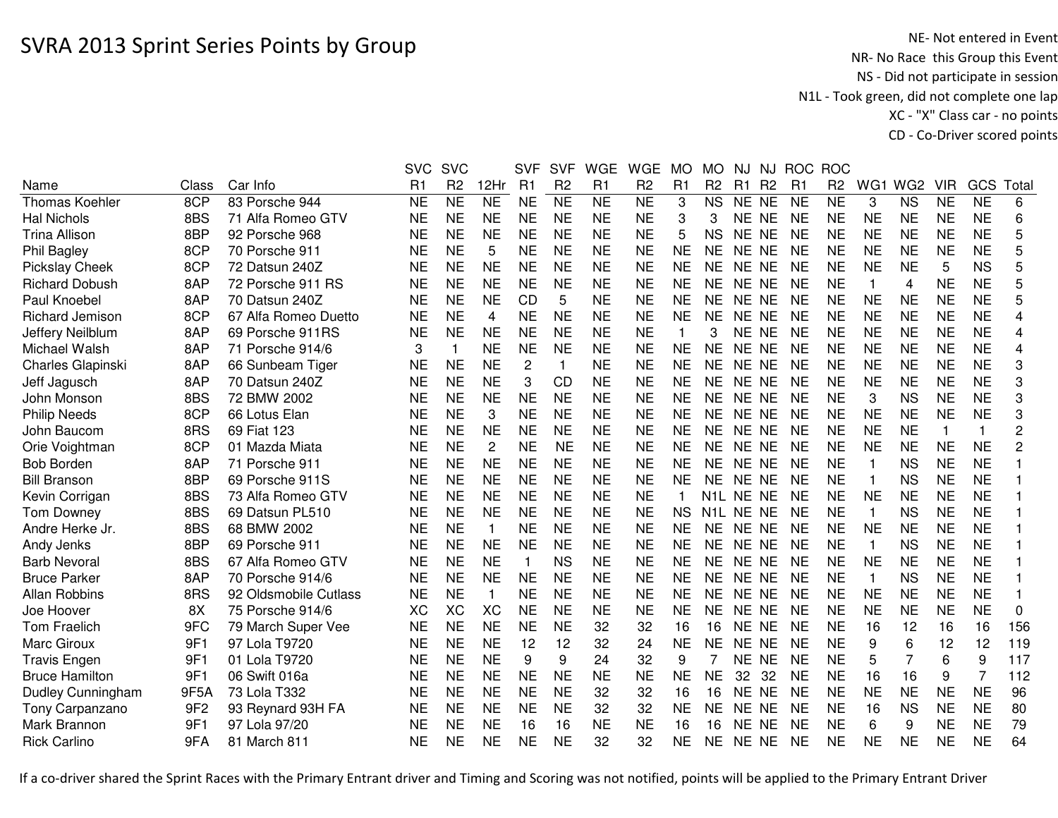# SVRA 2013 Sprint Series Points by Group

NE- Not entered in Event
NR- No Race this Group this Event
NS - Did not participate in session
N1L - Took green, did not complete one lap
XC - "X" Class car - no points
CD - Co-Driver scored points

| Name | Class | Car Info | SVC R1 | SVC R2 | 12Hr | SVF R1 | SVF R2 | WGE R1 | WGE R2 | MO R1 | MO R2 | NJ R1 | NJ R2 | ROC R1 | ROC R2 | WG1 | WG2 | VIR | GCS | Total |
|---|---|---|---|---|---|---|---|---|---|---|---|---|---|---|---|---|---|---|---|---|
| Thomas Koehler | 8CP | 83 Porsche 944 | NE | NE | NE | NE | NE | NE | NE | 3 | NS | NE | NE | NE | NE | 3 | NS | NE | NE | 6 |
| Hal Nichols | 8BS | 71 Alfa Romeo GTV | NE | NE | NE | NE | NE | NE | NE | 3 | 3 | NE | NE | NE | NE | NE | NE | NE | NE | 6 |
| Trina Allison | 8BP | 92 Porsche 968 | NE | NE | NE | NE | NE | NE | NE | 5 | NS | NE | NE | NE | NE | NE | NE | NE | NE | 5 |
| Phil Bagley | 8CP | 70 Porsche 911 | NE | NE | 5 | NE | NE | NE | NE | NE | NE | NE | NE | NE | NE | NE | NE | NE | NE | 5 |
| Pickslay Cheek | 8CP | 72 Datsun 240Z | NE | NE | NE | NE | NE | NE | NE | NE | NE | NE | NE | NE | NE | NE | NE | 5 | NS | 5 |
| Richard Dobush | 8AP | 72 Porsche 911 RS | NE | NE | NE | NE | NE | NE | NE | NE | NE | NE | NE | NE | NE | 1 | 4 | NE | NE | 5 |
| Paul Knoebel | 8AP | 70 Datsun 240Z | NE | NE | NE | CD | 5 | NE | NE | NE | NE | NE | NE | NE | NE | NE | NE | NE | NE | 5 |
| Richard Jemison | 8CP | 67 Alfa Romeo Duetto | NE | NE | 4 | NE | NE | NE | NE | NE | NE | NE | NE | NE | NE | NE | NE | NE | NE | 4 |
| Jeffery Neilblum | 8AP | 69 Porsche 911RS | NE | NE | NE | NE | NE | NE | NE | 1 | 3 | NE | NE | NE | NE | NE | NE | NE | NE | 4 |
| Michael Walsh | 8AP | 71 Porsche 914/6 | 3 | 1 | NE | NE | NE | NE | NE | NE | NE | NE | NE | NE | NE | NE | NE | NE | NE | 4 |
| Charles Glapinski | 8AP | 66 Sunbeam Tiger | NE | NE | NE | 2 | 1 | NE | NE | NE | NE | NE | NE | NE | NE | NE | NE | NE | NE | 3 |
| Jeff Jagusch | 8AP | 70 Datsun 240Z | NE | NE | NE | 3 | CD | NE | NE | NE | NE | NE | NE | NE | NE | NE | NE | NE | NE | 3 |
| John Monson | 8BS | 72 BMW 2002 | NE | NE | NE | NE | NE | NE | NE | NE | NE | NE | NE | NE | NE | 3 | NS | NE | NE | 3 |
| Philip Needs | 8CP | 66 Lotus Elan | NE | NE | 3 | NE | NE | NE | NE | NE | NE | NE | NE | NE | NE | NE | NE | NE | NE | 3 |
| John Baucom | 8RS | 69 Fiat 123 | NE | NE | NE | NE | NE | NE | NE | NE | NE | NE | NE | NE | NE | NE | NE | 1 | 1 | 2 |
| Orie Voightman | 8CP | 01 Mazda Miata | NE | NE | 2 | NE | NE | NE | NE | NE | NE | NE | NE | NE | NE | NE | NE | NE | NE | 2 |
| Bob Borden | 8AP | 71 Porsche 911 | NE | NE | NE | NE | NE | NE | NE | NE | NE | NE | NE | NE | NE | 1 | NS | NE | NE | 1 |
| Bill Branson | 8BP | 69 Porsche 911S | NE | NE | NE | NE | NE | NE | NE | NE | NE | NE | NE | NE | NE | 1 | NS | NE | NE | 1 |
| Kevin Corrigan | 8BS | 73 Alfa Romeo GTV | NE | NE | NE | NE | NE | NE | NE | 1 | N1L | NE | NE | NE | NE | NE | NE | NE | NE | 1 |
| Tom Downey | 8BS | 69 Datsun PL510 | NE | NE | NE | NE | NE | NE | NE | NS | N1L | NE | NE | NE | NE | 1 | NS | NE | NE | 1 |
| Andre Herke Jr. | 8BS | 68 BMW 2002 | NE | NE | 1 | NE | NE | NE | NE | NE | NE | NE | NE | NE | NE | NE | NE | NE | NE | 1 |
| Andy Jenks | 8BP | 69 Porsche 911 | NE | NE | NE | NE | NE | NE | NE | NE | NE | NE | NE | NE | NE | 1 | NS | NE | NE | 1 |
| Barb Nevoral | 8BS | 67 Alfa Romeo GTV | NE | NE | NE | 1 | NS | NE | NE | NE | NE | NE | NE | NE | NE | NE | NE | NE | NE | 1 |
| Bruce Parker | 8AP | 70 Porsche 914/6 | NE | NE | NE | NE | NE | NE | NE | NE | NE | NE | NE | NE | NE | 1 | NS | NE | NE | 1 |
| Allan Robbins | 8RS | 92 Oldsmobile Cutlass | NE | NE | 1 | NE | NE | NE | NE | NE | NE | NE | NE | NE | NE | NE | NE | NE | NE | 1 |
| Joe Hoover | 8X | 75 Porsche 914/6 | XC | XC | XC | NE | NE | NE | NE | NE | NE | NE | NE | NE | NE | NE | NE | NE | NE | 0 |
| Tom Fraelich | 9FC | 79 March Super Vee | NE | NE | NE | NE | NE | 32 | 32 | 16 | 16 | NE | NE | NE | NE | 16 | 12 | 16 | 16 | 156 |
| Marc Giroux | 9F1 | 97 Lola T9720 | NE | NE | NE | 12 | 12 | 32 | 24 | NE | NE | NE | NE | NE | NE | 9 | 6 | 12 | 12 | 119 |
| Travis Engen | 9F1 | 01 Lola T9720 | NE | NE | NE | 9 | 9 | 24 | 32 | 9 | 7 | NE | NE | NE | NE | 5 | 7 | 6 | 9 | 117 |
| Bruce Hamilton | 9F1 | 06 Swift 016a | NE | NE | NE | NE | NE | NE | NE | NE | NE | 32 | 32 | NE | NE | 16 | 16 | 9 | 7 | 112 |
| Dudley Cunningham | 9F5A | 73 Lola T332 | NE | NE | NE | NE | NE | 32 | 32 | 16 | 16 | NE | NE | NE | NE | NE | NE | NE | NE | 96 |
| Tony Carpanzano | 9F2 | 93 Reynard 93H FA | NE | NE | NE | NE | NE | 32 | 32 | NE | NE | NE | NE | NE | NE | 16 | NS | NE | NE | 80 |
| Mark Brannon | 9F1 | 97 Lola 97/20 | NE | NE | NE | 16 | 16 | NE | NE | 16 | 16 | NE | NE | NE | NE | 6 | 9 | NE | NE | 79 |
| Rick Carlino | 9FA | 81 March 811 | NE | NE | NE | NE | NE | 32 | 32 | NE | NE | NE | NE | NE | NE | NE | NE | NE | NE | 64 |

If a co-driver shared the Sprint Races with the Primary Entrant driver and Timing and Scoring was not notified, points will be applied to the Primary Entrant Driver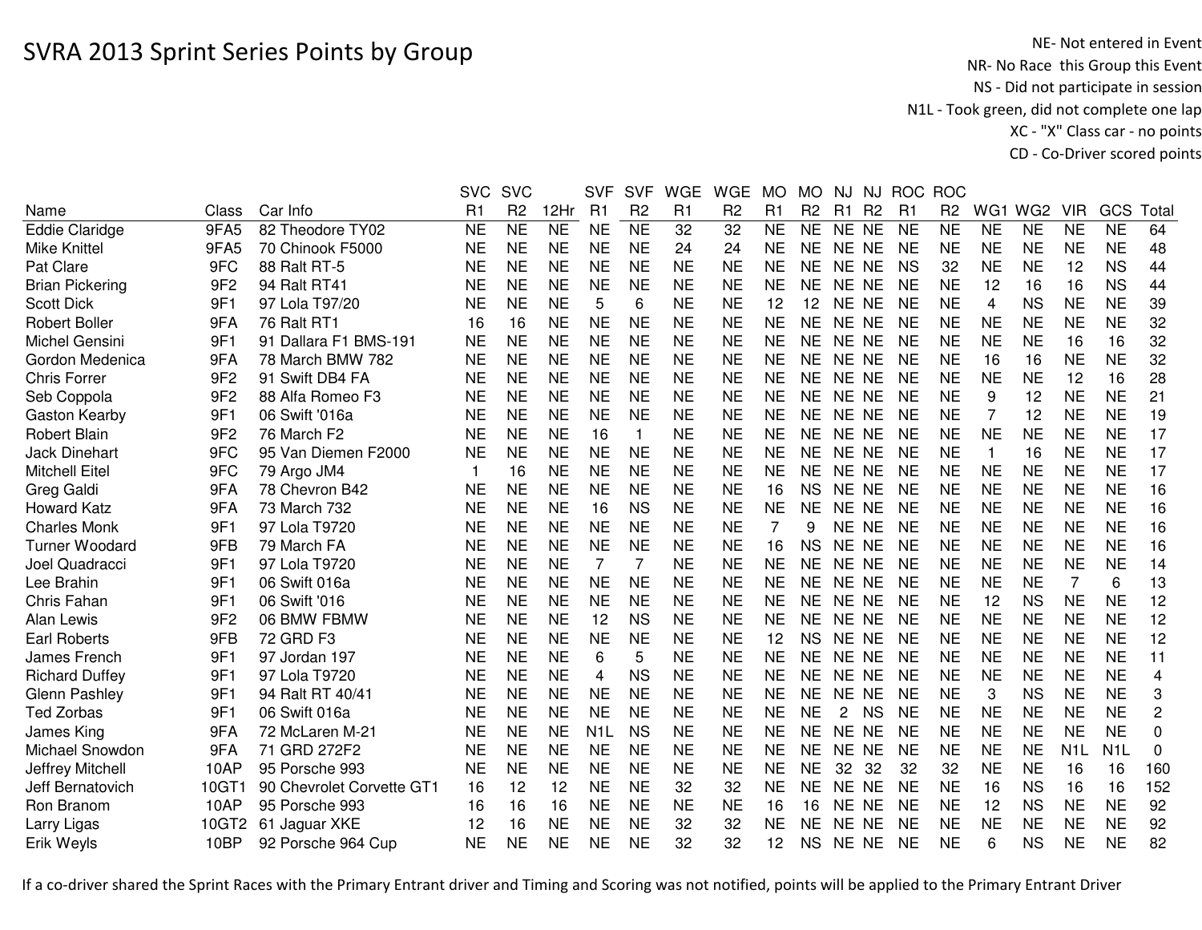# SVRA 2013 Sprint Series Points by Group

NE- Not entered in Event
NR- No Race this Group this Event
NS - Did not participate in session
N1L - Took green, did not complete one lap
XC - "X" Class car - no points
CD - Co-Driver scored points

| Name | Class | Car Info | SVC R1 | SVC R2 | 12Hr | SVF R1 | SVF R2 | WGE R1 | WGE R2 | MO R1 | MO R2 | NJ R1 | NJ R2 | ROC R1 | ROC R2 | WG1 | WG2 | VIR | GCS | Total |
|---|---|---|---|---|---|---|---|---|---|---|---|---|---|---|---|---|---|---|---|---|
| Eddie Claridge | 9FA5 | 82 Theodore TY02 | NE | NE | NE | NE | NE | 32 | 32 | NE | NE | NE | NE | NE | NE | NE | NE | NE | NE | 64 |
| Mike Knittel | 9FA5 | 70 Chinook F5000 | NE | NE | NE | NE | NE | 24 | 24 | NE | NE | NE | NE | NE | NE | NE | NE | NE | NE | 48 |
| Pat Clare | 9FC | 88 Ralt RT-5 | NE | NE | NE | NE | NE | NE | NE | NE | NE | NE | NE | NS | 32 | NE | NE | 12 | NS | 44 |
| Brian Pickering | 9F2 | 94 Ralt RT41 | NE | NE | NE | NE | NE | NE | NE | NE | NE | NE | NE | NE | NE | 12 | 16 | 16 | NS | 44 |
| Scott Dick | 9F1 | 97 Lola T97/20 | NE | NE | NE | 5 | 6 | NE | NE | 12 | 12 | NE | NE | NE | NE | 4 | NS | NE | NE | 39 |
| Robert Boller | 9FA | 76 Ralt RT1 | 16 | 16 | NE | NE | NE | NE | NE | NE | NE | NE | NE | NE | NE | NE | NE | NE | NE | 32 |
| Michel Gensini | 9F1 | 91 Dallara F1 BMS-191 | NE | NE | NE | NE | NE | NE | NE | NE | NE | NE | NE | NE | NE | NE | NE | 16 | 16 | 32 |
| Gordon Medenica | 9FA | 78 March BMW 782 | NE | NE | NE | NE | NE | NE | NE | NE | NE | NE | NE | NE | NE | 16 | 16 | NE | NE | 32 |
| Chris Forrer | 9F2 | 91 Swift DB4 FA | NE | NE | NE | NE | NE | NE | NE | NE | NE | NE | NE | NE | NE | NE | NE | 12 | 16 | 28 |
| Seb Coppola | 9F2 | 88 Alfa Romeo F3 | NE | NE | NE | NE | NE | NE | NE | NE | NE | NE | NE | NE | NE | 9 | 12 | NE | NE | 21 |
| Gaston Kearby | 9F1 | 06 Swift '016a | NE | NE | NE | NE | NE | NE | NE | NE | NE | NE | NE | NE | NE | 7 | 12 | NE | NE | 19 |
| Robert Blain | 9F2 | 76 March F2 | NE | NE | NE | 16 | 1 | NE | NE | NE | NE | NE | NE | NE | NE | NE | NE | NE | NE | 17 |
| Jack Dinehart | 9FC | 95 Van Diemen F2000 | NE | NE | NE | NE | NE | NE | NE | NE | NE | NE | NE | NE | NE | 1 | 16 | NE | NE | 17 |
| Mitchell Eitel | 9FC | 79 Argo JM4 | 1 | 16 | NE | NE | NE | NE | NE | NE | NE | NE | NE | NE | NE | NE | NE | NE | NE | 17 |
| Greg Galdi | 9FA | 78 Chevron B42 | NE | NE | NE | NE | NE | NE | NE | 16 | NS | NE | NE | NE | NE | NE | NE | NE | NE | 16 |
| Howard Katz | 9FA | 73 March 732 | NE | NE | NE | 16 | NS | NE | NE | NE | NE | NE | NE | NE | NE | NE | NE | NE | NE | 16 |
| Charles Monk | 9F1 | 97 Lola T9720 | NE | NE | NE | NE | NE | NE | NE | 7 | 9 | NE | NE | NE | NE | NE | NE | NE | NE | 16 |
| Turner Woodard | 9FB | 79 March FA | NE | NE | NE | NE | NE | NE | NE | 16 | NS | NE | NE | NE | NE | NE | NE | NE | NE | 16 |
| Joel Quadracci | 9F1 | 97 Lola T9720 | NE | NE | NE | 7 | 7 | NE | NE | NE | NE | NE | NE | NE | NE | NE | NE | NE | NE | 14 |
| Lee Brahin | 9F1 | 06 Swift 016a | NE | NE | NE | NE | NE | NE | NE | NE | NE | NE | NE | NE | NE | NE | NE | 7 | 6 | 13 |
| Chris Fahan | 9F1 | 06 Swift '016 | NE | NE | NE | NE | NE | NE | NE | NE | NE | NE | NE | NE | NE | 12 | NS | NE | NE | 12 |
| Alan Lewis | 9F2 | 06 BMW FBMW | NE | NE | NE | 12 | NS | NE | NE | NE | NE | NE | NE | NE | NE | NE | NE | NE | NE | 12 |
| Earl Roberts | 9FB | 72 GRD F3 | NE | NE | NE | NE | NE | NE | NE | 12 | NS | NE | NE | NE | NE | NE | NE | NE | NE | 12 |
| James French | 9F1 | 97 Jordan 197 | NE | NE | NE | 6 | 5 | NE | NE | NE | NE | NE | NE | NE | NE | NE | NE | NE | NE | 11 |
| Richard Duffey | 9F1 | 97 Lola T9720 | NE | NE | NE | 4 | NS | NE | NE | NE | NE | NE | NE | NE | NE | NE | NE | NE | NE | 4 |
| Glenn Pashley | 9F1 | 94 Ralt RT 40/41 | NE | NE | NE | NE | NE | NE | NE | NE | NE | NE | NE | NE | NE | 3 | NS | NE | NE | 3 |
| Ted Zorbas | 9F1 | 06 Swift 016a | NE | NE | NE | NE | NE | NE | NE | NE | NE | 2 | NS | NE | NE | NE | NE | NE | NE | 2 |
| James King | 9FA | 72 McLaren M-21 | NE | NE | NE | N1L | NS | NE | NE | NE | NE | NE | NE | NE | NE | NE | NE | NE | NE | 0 |
| Michael Snowdon | 9FA | 71 GRD 272F2 | NE | NE | NE | NE | NE | NE | NE | NE | NE | NE | NE | NE | NE | NE | NE | N1L | N1L | 0 |
| Jeffrey Mitchell | 10AP | 95 Porsche 993 | NE | NE | NE | NE | NE | NE | NE | NE | NE | 32 | 32 | 32 | 32 | NE | NE | 16 | 16 | 160 |
| Jeff Bernatovich | 10GT1 | 90 Chevrolet Corvette GT1 | 16 | 12 | 12 | NE | NE | 32 | 32 | NE | NE | NE | NE | NE | NE | 16 | NS | 16 | 16 | 152 |
| Ron Branom | 10AP | 95 Porsche 993 | 16 | 16 | 16 | NE | NE | NE | NE | 16 | 16 | NE | NE | NE | NE | 12 | NS | NE | NE | 92 |
| Larry Ligas | 10GT2 | 61 Jaguar XKE | 12 | 16 | NE | NE | NE | 32 | 32 | NE | NE | NE | NE | NE | NE | NE | NE | NE | NE | 92 |
| Erik Weyls | 10BP | 92 Porsche 964 Cup | NE | NE | NE | NE | NE | 32 | 32 | 12 | NS | NE | NE | NE | NE | 6 | NS | NE | NE | 82 |

If a co-driver shared the Sprint Races with the Primary Entrant driver and Timing and Scoring was not notified, points will be applied to the Primary Entrant Driver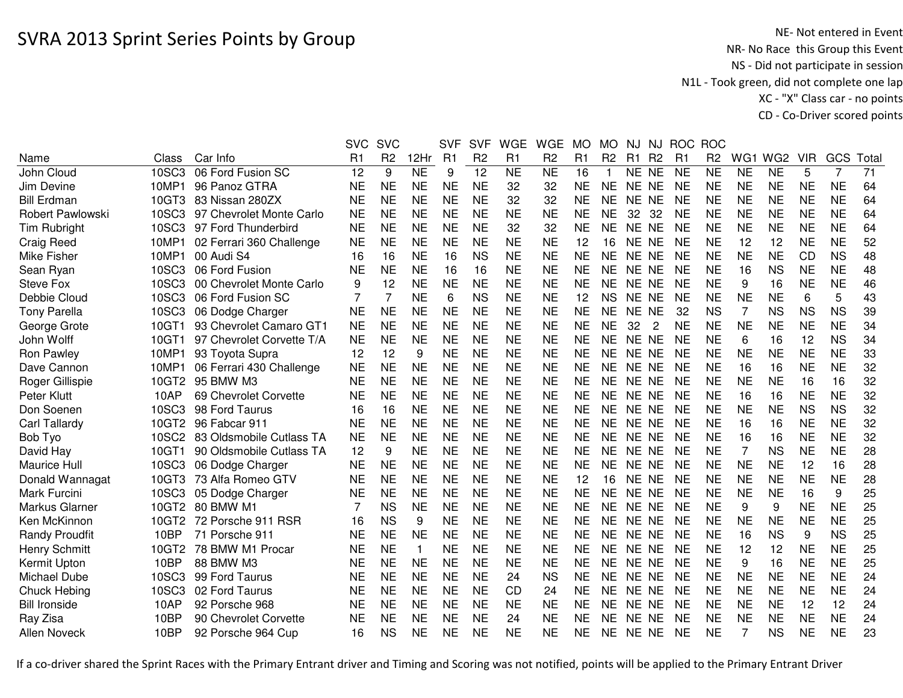# SVRA 2013 Sprint Series Points by Group

NE- Not entered in Event
NR- No Race this Group this Event
NS - Did not participate in session
N1L - Took green, did not complete one lap
XC - "X" Class car - no points
CD - Co-Driver scored points

| Name | Class | Car Info | SVC R1 | SVC R2 | 12Hr | SVF R1 | SVF R2 | WGE R1 | WGE R2 | MO R1 | MO R2 | NJ R1 | NJ R2 | ROC R1 | ROC R2 | WG1 | WG2 | VIR | GCS | Total |
|---|---|---|---|---|---|---|---|---|---|---|---|---|---|---|---|---|---|---|---|---|
| John Cloud | 10SC3 | 06 Ford Fusion SC | 12 | 9 | NE | 9 | 12 | NE | NE | 16 | 1 | NE | NE | NE | NE | NE | NE | 5 | 7 | 71 |
| Jim Devine | 10MP1 | 96 Panoz GTRA | NE | NE | NE | NE | NE | 32 | 32 | NE | NE | NE | NE | NE | NE | NE | NE | NE | NE | 64 |
| Bill Erdman | 10GT3 | 83 Nissan 280ZX | NE | NE | NE | NE | NE | 32 | 32 | NE | NE | NE | NE | NE | NE | NE | NE | NE | NE | 64 |
| Robert Pawlowski | 10SC3 | 97 Chevrolet Monte Carlo | NE | NE | NE | NE | NE | NE | NE | NE | NE | 32 | 32 | NE | NE | NE | NE | NE | NE | 64 |
| Tim Rubright | 10SC3 | 97 Ford Thunderbird | NE | NE | NE | NE | NE | 32 | 32 | NE | NE | NE | NE | NE | NE | NE | NE | NE | NE | 64 |
| Craig Reed | 10MP1 | 02 Ferrari 360 Challenge | NE | NE | NE | NE | NE | NE | NE | 12 | 16 | NE | NE | NE | NE | 12 | 12 | NE | NE | 52 |
| Mike Fisher | 10MP1 | 00 Audi S4 | 16 | 16 | NE | 16 | NS | NE | NE | NE | NE | NE | NE | NE | NE | NE | NE | CD | NS | 48 |
| Sean Ryan | 10SC3 | 06 Ford Fusion | NE | NE | NE | 16 | 16 | NE | NE | NE | NE | NE | NE | NE | NE | 16 | NS | NE | NE | 48 |
| Steve Fox | 10SC3 | 00 Chevrolet Monte Carlo | 9 | 12 | NE | NE | NE | NE | NE | NE | NE | NE | NE | NE | NE | 9 | 16 | NE | NE | 46 |
| Debbie Cloud | 10SC3 | 06 Ford Fusion SC | 7 | 7 | NE | 6 | NS | NE | NE | 12 | NS | NE | NE | NE | NE | NE | NE | 6 | 5 | 43 |
| Tony Parella | 10SC3 | 06 Dodge Charger | NE | NE | NE | NE | NE | NE | NE | NE | NE | NE | NE | 32 | NS | 7 | NS | NS | NS | 39 |
| George Grote | 10GT1 | 93 Chevrolet Camaro GT1 | NE | NE | NE | NE | NE | NE | NE | NE | NE | 32 | 2 | NE | NE | NE | NE | NE | NE | 34 |
| John Wolff | 10GT1 | 97 Chevrolet Corvette T/A | NE | NE | NE | NE | NE | NE | NE | NE | NE | NE | NE | NE | NE | 6 | 16 | 12 | NS | 34 |
| Ron Pawley | 10MP1 | 93 Toyota Supra | 12 | 12 | 9 | NE | NE | NE | NE | NE | NE | NE | NE | NE | NE | NE | NE | NE | NE | 33 |
| Dave Cannon | 10MP1 | 06 Ferrari 430 Challenge | NE | NE | NE | NE | NE | NE | NE | NE | NE | NE | NE | NE | NE | 16 | 16 | NE | NE | 32 |
| Roger Gillispie | 10GT2 | 95 BMW M3 | NE | NE | NE | NE | NE | NE | NE | NE | NE | NE | NE | NE | NE | NE | NE | 16 | 16 | 32 |
| Peter Klutt | 10AP | 69 Chevrolet Corvette | NE | NE | NE | NE | NE | NE | NE | NE | NE | NE | NE | NE | NE | 16 | 16 | NE | NE | 32 |
| Don Soenen | 10SC3 | 98 Ford Taurus | 16 | 16 | NE | NE | NE | NE | NE | NE | NE | NE | NE | NE | NE | NE | NE | NS | NS | 32 |
| Carl Tallardy | 10GT2 | 96 Fabcar 911 | NE | NE | NE | NE | NE | NE | NE | NE | NE | NE | NE | NE | NE | 16 | 16 | NE | NE | 32 |
| Bob Tyo | 10SC2 | 83 Oldsmobile Cutlass TA | NE | NE | NE | NE | NE | NE | NE | NE | NE | NE | NE | NE | NE | 16 | 16 | NE | NE | 32 |
| David Hay | 10GT1 | 90 Oldsmobile Cutlass TA | 12 | 9 | NE | NE | NE | NE | NE | NE | NE | NE | NE | NE | NE | 7 | NS | NE | NE | 28 |
| Maurice Hull | 10SC3 | 06 Dodge Charger | NE | NE | NE | NE | NE | NE | NE | NE | NE | NE | NE | NE | NE | NE | NE | 12 | 16 | 28 |
| Donald Wannagat | 10GT3 | 73 Alfa Romeo GTV | NE | NE | NE | NE | NE | NE | NE | 12 | 16 | NE | NE | NE | NE | NE | NE | NE | NE | 28 |
| Mark Furcini | 10SC3 | 05 Dodge Charger | NE | NE | NE | NE | NE | NE | NE | NE | NE | NE | NE | NE | NE | NE | NE | 16 | 9 | 25 |
| Markus Glarner | 10GT2 | 80 BMW M1 | 7 | NS | NE | NE | NE | NE | NE | NE | NE | NE | NE | NE | NE | 9 | 9 | NE | NE | 25 |
| Ken McKinnon | 10GT2 | 72 Porsche 911 RSR | 16 | NS | 9 | NE | NE | NE | NE | NE | NE | NE | NE | NE | NE | NE | NE | NE | NE | 25 |
| Randy Proudfit | 10BP | 71 Porsche 911 | NE | NE | NE | NE | NE | NE | NE | NE | NE | NE | NE | NE | NE | 16 | NS | 9 | NS | 25 |
| Henry Schmitt | 10GT2 | 78 BMW M1 Procar | NE | NE | 1 | NE | NE | NE | NE | NE | NE | NE | NE | NE | NE | 12 | 12 | NE | NE | 25 |
| Kermit Upton | 10BP | 88 BMW M3 | NE | NE | NE | NE | NE | NE | NE | NE | NE | NE | NE | NE | NE | 9 | 16 | NE | NE | 25 |
| Michael Dube | 10SC3 | 99 Ford Taurus | NE | NE | NE | NE | NE | 24 | NS | NE | NE | NE | NE | NE | NE | NE | NE | NE | NE | 24 |
| Chuck Hebing | 10SC3 | 02 Ford Taurus | NE | NE | NE | NE | NE | CD | 24 | NE | NE | NE | NE | NE | NE | NE | NE | NE | NE | 24 |
| Bill Ironside | 10AP | 92 Porsche 968 | NE | NE | NE | NE | NE | NE | NE | NE | NE | NE | NE | NE | NE | NE | NE | 12 | 12 | 24 |
| Ray Zisa | 10BP | 90 Chevrolet Corvette | NE | NE | NE | NE | NE | 24 | NE | NE | NE | NE | NE | NE | NE | NE | NE | NE | NE | 24 |
| Allen Noveck | 10BP | 92 Porsche 964 Cup | 16 | NS | NE | NE | NE | NE | NE | NE | NE | NE | NE | NE | NE | 7 | NS | NE | NE | 23 |

If a co-driver shared the Sprint Races with the Primary Entrant driver and Timing and Scoring was not notified, points will be applied to the Primary Entrant Driver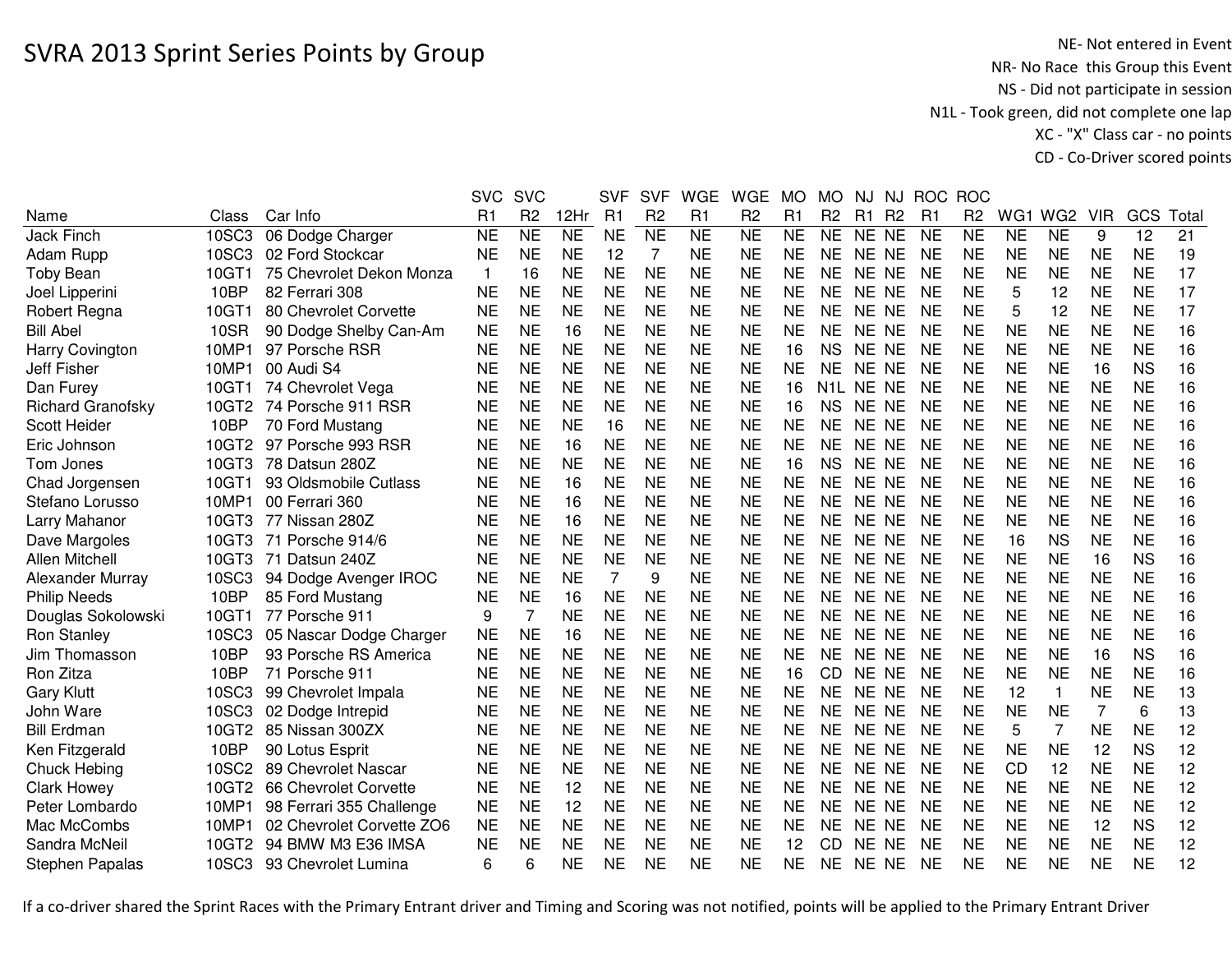# SVRA 2013 Sprint Series Points by Group

NE- Not entered in Event
NR- No Race this Group this Event
NS - Did not participate in session
N1L - Took green, did not complete one lap
XC - "X" Class car - no points
CD - Co-Driver scored points

| Name | Class | Car Info | SVC R1 | SVC R2 | 12Hr | SVF R1 | SVF R2 | WGE R1 | WGE R2 | MO R1 | MO R2 | NJ R1 | NJ R2 | ROC R1 | ROC R2 | WG1 | WG2 | VIR | GCS | Total |
|---|---|---|---|---|---|---|---|---|---|---|---|---|---|---|---|---|---|---|---|---|
| Jack Finch | 10SC3 | 06 Dodge Charger | NE | NE | NE | NE | NE | NE | NE | NE | NE | NE | NE | NE | NE | NE | NE | 9 | 12 | 21 |
| Adam Rupp | 10SC3 | 02 Ford Stockcar | NE | NE | NE | 12 | 7 | NE | NE | NE | NE | NE | NE | NE | NE | NE | NE | NE | NE | 19 |
| Toby Bean | 10GT1 | 75 Chevrolet Dekon Monza | 1 | 16 | NE | NE | NE | NE | NE | NE | NE | NE | NE | NE | NE | NE | NE | NE | NE | 17 |
| Joel Lipperini | 10BP | 82 Ferrari 308 | NE | NE | NE | NE | NE | NE | NE | NE | NE | NE | NE | NE | NE | 5 | 12 | NE | NE | 17 |
| Robert Regna | 10GT1 | 80 Chevrolet Corvette | NE | NE | NE | NE | NE | NE | NE | NE | NE | NE | NE | NE | NE | 5 | 12 | NE | NE | 17 |
| Bill Abel | 10SR | 90 Dodge Shelby Can-Am | NE | NE | 16 | NE | NE | NE | NE | NE | NE | NE | NE | NE | NE | NE | NE | NE | NE | 16 |
| Harry Covington | 10MP1 | 97 Porsche RSR | NE | NE | NE | NE | NE | NE | NE | 16 | NS | NE | NE | NE | NE | NE | NE | NE | NE | 16 |
| Jeff Fisher | 10MP1 | 00 Audi S4 | NE | NE | NE | NE | NE | NE | NE | NE | NE | NE | NE | NE | NE | NE | NE | 16 | NS | 16 |
| Dan Furey | 10GT1 | 74 Chevrolet Vega | NE | NE | NE | NE | NE | NE | NE | 16 | N1L | NE | NE | NE | NE | NE | NE | NE | NE | 16 |
| Richard Granofsky | 10GT2 | 74 Porsche 911 RSR | NE | NE | NE | NE | NE | NE | NE | 16 | NS | NE | NE | NE | NE | NE | NE | NE | NE | 16 |
| Scott Heider | 10BP | 70 Ford Mustang | NE | NE | NE | 16 | NE | NE | NE | NE | NE | NE | NE | NE | NE | NE | NE | NE | NE | 16 |
| Eric Johnson | 10GT2 | 97 Porsche 993 RSR | NE | NE | 16 | NE | NE | NE | NE | NE | NE | NE | NE | NE | NE | NE | NE | NE | NE | 16 |
| Tom Jones | 10GT3 | 78 Datsun 280Z | NE | NE | NE | NE | NE | NE | NE | 16 | NS | NE | NE | NE | NE | NE | NE | NE | NE | 16 |
| Chad Jorgensen | 10GT1 | 93 Oldsmobile Cutlass | NE | NE | 16 | NE | NE | NE | NE | NE | NE | NE | NE | NE | NE | NE | NE | NE | NE | 16 |
| Stefano Lorusso | 10MP1 | 00 Ferrari 360 | NE | NE | 16 | NE | NE | NE | NE | NE | NE | NE | NE | NE | NE | NE | NE | NE | NE | 16 |
| Larry Mahanor | 10GT3 | 77 Nissan 280Z | NE | NE | 16 | NE | NE | NE | NE | NE | NE | NE | NE | NE | NE | NE | NE | NE | NE | 16 |
| Dave Margoles | 10GT3 | 71 Porsche 914/6 | NE | NE | NE | NE | NE | NE | NE | NE | NE | NE | NE | NE | NE | 16 | NS | NE | NE | 16 |
| Allen Mitchell | 10GT3 | 71 Datsun 240Z | NE | NE | NE | NE | NE | NE | NE | NE | NE | NE | NE | NE | NE | NE | NE | 16 | NS | 16 |
| Alexander Murray | 10SC3 | 94 Dodge Avenger IROC | NE | NE | NE | 7 | 9 | NE | NE | NE | NE | NE | NE | NE | NE | NE | NE | NE | NE | 16 |
| Philip Needs | 10BP | 85 Ford Mustang | NE | NE | 16 | NE | NE | NE | NE | NE | NE | NE | NE | NE | NE | NE | NE | NE | NE | 16 |
| Douglas Sokolowski | 10GT1 | 77 Porsche 911 | 9 | 7 | NE | NE | NE | NE | NE | NE | NE | NE | NE | NE | NE | NE | NE | NE | NE | 16 |
| Ron Stanley | 10SC3 | 05 Nascar Dodge Charger | NE | NE | 16 | NE | NE | NE | NE | NE | NE | NE | NE | NE | NE | NE | NE | NE | NE | 16 |
| Jim Thomasson | 10BP | 93 Porsche RS America | NE | NE | NE | NE | NE | NE | NE | NE | NE | NE | NE | NE | NE | NE | NE | 16 | NS | 16 |
| Ron Zitza | 10BP | 71 Porsche 911 | NE | NE | NE | NE | NE | NE | NE | 16 | CD | NE | NE | NE | NE | NE | NE | NE | NE | 16 |
| Gary Klutt | 10SC3 | 99 Chevrolet Impala | NE | NE | NE | NE | NE | NE | NE | NE | NE | NE | NE | NE | NE | 12 | 1 | NE | NE | 13 |
| John Ware | 10SC3 | 02 Dodge Intrepid | NE | NE | NE | NE | NE | NE | NE | NE | NE | NE | NE | NE | NE | NE | NE | 7 | 6 | 13 |
| Bill Erdman | 10GT2 | 85 Nissan 300ZX | NE | NE | NE | NE | NE | NE | NE | NE | NE | NE | NE | NE | NE | 5 | 7 | NE | NE | 12 |
| Ken Fitzgerald | 10BP | 90 Lotus Esprit | NE | NE | NE | NE | NE | NE | NE | NE | NE | NE | NE | NE | NE | NE | NE | 12 | NS | 12 |
| Chuck Hebing | 10SC2 | 89 Chevrolet Nascar | NE | NE | NE | NE | NE | NE | NE | NE | NE | NE | NE | NE | NE | CD | 12 | NE | NE | 12 |
| Clark Howey | 10GT2 | 66 Chevrolet Corvette | NE | NE | 12 | NE | NE | NE | NE | NE | NE | NE | NE | NE | NE | NE | NE | NE | NE | 12 |
| Peter Lombardo | 10MP1 | 98 Ferrari 355 Challenge | NE | NE | 12 | NE | NE | NE | NE | NE | NE | NE | NE | NE | NE | NE | NE | NE | NE | 12 |
| Mac McCombs | 10MP1 | 02 Chevrolet Corvette ZO6 | NE | NE | NE | NE | NE | NE | NE | NE | NE | NE | NE | NE | NE | NE | NE | 12 | NS | 12 |
| Sandra McNeil | 10GT2 | 94 BMW M3 E36 IMSA | NE | NE | NE | NE | NE | NE | NE | 12 | CD | NE | NE | NE | NE | NE | NE | NE | NE | 12 |
| Stephen Papalas | 10SC3 | 93 Chevrolet Lumina | 6 | 6 | NE | NE | NE | NE | NE | NE | NE | NE | NE | NE | NE | NE | NE | NE | NE | 12 |

If a co-driver shared the Sprint Races with the Primary Entrant driver and Timing and Scoring was not notified, points will be applied to the Primary Entrant Driver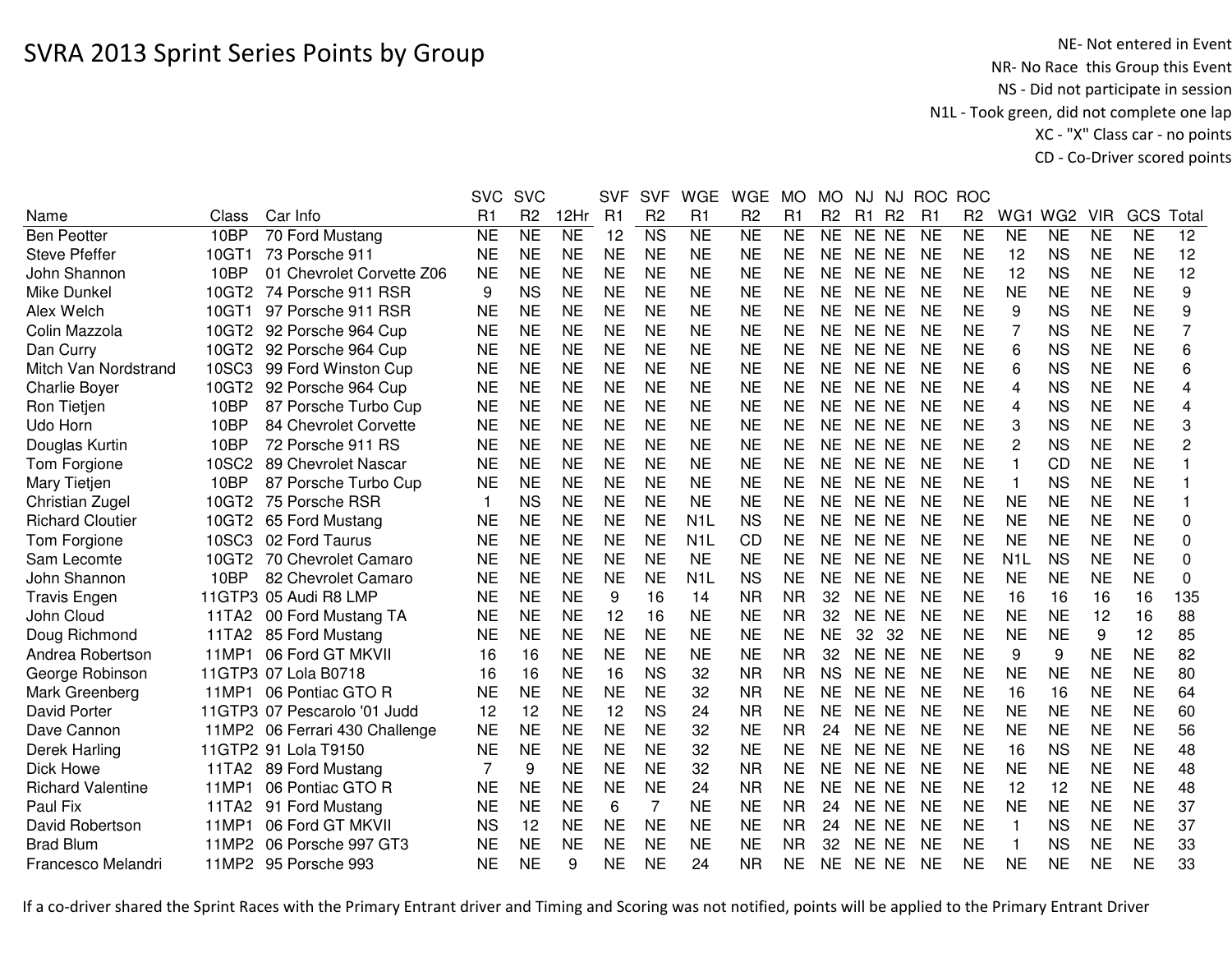# SVRA 2013 Sprint Series Points by Group

NE- Not entered in Event
NR- No Race this Group this Event
NS - Did not participate in session
N1L - Took green, did not complete one lap
XC - "X" Class car - no points
CD - Co-Driver scored points

| Name | Class | Car Info | SVC R1 | SVC R2 | 12Hr | SVF R1 | SVF R2 | WGE R1 | WGE R2 | MO R1 | MO R2 | NJ R1 | NJ R2 | ROC R1 | ROC R2 | WG1 | WG2 | VIR | GCS | Total |
|---|---|---|---|---|---|---|---|---|---|---|---|---|---|---|---|---|---|---|---|---|
| Ben Peotter | 10BP | 70 Ford Mustang | NE | NE | NE | 12 | NS | NE | NE | NE | NE | NE | NE | NE | NE | NE | NE | NE | NE | 12 |
| Steve Pfeffer | 10GT1 | 73 Porsche 911 | NE | NE | NE | NE | NE | NE | NE | NE | NE | NE | NE | NE | NE | 12 | NS | NE | NE | 12 |
| John Shannon | 10BP | 01 Chevrolet Corvette Z06 | NE | NE | NE | NE | NE | NE | NE | NE | NE | NE | NE | NE | NE | 12 | NS | NE | NE | 12 |
| Mike Dunkel | 10GT2 | 74 Porsche 911 RSR | 9 | NS | NE | NE | NE | NE | NE | NE | NE | NE | NE | NE | NE | NE | NE | NE | NE | 9 |
| Alex Welch | 10GT1 | 97 Porsche 911 RSR | NE | NE | NE | NE | NE | NE | NE | NE | NE | NE | NE | NE | NE | 9 | NS | NE | NE | 9 |
| Colin Mazzola | 10GT2 | 92 Porsche 964 Cup | NE | NE | NE | NE | NE | NE | NE | NE | NE | NE | NE | NE | NE | 7 | NS | NE | NE | 7 |
| Dan Curry | 10GT2 | 92 Porsche 964 Cup | NE | NE | NE | NE | NE | NE | NE | NE | NE | NE | NE | NE | NE | 6 | NS | NE | NE | 6 |
| Mitch Van Nordstrand | 10SC3 | 99 Ford Winston Cup | NE | NE | NE | NE | NE | NE | NE | NE | NE | NE | NE | NE | NE | 6 | NS | NE | NE | 6 |
| Charlie Boyer | 10GT2 | 92 Porsche 964 Cup | NE | NE | NE | NE | NE | NE | NE | NE | NE | NE | NE | NE | NE | 4 | NS | NE | NE | 4 |
| Ron Tietjen | 10BP | 87 Porsche Turbo Cup | NE | NE | NE | NE | NE | NE | NE | NE | NE | NE | NE | NE | NE | 4 | NS | NE | NE | 4 |
| Udo Horn | 10BP | 84 Chevrolet Corvette | NE | NE | NE | NE | NE | NE | NE | NE | NE | NE | NE | NE | NE | 3 | NS | NE | NE | 3 |
| Douglas Kurtin | 10BP | 72 Porsche 911 RS | NE | NE | NE | NE | NE | NE | NE | NE | NE | NE | NE | NE | NE | 2 | NS | NE | NE | 2 |
| Tom Forgione | 10SC2 | 89 Chevrolet Nascar | NE | NE | NE | NE | NE | NE | NE | NE | NE | NE | NE | NE | NE | 1 | CD | NE | NE | 1 |
| Mary Tietjen | 10BP | 87 Porsche Turbo Cup | NE | NE | NE | NE | NE | NE | NE | NE | NE | NE | NE | NE | NE | 1 | NS | NE | NE | 1 |
| Christian Zugel | 10GT2 | 75 Porsche RSR | 1 | NS | NE | NE | NE | NE | NE | NE | NE | NE | NE | NE | NE | NE | NE | NE | NE | 1 |
| Richard Cloutier | 10GT2 | 65 Ford Mustang | NE | NE | NE | NE | NE | N1L | NS | NE | NE | NE | NE | NE | NE | NE | NE | NE | NE | 0 |
| Tom Forgione | 10SC3 | 02 Ford Taurus | NE | NE | NE | NE | NE | N1L | CD | NE | NE | NE | NE | NE | NE | NE | NE | NE | NE | 0 |
| Sam Lecomte | 10GT2 | 70 Chevrolet Camaro | NE | NE | NE | NE | NE | NE | NE | NE | NE | NE | NE | NE | NE | N1L | NS | NE | NE | 0 |
| John Shannon | 10BP | 82 Chevrolet Camaro | NE | NE | NE | NE | NE | N1L | NS | NE | NE | NE | NE | NE | NE | NE | NE | NE | NE | 0 |
| Travis Engen | 11GTP3 | 05 Audi R8 LMP | NE | NE | NE | 9 | 16 | 14 | NR | NR | 32 | NE | NE | NE | NE | 16 | 16 | 16 | 16 | 135 |
| John Cloud | 11TA2 | 00 Ford Mustang TA | NE | NE | NE | 12 | 16 | NE | NE | NR | 32 | NE | NE | NE | NE | NE | NE | 12 | 16 | 88 |
| Doug Richmond | 11TA2 | 85 Ford Mustang | NE | NE | NE | NE | NE | NE | NE | NE | NE | 32 | 32 | NE | NE | NE | NE | 9 | 12 | 85 |
| Andrea Robertson | 11MP1 | 06 Ford GT MKVII | 16 | 16 | NE | NE | NE | NE | NE | NR | 32 | NE | NE | NE | NE | 9 | 9 | NE | NE | 82 |
| George Robinson | 11GTP3 | 07 Lola B0718 | 16 | 16 | NE | 16 | NS | 32 | NR | NR | NS | NE | NE | NE | NE | NE | NE | NE | NE | 80 |
| Mark Greenberg | 11MP1 | 06 Pontiac GTO R | NE | NE | NE | NE | NE | 32 | NR | NE | NE | NE | NE | NE | NE | 16 | 16 | NE | NE | 64 |
| David Porter | 11GTP3 | 07 Pescarolo '01 Judd | 12 | 12 | NE | 12 | NS | 24 | NR | NE | NE | NE | NE | NE | NE | NE | NE | NE | NE | 60 |
| Dave Cannon | 11MP2 | 06 Ferrari 430 Challenge | NE | NE | NE | NE | NE | 32 | NE | NR | 24 | NE | NE | NE | NE | NE | NE | NE | NE | 56 |
| Derek Harling | 11GTP2 | 91 Lola T9150 | NE | NE | NE | NE | NE | 32 | NE | NE | NE | NE | NE | NE | NE | 16 | NS | NE | NE | 48 |
| Dick Howe | 11TA2 | 89 Ford Mustang | 7 | 9 | NE | NE | NE | 32 | NR | NE | NE | NE | NE | NE | NE | NE | NE | NE | NE | 48 |
| Richard Valentine | 11MP1 | 06 Pontiac GTO R | NE | NE | NE | NE | NE | 24 | NR | NE | NE | NE | NE | NE | NE | 12 | 12 | NE | NE | 48 |
| Paul Fix | 11TA2 | 91 Ford Mustang | NE | NE | NE | 6 | 7 | NE | NE | NR | 24 | NE | NE | NE | NE | NE | NE | NE | NE | 37 |
| David Robertson | 11MP1 | 06 Ford GT MKVII | NS | 12 | NE | NE | NE | NE | NE | NR | 24 | NE | NE | NE | NE | 1 | NS | NE | NE | 37 |
| Brad Blum | 11MP2 | 06 Porsche 997 GT3 | NE | NE | NE | NE | NE | NE | NE | NR | 32 | NE | NE | NE | NE | 1 | NS | NE | NE | 33 |
| Francesco Melandri | 11MP2 | 95 Porsche 993 | NE | NE | 9 | NE | NE | 24 | NR | NE | NE | NE | NE | NE | NE | NE | NE | NE | NE | 33 |

If a co-driver shared the Sprint Races with the Primary Entrant driver and Timing and Scoring was not notified, points will be applied to the Primary Entrant Driver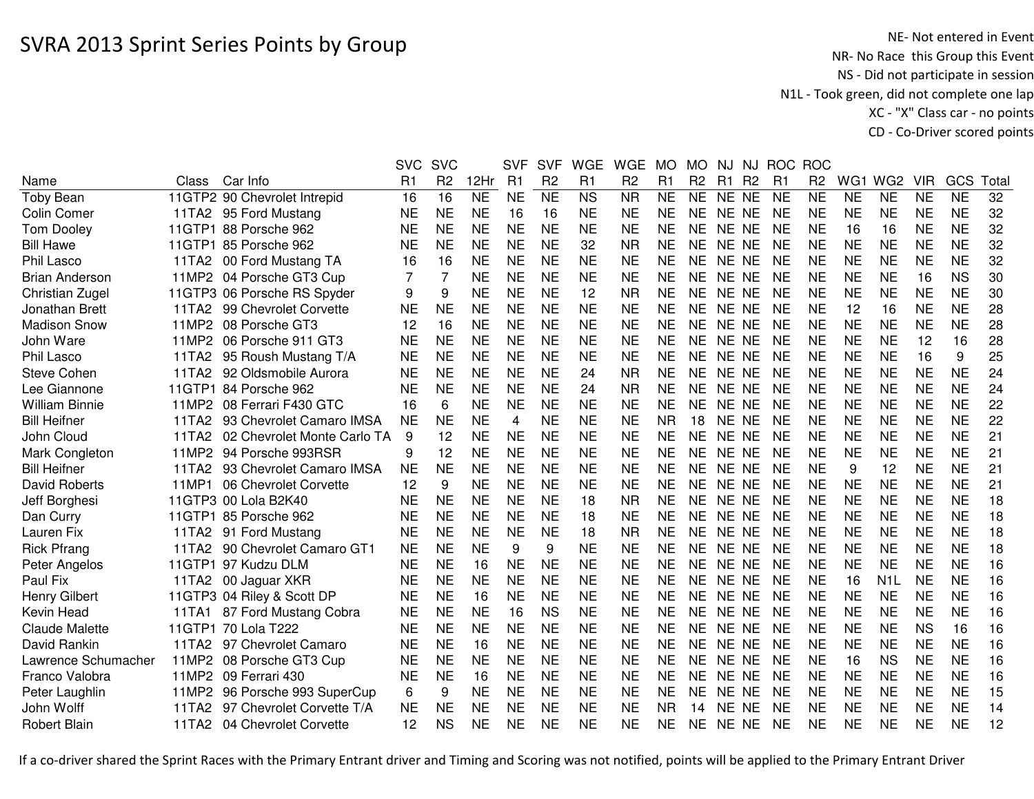# SVRA 2013 Sprint Series Points by Group

NE- Not entered in Event
NR- No Race this Group this Event
NS - Did not participate in session
N1L - Took green, did not complete one lap
XC - "X" Class car - no points
CD - Co-Driver scored points

| Name | Class | Car Info | SVC R1 | SVC R2 | 12Hr | SVF R1 | SVF R2 | WGE R1 | WGE R2 | MO R1 | MO R2 | NJ R1 | NJ R2 | ROC R1 | ROC R2 | WG1 | WG2 | VIR | GCS | Total |
|---|---|---|---|---|---|---|---|---|---|---|---|---|---|---|---|---|---|---|---|---|
| Toby Bean | 11GTP2 | 90 Chevrolet Intrepid | 16 | 16 | NE | NE | NE | NS | NR | NE | NE | NE | NE | NE | NE | NE | NE | NE | NE | 32 |
| Colin Comer | 11TA2 | 95 Ford Mustang | NE | NE | NE | 16 | 16 | NE | NE | NE | NE | NE | NE | NE | NE | NE | NE | NE | NE | 32 |
| Tom Dooley | 11GTP1 | 88 Porsche 962 | NE | NE | NE | NE | NE | NE | NE | NE | NE | NE | NE | NE | NE | 16 | 16 | NE | NE | 32 |
| Bill Hawe | 11GTP1 | 85 Porsche 962 | NE | NE | NE | NE | NE | 32 | NR | NE | NE | NE | NE | NE | NE | NE | NE | NE | NE | 32 |
| Phil Lasco | 11TA2 | 00 Ford Mustang TA | 16 | 16 | NE | NE | NE | NE | NE | NE | NE | NE | NE | NE | NE | NE | NE | NE | NE | 32 |
| Brian Anderson | 11MP2 | 04 Porsche GT3 Cup | 7 | 7 | NE | NE | NE | NE | NE | NE | NE | NE | NE | NE | NE | NE | NE | 16 | NS | 30 |
| Christian Zugel | 11GTP3 | 06 Porsche RS Spyder | 9 | 9 | NE | NE | NE | 12 | NR | NE | NE | NE | NE | NE | NE | NE | NE | NE | NE | 30 |
| Jonathan Brett | 11TA2 | 99 Chevrolet Corvette | NE | NE | NE | NE | NE | NE | NE | NE | NE | NE | NE | NE | NE | 12 | 16 | NE | NE | 28 |
| Madison Snow | 11MP2 | 08 Porsche GT3 | 12 | 16 | NE | NE | NE | NE | NE | NE | NE | NE | NE | NE | NE | NE | NE | NE | NE | 28 |
| John Ware | 11MP2 | 06 Porsche 911 GT3 | NE | NE | NE | NE | NE | NE | NE | NE | NE | NE | NE | NE | NE | NE | NE | 12 | 16 | 28 |
| Phil Lasco | 11TA2 | 95 Roush Mustang T/A | NE | NE | NE | NE | NE | NE | NE | NE | NE | NE | NE | NE | NE | NE | NE | 16 | 9 | 25 |
| Steve Cohen | 11TA2 | 92 Oldsmobile Aurora | NE | NE | NE | NE | NE | 24 | NR | NE | NE | NE | NE | NE | NE | NE | NE | NE | NE | 24 |
| Lee Giannone | 11GTP1 | 84 Porsche 962 | NE | NE | NE | NE | NE | 24 | NR | NE | NE | NE | NE | NE | NE | NE | NE | NE | NE | 24 |
| William Binnie | 11MP2 | 08 Ferrari F430 GTC | 16 | 6 | NE | NE | NE | NE | NE | NE | NE | NE | NE | NE | NE | NE | NE | NE | NE | 22 |
| Bill Heifner | 11TA2 | 93 Chevrolet Camaro IMSA | NE | NE | NE | 4 | NE | NE | NE | NR | 18 | NE | NE | NE | NE | NE | NE | NE | NE | 22 |
| John Cloud | 11TA2 | 02 Chevrolet Monte Carlo TA | 9 | 12 | NE | NE | NE | NE | NE | NE | NE | NE | NE | NE | NE | NE | NE | NE | NE | 21 |
| Mark Congleton | 11MP2 | 94 Porsche 993RSR | 9 | 12 | NE | NE | NE | NE | NE | NE | NE | NE | NE | NE | NE | NE | NE | NE | NE | 21 |
| Bill Heifner | 11TA2 | 93 Chevrolet Camaro IMSA | NE | NE | NE | NE | NE | NE | NE | NE | NE | NE | NE | NE | NE | 9 | 12 | NE | NE | 21 |
| David Roberts | 11MP1 | 06 Chevrolet Corvette | 12 | 9 | NE | NE | NE | NE | NE | NE | NE | NE | NE | NE | NE | NE | NE | NE | NE | 21 |
| Jeff Borghesi | 11GTP3 | 00 Lola B2K40 | NE | NE | NE | NE | NE | 18 | NR | NE | NE | NE | NE | NE | NE | NE | NE | NE | NE | 18 |
| Dan Curry | 11GTP1 | 85 Porsche 962 | NE | NE | NE | NE | NE | 18 | NE | NE | NE | NE | NE | NE | NE | NE | NE | NE | NE | 18 |
| Lauren Fix | 11TA2 | 91 Ford Mustang | NE | NE | NE | NE | NE | 18 | NR | NE | NE | NE | NE | NE | NE | NE | NE | NE | NE | 18 |
| Rick Pfrang | 11TA2 | 90 Chevrolet Camaro GT1 | NE | NE | NE | 9 | 9 | NE | NE | NE | NE | NE | NE | NE | NE | NE | NE | NE | NE | 18 |
| Peter Angelos | 11GTP1 | 97 Kudzu DLM | NE | NE | 16 | NE | NE | NE | NE | NE | NE | NE | NE | NE | NE | NE | NE | NE | NE | 16 |
| Paul Fix | 11TA2 | 00 Jaguar XKR | NE | NE | NE | NE | NE | NE | NE | NE | NE | NE | NE | NE | NE | 16 | N1L | NE | NE | 16 |
| Henry Gilbert | 11GTP3 | 04 Riley & Scott DP | NE | NE | 16 | NE | NE | NE | NE | NE | NE | NE | NE | NE | NE | NE | NE | NE | NE | 16 |
| Kevin Head | 11TA1 | 87 Ford Mustang Cobra | NE | NE | NE | 16 | NS | NE | NE | NE | NE | NE | NE | NE | NE | NE | NE | NE | NE | 16 |
| Claude Malette | 11GTP1 | 70 Lola T222 | NE | NE | NE | NE | NE | NE | NE | NE | NE | NE | NE | NE | NE | NE | NE | NS | 16 | 16 |
| David Rankin | 11TA2 | 97 Chevrolet Camaro | NE | NE | 16 | NE | NE | NE | NE | NE | NE | NE | NE | NE | NE | NE | NE | NE | NE | 16 |
| Lawrence Schumacher | 11MP2 | 08 Porsche GT3 Cup | NE | NE | NE | NE | NE | NE | NE | NE | NE | NE | NE | NE | NE | 16 | NS | NE | NE | 16 |
| Franco Valobra | 11MP2 | 09 Ferrari 430 | NE | NE | 16 | NE | NE | NE | NE | NE | NE | NE | NE | NE | NE | NE | NE | NE | NE | 16 |
| Peter Laughlin | 11MP2 | 96 Porsche 993 SuperCup | 6 | 9 | NE | NE | NE | NE | NE | NE | NE | NE | NE | NE | NE | NE | NE | NE | NE | 15 |
| John Wolff | 11TA2 | 97 Chevrolet Corvette T/A | NE | NE | NE | NE | NE | NE | NE | NR | 14 | NE | NE | NE | NE | NE | NE | NE | NE | 14 |
| Robert Blain | 11TA2 | 04 Chevrolet Corvette | 12 | NS | NE | NE | NE | NE | NE | NE | NE | NE | NE | NE | NE | NE | NE | NE | NE | 12 |

If a co-driver shared the Sprint Races with the Primary Entrant driver and Timing and Scoring was not notified, points will be applied to the Primary Entrant Driver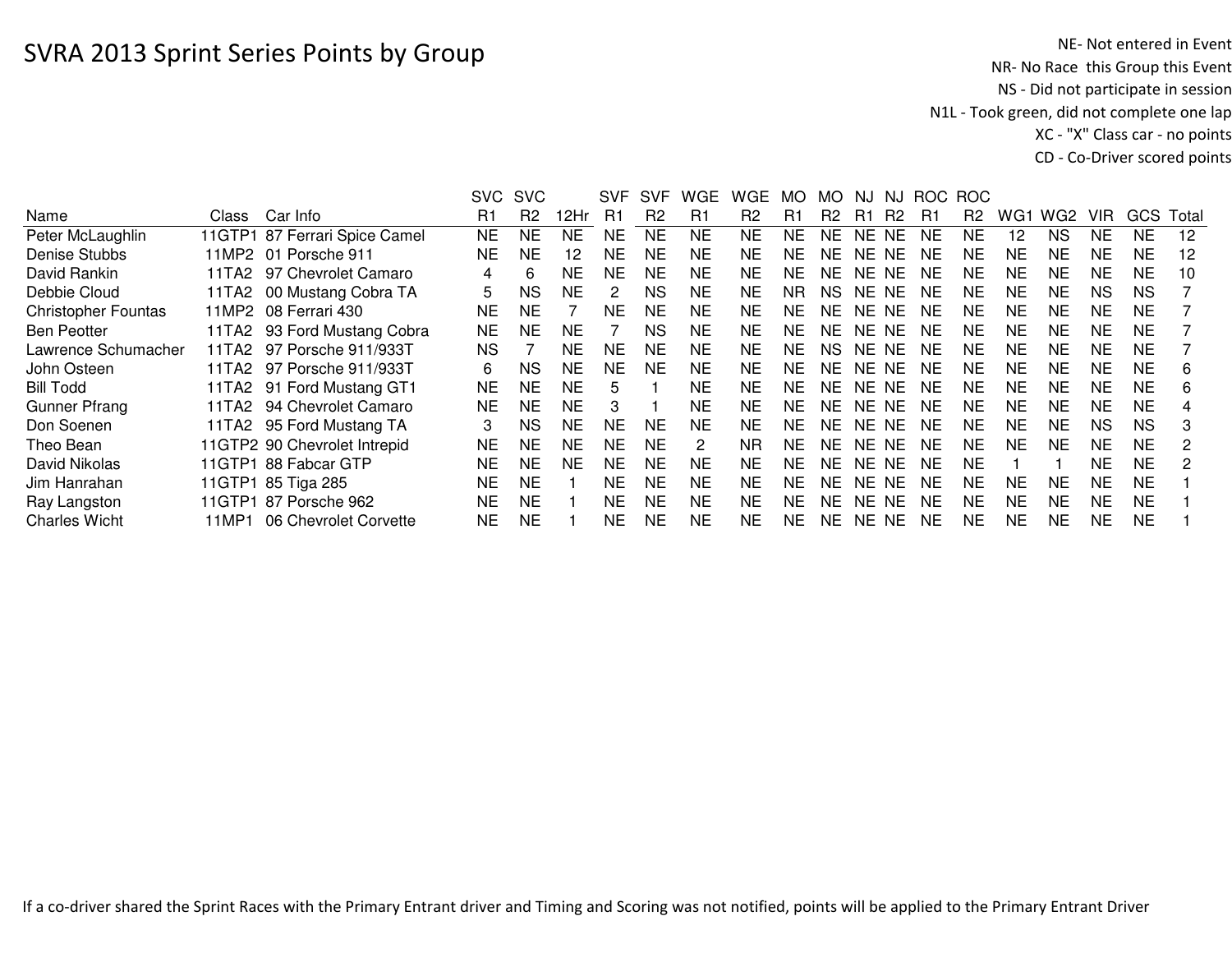# SVRA 2013 Sprint Series Points by Group

NE- Not entered in Event
NR- No Race this Group this Event
NS - Did not participate in session
N1L - Took green, did not complete one lap
XC - "X" Class car - no points
CD - Co-Driver scored points

| Name | Class | Car Info | SVC R1 | SVC R2 | 12Hr | SVF R1 | SVF R2 | WGE R1 | WGE R2 | MO R1 | MO R2 | NJ R1 | NJ R2 | ROC R1 | ROC R2 | WG1 | WG2 | VIR | GCS | Total |
|---|---|---|---|---|---|---|---|---|---|---|---|---|---|---|---|---|---|---|---|---|
| Peter McLaughlin | 11GTP1 | 87 Ferrari Spice Camel | NE | NE | NE | NE | NE | NE | NE | NE | NE | NE | NE | NE | NE | 12 | NS | NE | NE | 12 |
| Denise Stubbs | 11MP2 | 01 Porsche 911 | NE | NE | 12 | NE | NE | NE | NE | NE | NE | NE | NE | NE | NE | NE | NE | NE | NE | 12 |
| David Rankin | 11TA2 | 97 Chevrolet Camaro | 4 | 6 | NE | NE | NE | NE | NE | NE | NE | NE | NE | NE | NE | NE | NE | NE | NE | 10 |
| Debbie Cloud | 11TA2 | 00 Mustang Cobra TA | 5 | NS | NE | 2 | NS | NE | NE | NR | NS | NE | NE | NE | NE | NE | NE | NS | NS | 7 |
| Christopher Fountas | 11MP2 | 08 Ferrari 430 | NE | NE | 7 | NE | NE | NE | NE | NE | NE | NE | NE | NE | NE | NE | NE | NE | NE | 7 |
| Ben Peotter | 11TA2 | 93 Ford Mustang Cobra | NE | NE | NE | 7 | NS | NE | NE | NE | NE | NE | NE | NE | NE | NE | NE | NE | NE | 7 |
| Lawrence Schumacher | 11TA2 | 97 Porsche 911/933T | NS | 7 | NE | NE | NE | NE | NE | NE | NS | NE | NE | NE | NE | NE | NE | NE | NE | 7 |
| John Osteen | 11TA2 | 97 Porsche 911/933T | 6 | NS | NE | NE | NE | NE | NE | NE | NE | NE | NE | NE | NE | NE | NE | NE | NE | 6 |
| Bill Todd | 11TA2 | 91 Ford Mustang GT1 | NE | NE | NE | 5 | 1 | NE | NE | NE | NE | NE | NE | NE | NE | NE | NE | NE | NE | 6 |
| Gunner Pfrang | 11TA2 | 94 Chevrolet Camaro | NE | NE | NE | 3 | 1 | NE | NE | NE | NE | NE | NE | NE | NE | NE | NE | NE | NE | 4 |
| Don Soenen | 11TA2 | 95 Ford Mustang TA | 3 | NS | NE | NE | NE | NE | NE | NE | NE | NE | NE | NE | NE | NE | NE | NS | NS | 3 |
| Theo Bean | 11GTP2 | 90 Chevrolet Intrepid | NE | NE | NE | NE | NE | 2 | NR | NE | NE | NE | NE | NE | NE | NE | NE | NE | NE | 2 |
| David Nikolas | 11GTP1 | 88 Fabcar GTP | NE | NE | NE | NE | NE | NE | NE | NE | NE | NE | NE | NE | NE | 1 | 1 | NE | NE | 2 |
| Jim Hanrahan | 11GTP1 | 85 Tiga 285 | NE | NE | 1 | NE | NE | NE | NE | NE | NE | NE | NE | NE | NE | NE | NE | NE | NE | 1 |
| Ray Langston | 11GTP1 | 87 Porsche 962 | NE | NE | 1 | NE | NE | NE | NE | NE | NE | NE | NE | NE | NE | NE | NE | NE | NE | 1 |
| Charles Wicht | 11MP1 | 06 Chevrolet Corvette | NE | NE | 1 | NE | NE | NE | NE | NE | NE | NE | NE | NE | NE | NE | NE | NE | NE | 1 |

If a co-driver shared the Sprint Races with the Primary Entrant driver and Timing and Scoring was not notified, points will be applied to the Primary Entrant Driver